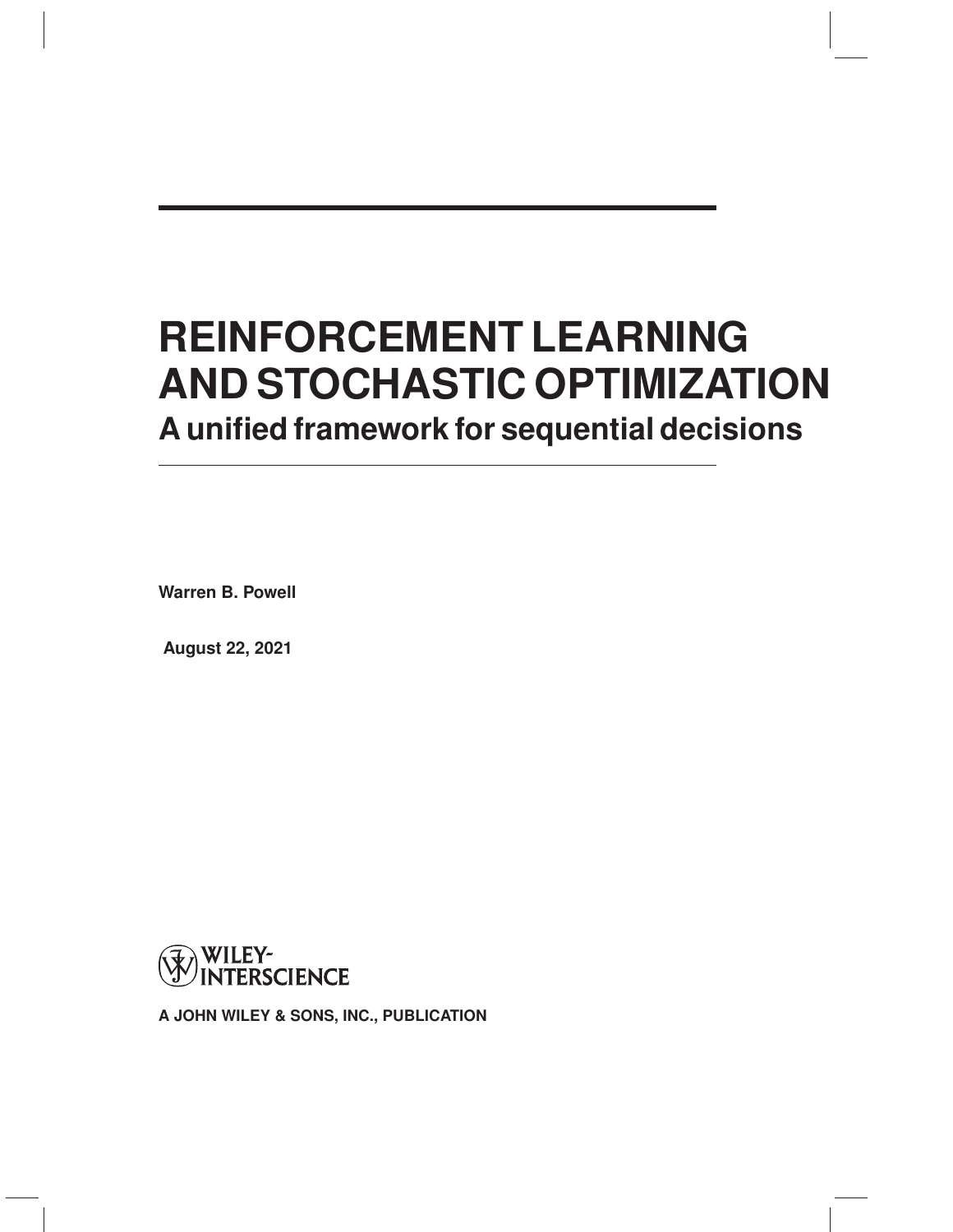# REINFORCEMENT LEARNING AND STOCHASTIC OPTIMIZATION

## A unified framework for sequential decisions

**Warren B. Powell**

**August 22, 2021**

WILEY-INTERSCIENCE

**A JOHN WILEY & SONS, INC., PUBLICATION**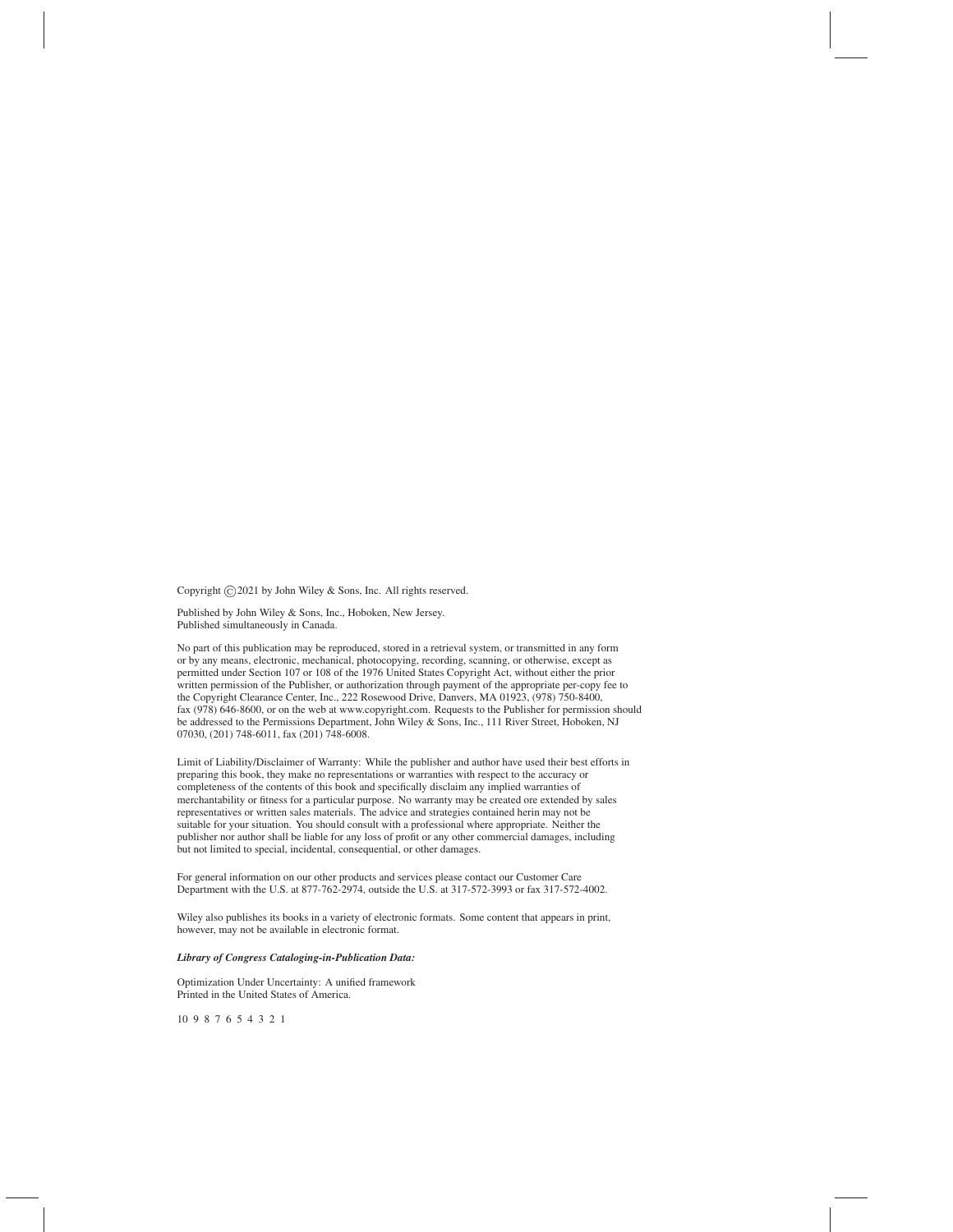Copyright © 2021 by John Wiley & Sons, Inc. All rights reserved.

Published by John Wiley & Sons, Inc., Hoboken, New Jersey.
Published simultaneously in Canada.

No part of this publication may be reproduced, stored in a retrieval system, or transmitted in any form or by any means, electronic, mechanical, photocopying, recording, scanning, or otherwise, except as permitted under Section 107 or 108 of the 1976 United States Copyright Act, without either the prior written permission of the Publisher, or authorization through payment of the appropriate per-copy fee to the Copyright Clearance Center, Inc., 222 Rosewood Drive, Danvers, MA 01923, (978) 750-8400, fax (978) 646-8600, or on the web at www.copyright.com. Requests to the Publisher for permission should be addressed to the Permissions Department, John Wiley & Sons, Inc., 111 River Street, Hoboken, NJ 07030, (201) 748-6011, fax (201) 748-6008.

Limit of Liability/Disclaimer of Warranty: While the publisher and author have used their best efforts in preparing this book, they make no representations or warranties with respect to the accuracy or completeness of the contents of this book and specifically disclaim any implied warranties of merchantability or fitness for a particular purpose. No warranty may be created ore extended by sales representatives or written sales materials. The advice and strategies contained herin may not be suitable for your situation. You should consult with a professional where appropriate. Neither the publisher nor author shall be liable for any loss of profit or any other commercial damages, including but not limited to special, incidental, consequential, or other damages.

For general information on our other products and services please contact our Customer Care Department with the U.S. at 877-762-2974, outside the U.S. at 317-572-3993 or fax 317-572-4002.

Wiley also publishes its books in a variety of electronic formats. Some content that appears in print, however, may not be available in electronic format.

***Library of Congress Cataloging-in-Publication Data:***

Optimization Under Uncertainty: A unified framework
Printed in the United States of America.

10 9 8 7 6 5 4 3 2 1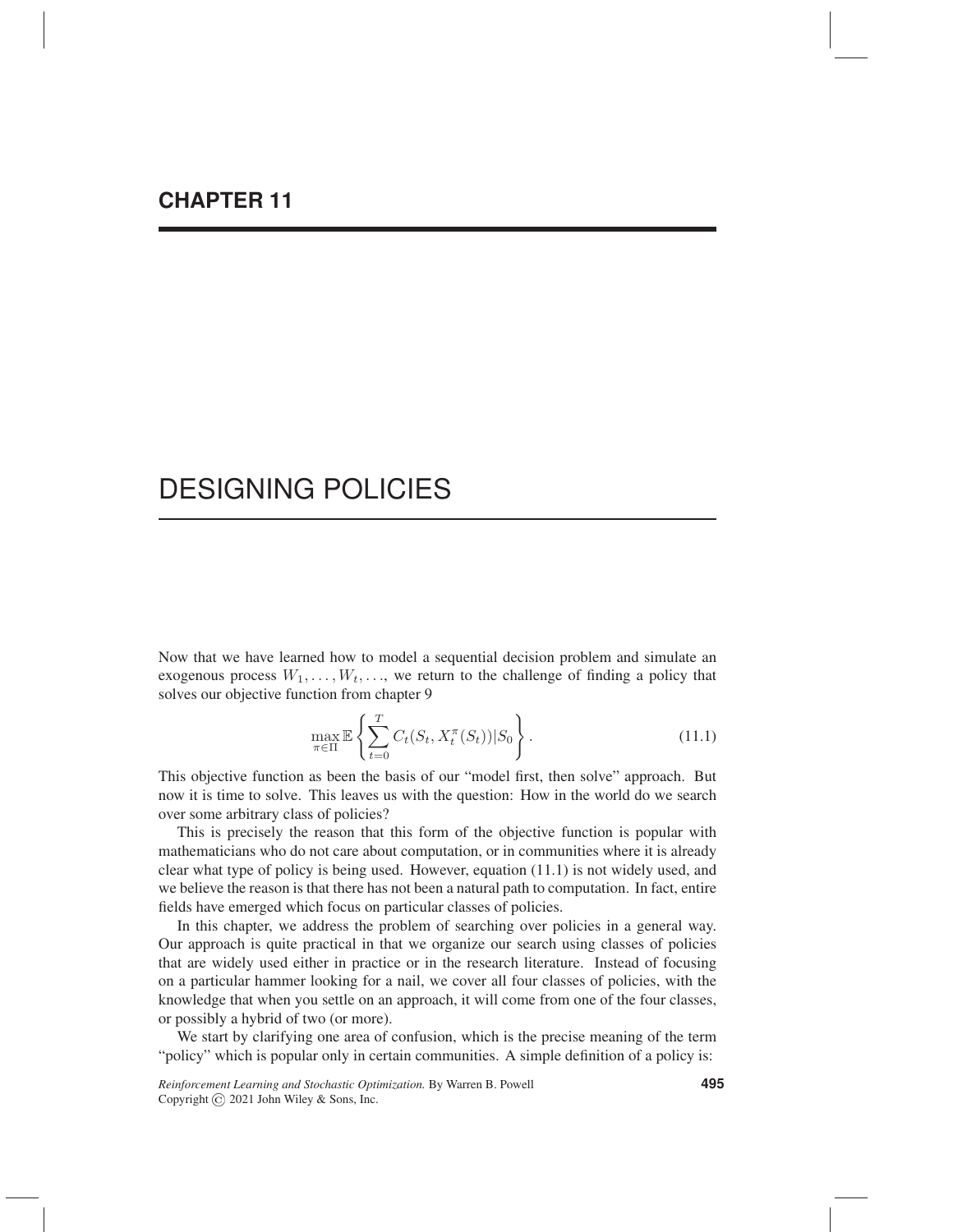# CHAPTER 11

# DESIGNING POLICIES

Now that we have learned how to model a sequential decision problem and simulate an exogenous process $W_1, \ldots, W_t, \ldots$, we return to the challenge of finding a policy that solves our objective function from chapter 9

$$\max_{\pi \in \Pi} \mathbb{E} \left\{ \sum_{t=0}^{T} C_t(S_t, X_t^\pi(S_t)) | S_0 \right\}. \tag{11.1}$$

This objective function as been the basis of our "model first, then solve" approach. But now it is time to solve. This leaves us with the question: How in the world do we search over some arbitrary class of policies?

This is precisely the reason that this form of the objective function is popular with mathematicians who do not care about computation, or in communities where it is already clear what type of policy is being used. However, equation (11.1) is not widely used, and we believe the reason is that there has not been a natural path to computation. In fact, entire fields have emerged which focus on particular classes of policies.

In this chapter, we address the problem of searching over policies in a general way. Our approach is quite practical in that we organize our search using classes of policies that are widely used either in practice or in the research literature. Instead of focusing on a particular hammer looking for a nail, we cover all four classes of policies, with the knowledge that when you settle on an approach, it will come from one of the four classes, or possibly a hybrid of two (or more).

We start by clarifying one area of confusion, which is the precise meaning of the term "policy" which is popular only in certain communities. A simple definition of a policy is:

*Reinforcement Learning and Stochastic Optimization.* By Warren B. Powell
Copyright © 2021 John Wiley & Sons, Inc.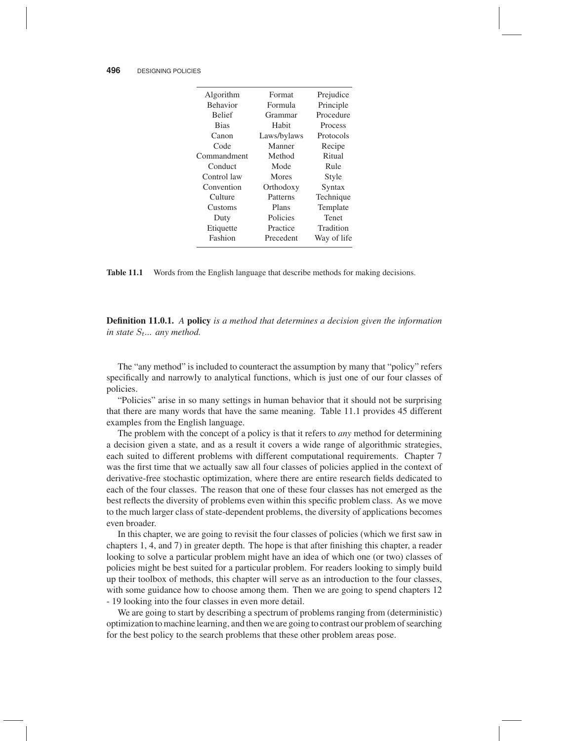| | | |
|---|---|---|
| Algorithm | Format | Prejudice |
| Behavior | Formula | Principle |
| Belief | Grammar | Procedure |
| Bias | Habit | Process |
| Canon | Laws/bylaws | Protocols |
| Code | Manner | Recipe |
| Commandment | Method | Ritual |
| Conduct | Mode | Rule |
| Control law | Mores | Style |
| Convention | Orthodoxy | Syntax |
| Culture | Patterns | Technique |
| Customs | Plans | Template |
| Duty | Policies | Tenet |
| Etiquette | Practice | Tradition |
| Fashion | Precedent | Way of life |

**Table 11.1** Words from the English language that describe methods for making decisions.

**Definition 11.0.1.** *A* **policy** *is a method that determines a decision given the information in state $S_t$... any method.*

The "any method" is included to counteract the assumption by many that "policy" refers specifically and narrowly to analytical functions, which is just one of our four classes of policies.

"Policies" arise in so many settings in human behavior that it should not be surprising that there are many words that have the same meaning. Table 11.1 provides 45 different examples from the English language.

The problem with the concept of a policy is that it refers to *any* method for determining a decision given a state, and as a result it covers a wide range of algorithmic strategies, each suited to different problems with different computational requirements. Chapter 7 was the first time that we actually saw all four classes of policies applied in the context of derivative-free stochastic optimization, where there are entire research fields dedicated to each of the four classes. The reason that one of these four classes has not emerged as the best reflects the diversity of problems even within this specific problem class. As we move to the much larger class of state-dependent problems, the diversity of applications becomes even broader.

In this chapter, we are going to revisit the four classes of policies (which we first saw in chapters 1, 4, and 7) in greater depth. The hope is that after finishing this chapter, a reader looking to solve a particular problem might have an idea of which one (or two) classes of policies might be best suited for a particular problem. For readers looking to simply build up their toolbox of methods, this chapter will serve as an introduction to the four classes, with some guidance how to choose among them. Then we are going to spend chapters 12 - 19 looking into the four classes in even more detail.

We are going to start by describing a spectrum of problems ranging from (deterministic) optimization to machine learning, and then we are going to contrast our problem of searching for the best policy to the search problems that these other problem areas pose.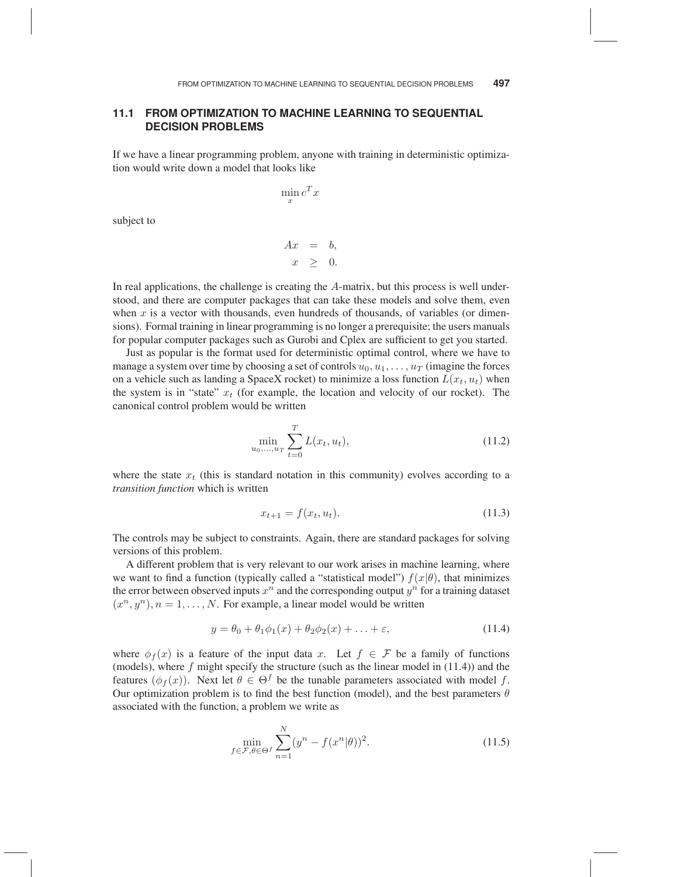## 11.1 FROM OPTIMIZATION TO MACHINE LEARNING TO SEQUENTIAL DECISION PROBLEMS

If we have a linear programming problem, anyone with training in deterministic optimization would write down a model that looks like

$$\min_x c^T x$$

subject to

$$\begin{aligned} Ax &= b, \\ x &\geq 0. \end{aligned}$$

In real applications, the challenge is creating the $A$-matrix, but this process is well understood, and there are computer packages that can take these models and solve them, even when $x$ is a vector with thousands, even hundreds of thousands, of variables (or dimensions). Formal training in linear programming is no longer a prerequisite; the users manuals for popular computer packages such as Gurobi and Cplex are sufficient to get you started.

Just as popular is the format used for deterministic optimal control, where we have to manage a system over time by choosing a set of controls $u_0, u_1, \ldots, u_T$ (imagine the forces on a vehicle such as landing a SpaceX rocket) to minimize a loss function $L(x_t, u_t)$ when the system is in "state" $x_t$ (for example, the location and velocity of our rocket). The canonical control problem would be written

$$\min_{u_0,\ldots,u_T} \sum_{t=0}^{T} L(x_t, u_t), \tag{11.2}$$

where the state $x_t$ (this is standard notation in this community) evolves according to a *transition function* which is written

$$x_{t+1} = f(x_t, u_t). \tag{11.3}$$

The controls may be subject to constraints. Again, there are standard packages for solving versions of this problem.

A different problem that is very relevant to our work arises in machine learning, where we want to find a function (typically called a "statistical model") $f(x|\theta)$, that minimizes the error between observed inputs $x^n$ and the corresponding output $y^n$ for a training dataset $(x^n, y^n), n = 1, \ldots, N$. For example, a linear model would be written

$$y = \theta_0 + \theta_1 \phi_1(x) + \theta_2 \phi_2(x) + \ldots + \varepsilon, \tag{11.4}$$

where $\phi_f(x)$ is a feature of the input data $x$. Let $f \in \mathcal{F}$ be a family of functions (models), where $f$ might specify the structure (such as the linear model in (11.4)) and the features $(\phi_f(x))$. Next let $\theta \in \Theta^f$ be the tunable parameters associated with model $f$. Our optimization problem is to find the best function (model), and the best parameters $\theta$ associated with the function, a problem we write as

$$\min_{f \in \mathcal{F}, \theta \in \Theta^f} \sum_{n=1}^{N} (y^n - f(x^n|\theta))^2. \tag{11.5}$$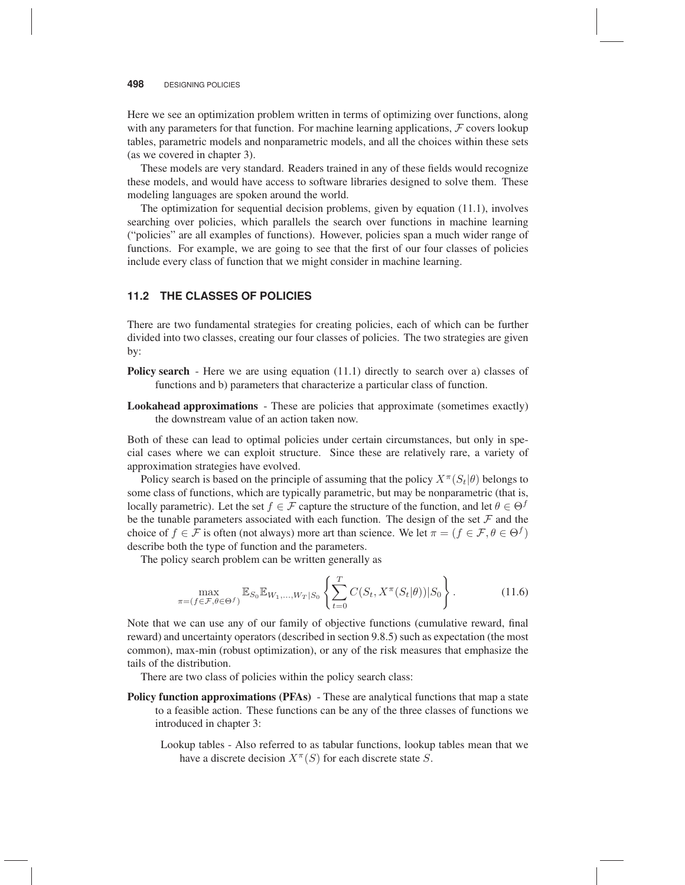Here we see an optimization problem written in terms of optimizing over functions, along with any parameters for that function. For machine learning applications, $\mathcal{F}$ covers lookup tables, parametric models and nonparametric models, and all the choices within these sets (as we covered in chapter 3).

These models are very standard. Readers trained in any of these fields would recognize these models, and would have access to software libraries designed to solve them. These modeling languages are spoken around the world.

The optimization for sequential decision problems, given by equation (11.1), involves searching over policies, which parallels the search over functions in machine learning ("policies" are all examples of functions). However, policies span a much wider range of functions. For example, we are going to see that the first of our four classes of policies include every class of function that we might consider in machine learning.

## 11.2 THE CLASSES OF POLICIES

There are two fundamental strategies for creating policies, each of which can be further divided into two classes, creating our four classes of policies. The two strategies are given by:

**Policy search** - Here we are using equation (11.1) directly to search over a) classes of functions and b) parameters that characterize a particular class of function.

**Lookahead approximations** - These are policies that approximate (sometimes exactly) the downstream value of an action taken now.

Both of these can lead to optimal policies under certain circumstances, but only in special cases where we can exploit structure. Since these are relatively rare, a variety of approximation strategies have evolved.

Policy search is based on the principle of assuming that the policy $X^\pi(S_t|\theta)$ belongs to some class of functions, which are typically parametric, but may be nonparametric (that is, locally parametric). Let the set $f \in \mathcal{F}$ capture the structure of the function, and let $\theta \in \Theta^f$ be the tunable parameters associated with each function. The design of the set $\mathcal{F}$ and the choice of $f \in \mathcal{F}$ is often (not always) more art than science. We let $\pi = (f \in \mathcal{F}, \theta \in \Theta^f)$ describe both the type of function and the parameters.

The policy search problem can be written generally as

$$\max_{\pi=(f\in\mathcal{F},\theta\in\Theta^f)} \mathbb{E}_{S_0}\mathbb{E}_{W_1,\ldots,W_T|S_0}\left\{\sum_{t=0}^{T} C(S_t, X^\pi(S_t|\theta))|S_0\right\}. \tag{11.6}$$

Note that we can use any of our family of objective functions (cumulative reward, final reward) and uncertainty operators (described in section 9.8.5) such as expectation (the most common), max-min (robust optimization), or any of the risk measures that emphasize the tails of the distribution.

There are two class of policies within the policy search class:

**Policy function approximations (PFAs)** - These are analytical functions that map a state to a feasible action. These functions can be any of the three classes of functions we introduced in chapter 3:

Lookup tables - Also referred to as tabular functions, lookup tables mean that we have a discrete decision $X^\pi(S)$ for each discrete state $S$.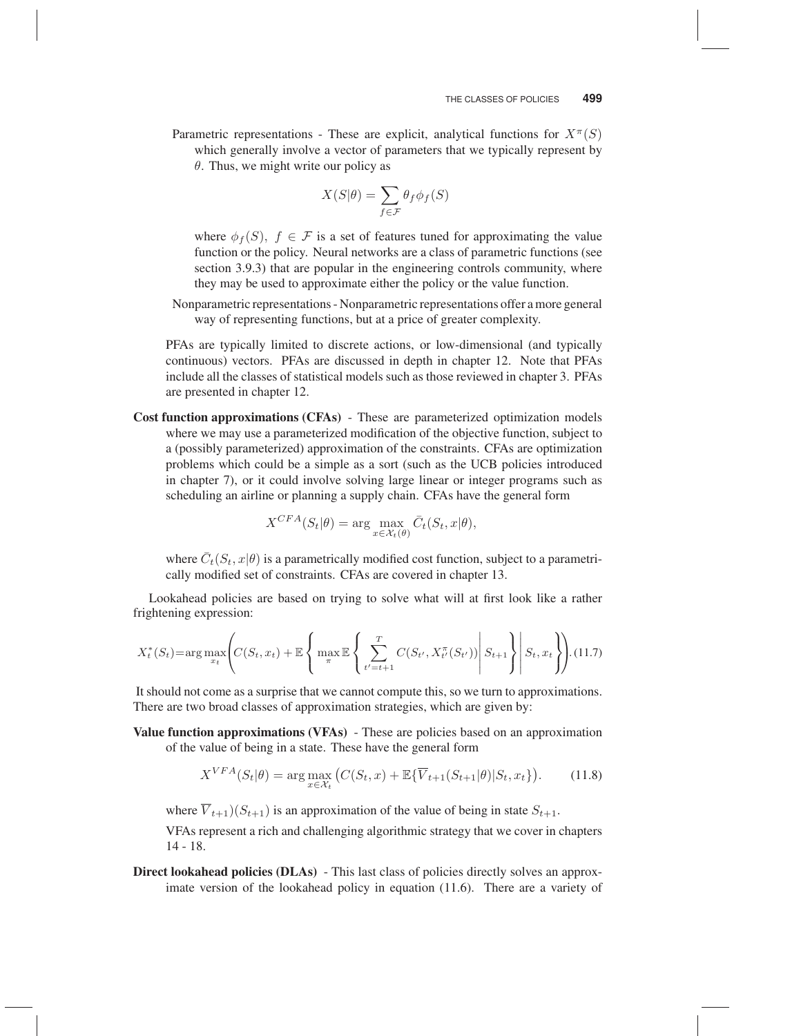Parametric representations - These are explicit, analytical functions for $X^\pi(S)$ which generally involve a vector of parameters that we typically represent by $\theta$. Thus, we might write our policy as

$$X(S|\theta) = \sum_{f \in \mathcal{F}} \theta_f \phi_f(S)$$

where $\phi_f(S),\ f \in \mathcal{F}$ is a set of features tuned for approximating the value function or the policy. Neural networks are a class of parametric functions (see section 3.9.3) that are popular in the engineering controls community, where they may be used to approximate either the policy or the value function.

Nonparametric representations - Nonparametric representations offer a more general way of representing functions, but at a price of greater complexity.

PFAs are typically limited to discrete actions, or low-dimensional (and typically continuous) vectors. PFAs are discussed in depth in chapter 12. Note that PFAs include all the classes of statistical models such as those reviewed in chapter 3. PFAs are presented in chapter 12.

**Cost function approximations (CFAs)** - These are parameterized optimization models where we may use a parameterized modification of the objective function, subject to a (possibly parameterized) approximation of the constraints. CFAs are optimization problems which could be a simple as a sort (such as the UCB policies introduced in chapter 7), or it could involve solving large linear or integer programs such as scheduling an airline or planning a supply chain. CFAs have the general form

$$X^{CFA}(S_t|\theta) = \arg\max_{x \in \mathcal{X}_t(\theta)} \bar{C}_t(S_t, x|\theta),$$

where $\bar{C}_t(S_t, x|\theta)$ is a parametrically modified cost function, subject to a parametrically modified set of constraints. CFAs are covered in chapter 13.

Lookahead policies are based on trying to solve what will at first look like a rather frightening expression:

$$X_t^*(S_t) = \arg\max_{x_t} \left( C(S_t, x_t) + \mathbb{E} \left\{ \max_\pi \mathbb{E} \left\{ \sum_{t'=t+1}^{T} C(S_{t'}, X_{t'}^\pi(S_{t'})) \middle| S_{t+1} \right\} \middle| S_t, x_t \right\} \right). \quad (11.7)$$

It should not come as a surprise that we cannot compute this, so we turn to approximations. There are two broad classes of approximation strategies, which are given by:

**Value function approximations (VFAs)** - These are policies based on an approximation of the value of being in a state. These have the general form

$$X^{VFA}(S_t|\theta) = \arg\max_{x \in \mathcal{X}_t} \big( C(S_t, x) + \mathbb{E}\{\overline{V}_{t+1}(S_{t+1}|\theta)|S_t, x_t\} \big). \quad (11.8)$$

where $\overline{V}_{t+1})(S_{t+1})$ is an approximation of the value of being in state $S_{t+1}$.

VFAs represent a rich and challenging algorithmic strategy that we cover in chapters 14 - 18.

**Direct lookahead policies (DLAs)** - This last class of policies directly solves an approximate version of the lookahead policy in equation (11.6). There are a variety of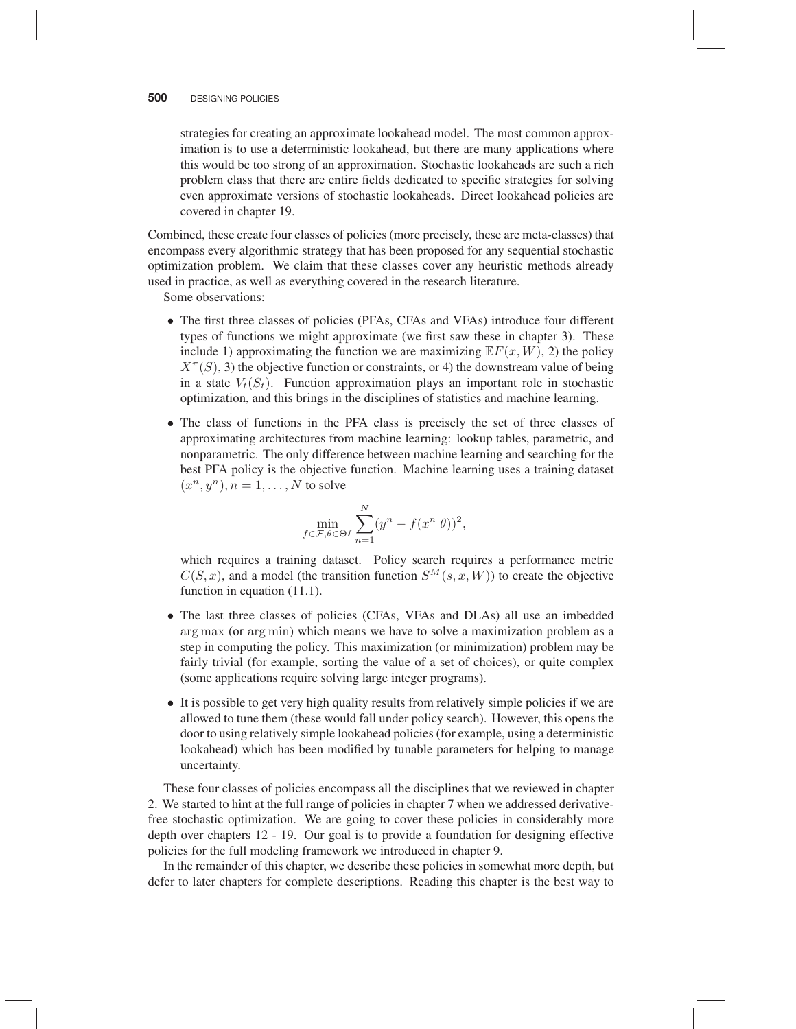strategies for creating an approximate lookahead model. The most common approximation is to use a deterministic lookahead, but there are many applications where this would be too strong of an approximation. Stochastic lookaheads are such a rich problem class that there are entire fields dedicated to specific strategies for solving even approximate versions of stochastic lookaheads. Direct lookahead policies are covered in chapter 19.

Combined, these create four classes of policies (more precisely, these are meta-classes) that encompass every algorithmic strategy that has been proposed for any sequential stochastic optimization problem. We claim that these classes cover any heuristic methods already used in practice, as well as everything covered in the research literature.

Some observations:

- The first three classes of policies (PFAs, CFAs and VFAs) introduce four different types of functions we might approximate (we first saw these in chapter 3). These include 1) approximating the function we are maximizing $\mathbb{E}F(x, W)$, 2) the policy $X^\pi(S)$, 3) the objective function or constraints, or 4) the downstream value of being in a state $V_t(S_t)$. Function approximation plays an important role in stochastic optimization, and this brings in the disciplines of statistics and machine learning.

- The class of functions in the PFA class is precisely the set of three classes of approximating architectures from machine learning: lookup tables, parametric, and nonparametric. The only difference between machine learning and searching for the best PFA policy is the objective function. Machine learning uses a training dataset $(x^n, y^n), n = 1, \ldots, N$ to solve

$$\min_{f \in \mathcal{F}, \theta \in \Theta^f} \sum_{n=1}^{N} (y^n - f(x^n|\theta))^2,$$

  which requires a training dataset. Policy search requires a performance metric $C(S, x)$, and a model (the transition function $S^M(s, x, W)$) to create the objective function in equation (11.1).

- The last three classes of policies (CFAs, VFAs and DLAs) all use an imbedded $\arg\max$ (or $\arg\min$) which means we have to solve a maximization problem as a step in computing the policy. This maximization (or minimization) problem may be fairly trivial (for example, sorting the value of a set of choices), or quite complex (some applications require solving large integer programs).

- It is possible to get very high quality results from relatively simple policies if we are allowed to tune them (these would fall under policy search). However, this opens the door to using relatively simple lookahead policies (for example, using a deterministic lookahead) which has been modified by tunable parameters for helping to manage uncertainty.

These four classes of policies encompass all the disciplines that we reviewed in chapter 2. We started to hint at the full range of policies in chapter 7 when we addressed derivative-free stochastic optimization. We are going to cover these policies in considerably more depth over chapters 12 - 19. Our goal is to provide a foundation for designing effective policies for the full modeling framework we introduced in chapter 9.

In the remainder of this chapter, we describe these policies in somewhat more depth, but defer to later chapters for complete descriptions. Reading this chapter is the best way to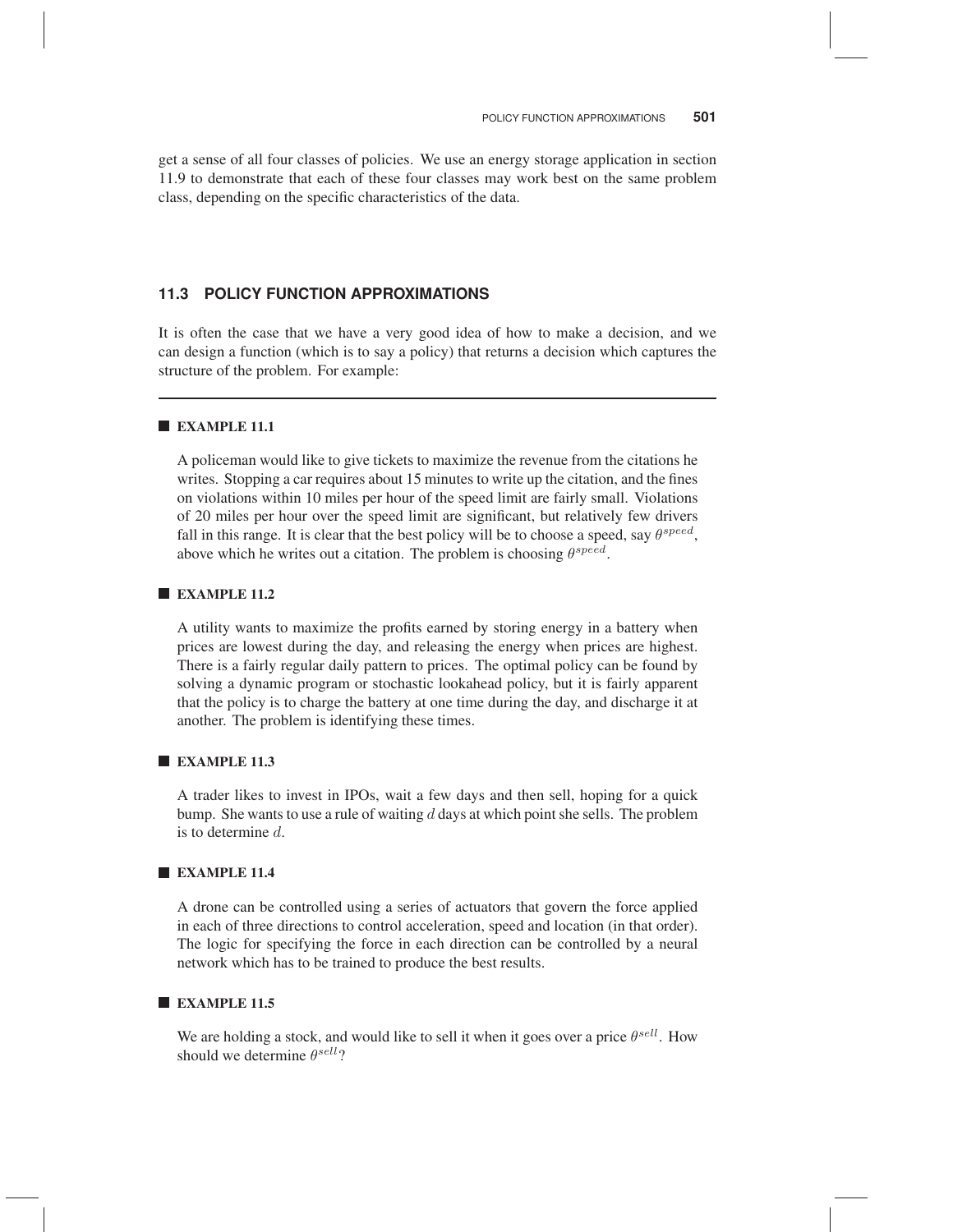get a sense of all four classes of policies. We use an energy storage application in section 11.9 to demonstrate that each of these four classes may work best on the same problem class, depending on the specific characteristics of the data.

## 11.3 POLICY FUNCTION APPROXIMATIONS

It is often the case that we have a very good idea of how to make a decision, and we can design a function (which is to say a policy) that returns a decision which captures the structure of the problem. For example:

---

**EXAMPLE 11.1**

A policeman would like to give tickets to maximize the revenue from the citations he writes. Stopping a car requires about 15 minutes to write up the citation, and the fines on violations within 10 miles per hour of the speed limit are fairly small. Violations of 20 miles per hour over the speed limit are significant, but relatively few drivers fall in this range. It is clear that the best policy will be to choose a speed, say $\theta^{speed}$, above which he writes out a citation. The problem is choosing $\theta^{speed}$.

**EXAMPLE 11.2**

A utility wants to maximize the profits earned by storing energy in a battery when prices are lowest during the day, and releasing the energy when prices are highest. There is a fairly regular daily pattern to prices. The optimal policy can be found by solving a dynamic program or stochastic lookahead policy, but it is fairly apparent that the policy is to charge the battery at one time during the day, and discharge it at another. The problem is identifying these times.

**EXAMPLE 11.3**

A trader likes to invest in IPOs, wait a few days and then sell, hoping for a quick bump. She wants to use a rule of waiting $d$ days at which point she sells. The problem is to determine $d$.

**EXAMPLE 11.4**

A drone can be controlled using a series of actuators that govern the force applied in each of three directions to control acceleration, speed and location (in that order). The logic for specifying the force in each direction can be controlled by a neural network which has to be trained to produce the best results.

**EXAMPLE 11.5**

We are holding a stock, and would like to sell it when it goes over a price $\theta^{sell}$. How should we determine $\theta^{sell}$?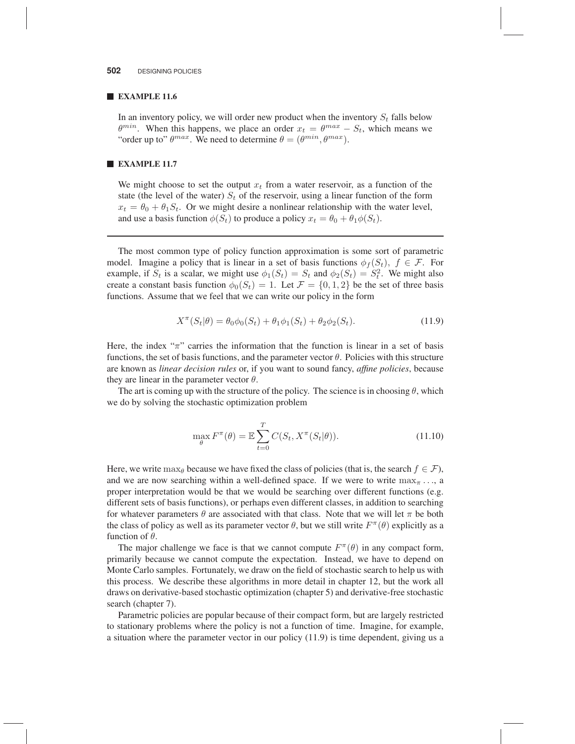### EXAMPLE 11.6

In an inventory policy, we will order new product when the inventory $S_t$ falls below $\theta^{min}$. When this happens, we place an order $x_t = \theta^{max} - S_t$, which means we "order up to" $\theta^{max}$. We need to determine $\theta = (\theta^{min}, \theta^{max})$.

### EXAMPLE 11.7

We might choose to set the output $x_t$ from a water reservoir, as a function of the state (the level of the water) $S_t$ of the reservoir, using a linear function of the form $x_t = \theta_0 + \theta_1 S_t$. Or we might desire a nonlinear relationship with the water level, and use a basis function $\phi(S_t)$ to produce a policy $x_t = \theta_0 + \theta_1 \phi(S_t)$.

---

The most common type of policy function approximation is some sort of parametric model. Imagine a policy that is linear in a set of basis functions $\phi_f(S_t),\ f \in \mathcal{F}$. For example, if $S_t$ is a scalar, we might use $\phi_1(S_t) = S_t$ and $\phi_2(S_t) = S_t^2$. We might also create a constant basis function $\phi_0(S_t) = 1$. Let $\mathcal{F} = \{0, 1, 2\}$ be the set of three basis functions. Assume that we feel that we can write our policy in the form

$$X^\pi(S_t|\theta) = \theta_0 \phi_0(S_t) + \theta_1 \phi_1(S_t) + \theta_2 \phi_2(S_t). \tag{11.9}$$

Here, the index "$\pi$" carries the information that the function is linear in a set of basis functions, the set of basis functions, and the parameter vector $\theta$. Policies with this structure are known as *linear decision rules* or, if you want to sound fancy, *affine policies*, because they are linear in the parameter vector $\theta$.

The art is coming up with the structure of the policy. The science is in choosing $\theta$, which we do by solving the stochastic optimization problem

$$\max_\theta F^\pi(\theta) = \mathbb{E} \sum_{t=0}^{T} C(S_t, X^\pi(S_t|\theta)). \tag{11.10}$$

Here, we write $\max_\theta$ because we have fixed the class of policies (that is, the search $f \in \mathcal{F}$), and we are now searching within a well-defined space. If we were to write $\max_\pi \ldots$, a proper interpretation would be that we would be searching over different functions (e.g. different sets of basis functions), or perhaps even different classes, in addition to searching for whatever parameters $\theta$ are associated with that class. Note that we will let $\pi$ be both the class of policy as well as its parameter vector $\theta$, but we still write $F^\pi(\theta)$ explicitly as a function of $\theta$.

The major challenge we face is that we cannot compute $F^\pi(\theta)$ in any compact form, primarily because we cannot compute the expectation. Instead, we have to depend on Monte Carlo samples. Fortunately, we draw on the field of stochastic search to help us with this process. We describe these algorithms in more detail in chapter 12, but the work all draws on derivative-based stochastic optimization (chapter 5) and derivative-free stochastic search (chapter 7).

Parametric policies are popular because of their compact form, but are largely restricted to stationary problems where the policy is not a function of time. Imagine, for example, a situation where the parameter vector in our policy (11.9) is time dependent, giving us a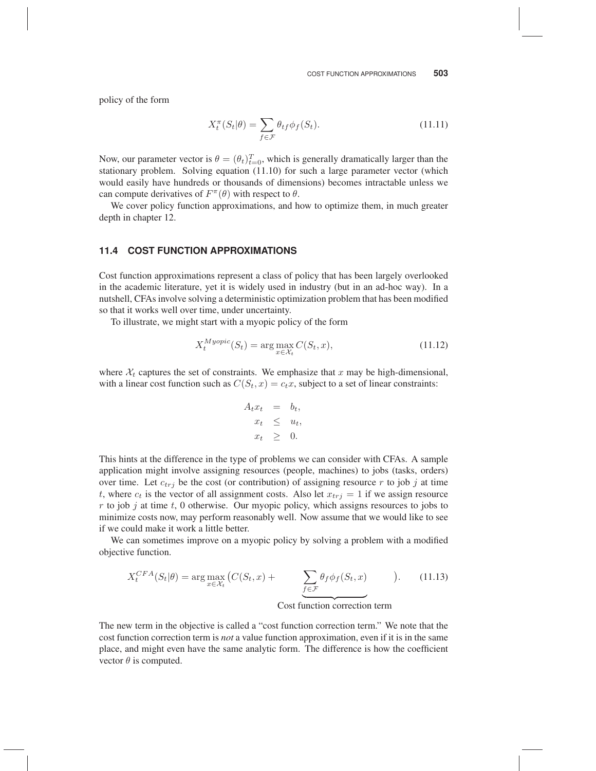policy of the form

$$X_t^\pi(S_t|\theta) = \sum_{f \in \mathcal{F}} \theta_{tf} \phi_f(S_t). \tag{11.11}$$

Now, our parameter vector is $\theta = (\theta_t)_{t=0}^T$, which is generally dramatically larger than the stationary problem. Solving equation (11.10) for such a large parameter vector (which would easily have hundreds or thousands of dimensions) becomes intractable unless we can compute derivatives of $F^\pi(\theta)$ with respect to $\theta$.

We cover policy function approximations, and how to optimize them, in much greater depth in chapter 12.

## 11.4 COST FUNCTION APPROXIMATIONS

Cost function approximations represent a class of policy that has been largely overlooked in the academic literature, yet it is widely used in industry (but in an ad-hoc way). In a nutshell, CFAs involve solving a deterministic optimization problem that has been modified so that it works well over time, under uncertainty.

To illustrate, we might start with a myopic policy of the form

$$X_t^{Myopic}(S_t) = \arg\max_{x \in \mathcal{X}_t} C(S_t, x), \tag{11.12}$$

where $\mathcal{X}_t$ captures the set of constraints. We emphasize that $x$ may be high-dimensional, with a linear cost function such as $C(S_t, x) = c_t x$, subject to a set of linear constraints:

$$\begin{aligned} A_t x_t &= b_t, \\ x_t &\leq u_t, \\ x_t &\geq 0. \end{aligned}$$

This hints at the difference in the type of problems we can consider with CFAs. A sample application might involve assigning resources (people, machines) to jobs (tasks, orders) over time. Let $c_{trj}$ be the cost (or contribution) of assigning resource $r$ to job $j$ at time $t$, where $c_t$ is the vector of all assignment costs. Also let $x_{trj} = 1$ if we assign resource $r$ to job $j$ at time $t$, 0 otherwise. Our myopic policy, which assigns resources to jobs to minimize costs now, may perform reasonably well. Now assume that we would like to see if we could make it work a little better.

We can sometimes improve on a myopic policy by solving a problem with a modified objective function.

$$X_t^{CFA}(S_t|\theta) = \arg\max_{x \in \mathcal{X}_t} \Big( C(S_t, x) + \underbrace{\sum_{f \in \mathcal{F}} \theta_f \phi_f(S_t, x)}_{\text{Cost function correction term}} \Big). \tag{11.13}$$

The new term in the objective is called a "cost function correction term." We note that the cost function correction term is *not* a value function approximation, even if it is in the same place, and might even have the same analytic form. The difference is how the coefficient vector $\theta$ is computed.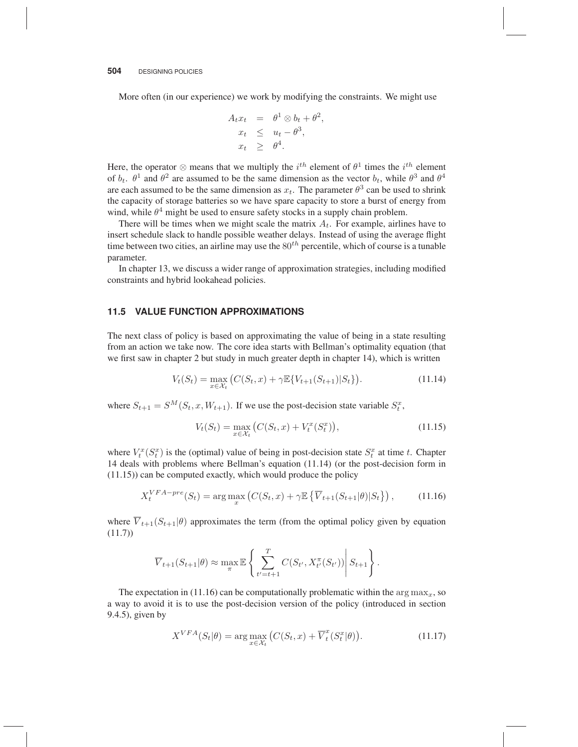More often (in our experience) we work by modifying the constraints. We might use

$$
\begin{aligned}
A_t x_t &= \theta^1 \otimes b_t + \theta^2, \\
x_t &\leq u_t - \theta^3, \\
x_t &\geq \theta^4.
\end{aligned}
$$

Here, the operator $\otimes$ means that we multiply the $i^{th}$ element of $\theta^1$ times the $i^{th}$ element of $b_t$. $\theta^1$ and $\theta^2$ are assumed to be the same dimension as the vector $b_t$, while $\theta^3$ and $\theta^4$ are each assumed to be the same dimension as $x_t$. The parameter $\theta^3$ can be used to shrink the capacity of storage batteries so we have spare capacity to store a burst of energy from wind, while $\theta^4$ might be used to ensure safety stocks in a supply chain problem.

There will be times when we might scale the matrix $A_t$. For example, airlines have to insert schedule slack to handle possible weather delays. Instead of using the average flight time between two cities, an airline may use the $80^{th}$ percentile, which of course is a tunable parameter.

In chapter 13, we discuss a wider range of approximation strategies, including modified constraints and hybrid lookahead policies.

## 11.5 VALUE FUNCTION APPROXIMATIONS

The next class of policy is based on approximating the value of being in a state resulting from an action we take now. The core idea starts with Bellman's optimality equation (that we first saw in chapter 2 but study in much greater depth in chapter 14), which is written

$$
V_t(S_t) = \max_{x \in \mathcal{X}_t} \big( C(S_t, x) + \gamma \mathbb{E}\{ V_{t+1}(S_{t+1}) | S_t \} \big). \tag{11.14}
$$

where $S_{t+1} = S^M(S_t, x, W_{t+1})$. If we use the post-decision state variable $S_t^x$,

$$
V_t(S_t) = \max_{x \in \mathcal{X}_t} \big( C(S_t, x) + V_t^x(S_t^x) \big), \tag{11.15}
$$

where $V_t^x(S_t^x)$ is the (optimal) value of being in post-decision state $S_t^x$ at time $t$. Chapter 14 deals with problems where Bellman's equation (11.14) (or the post-decision form in (11.15)) can be computed exactly, which would produce the policy

$$
X_t^{VFA-pre}(S_t) = \arg\max_x \big( C(S_t, x) + \gamma \mathbb{E}\left\{ \overline{V}_{t+1}(S_{t+1}|\theta) | S_t \right\} \big), \tag{11.16}
$$

where $\overline{V}_{t+1}(S_{t+1}|\theta)$ approximates the term (from the optimal policy given by equation (11.7))

$$
\overline{V}_{t+1}(S_{t+1}|\theta) \approx \max_\pi \mathbb{E} \left\{ \sum_{t'=t+1}^{T} C(S_{t'}, X_{t'}^\pi(S_{t'})) \middle| S_{t+1} \right\}.
$$

The expectation in (11.16) can be computationally problematic within the $\arg\max_x$, so a way to avoid it is to use the post-decision version of the policy (introduced in section 9.4.5), given by

$$
X^{VFA}(S_t|\theta) = \arg\max_{x \in \mathcal{X}_t} \big( C(S_t, x) + \overline{V}_t^x(S_t^x|\theta) \big). \tag{11.17}
$$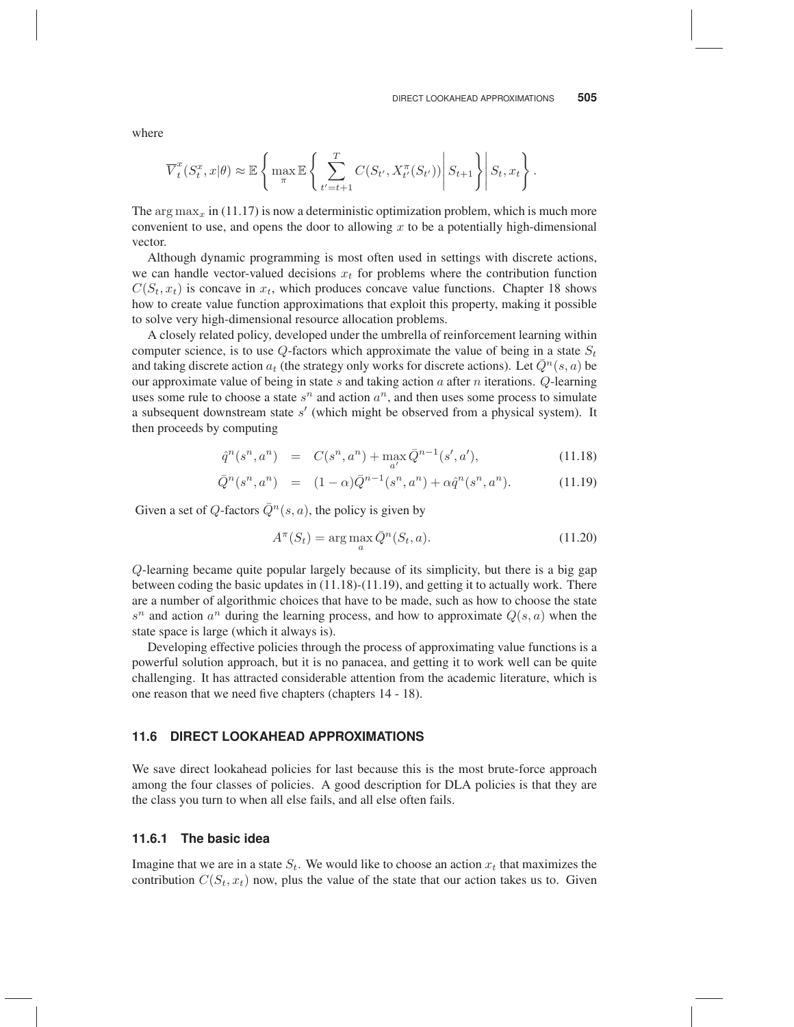where

$$\overline{V}_t^x(S_t^x, x|\theta) \approx \mathbb{E}\left\{ \max_\pi \mathbb{E}\left\{ \sum_{t'=t+1}^{T} C(S_{t'}, X_{t'}^\pi(S_{t'})) \middle| S_{t+1} \right\} \middle| S_t, x_t \right\}.$$

The $\arg\max_x$ in (11.17) is now a deterministic optimization problem, which is much more convenient to use, and opens the door to allowing $x$ to be a potentially high-dimensional vector.

Although dynamic programming is most often used in settings with discrete actions, we can handle vector-valued decisions $x_t$ for problems where the contribution function $C(S_t, x_t)$ is concave in $x_t$, which produces concave value functions. Chapter 18 shows how to create value function approximations that exploit this property, making it possible to solve very high-dimensional resource allocation problems.

A closely related policy, developed under the umbrella of reinforcement learning within computer science, is to use $Q$-factors which approximate the value of being in a state $S_t$ and taking discrete action $a_t$ (the strategy only works for discrete actions). Let $\bar{Q}^n(s, a)$ be our approximate value of being in state $s$ and taking action $a$ after $n$ iterations. $Q$-learning uses some rule to choose a state $s^n$ and action $a^n$, and then uses some process to simulate a subsequent downstream state $s'$ (which might be observed from a physical system). It then proceeds by computing

$$\hat{q}^n(s^n, a^n) = C(s^n, a^n) + \max_{a'} \bar{Q}^{n-1}(s', a'), \tag{11.18}$$

$$\bar{Q}^n(s^n, a^n) = (1-\alpha)\bar{Q}^{n-1}(s^n, a^n) + \alpha \hat{q}^n(s^n, a^n). \tag{11.19}$$

Given a set of $Q$-factors $\bar{Q}^n(s, a)$, the policy is given by

$$A^\pi(S_t) = \arg\max_a \bar{Q}^n(S_t, a). \tag{11.20}$$

$Q$-learning became quite popular largely because of its simplicity, but there is a big gap between coding the basic updates in (11.18)-(11.19), and getting it to actually work. There are a number of algorithmic choices that have to be made, such as how to choose the state $s^n$ and action $a^n$ during the learning process, and how to approximate $Q(s, a)$ when the state space is large (which it always is).

Developing effective policies through the process of approximating value functions is a powerful solution approach, but it is no panacea, and getting it to work well can be quite challenging. It has attracted considerable attention from the academic literature, which is one reason that we need five chapters (chapters 14 - 18).

## 11.6 DIRECT LOOKAHEAD APPROXIMATIONS

We save direct lookahead policies for last because this is the most brute-force approach among the four classes of policies. A good description for DLA policies is that they are the class you turn to when all else fails, and all else often fails.

### 11.6.1 The basic idea

Imagine that we are in a state $S_t$. We would like to choose an action $x_t$ that maximizes the contribution $C(S_t, x_t)$ now, plus the value of the state that our action takes us to. Given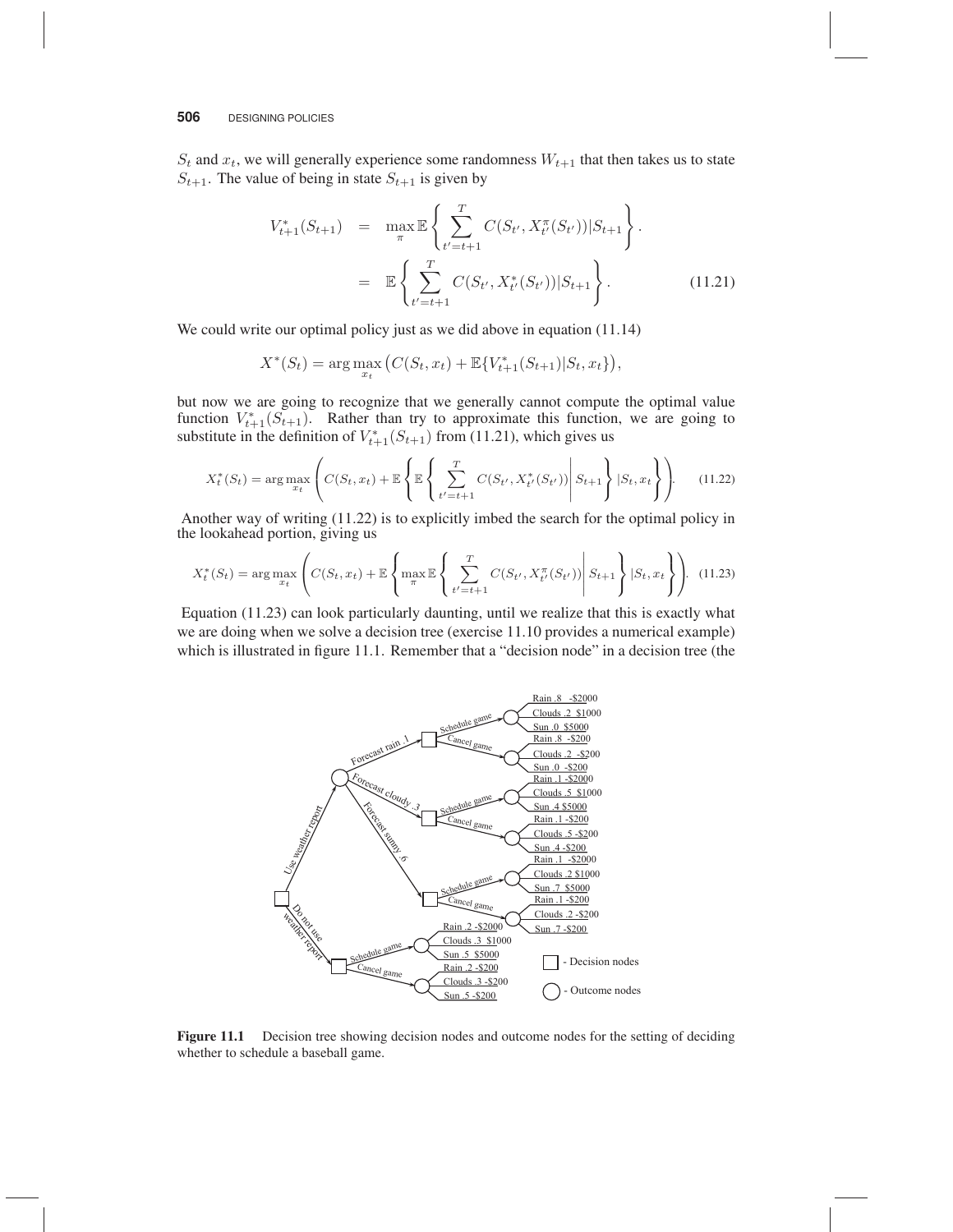$S_t$ and $x_t$, we will generally experience some randomness $W_{t+1}$ that then takes us to state $S_{t+1}$. The value of being in state $S_{t+1}$ is given by

$$
\begin{aligned}
V^*_{t+1}(S_{t+1}) &= \max_\pi \mathbb{E}\left\{ \sum_{t'=t+1}^{T} C(S_{t'}, X^\pi_{t'}(S_{t'})) | S_{t+1} \right\}. \\
&= \mathbb{E}\left\{ \sum_{t'=t+1}^{T} C(S_{t'}, X^*_{t'}(S_{t'})) | S_{t+1} \right\}. \qquad (11.21)
\end{aligned}
$$

We could write our optimal policy just as we did above in equation (11.14)

$$
X^*(S_t) = \arg\max_{x_t} \left( C(S_t, x_t) + \mathbb{E}\{V^*_{t+1}(S_{t+1})|S_t, x_t\} \right),
$$

but now we are going to recognize that we generally cannot compute the optimal value function $V^*_{t+1}(S_{t+1})$. Rather than try to approximate this function, we are going to substitute in the definition of $V^*_{t+1}(S_{t+1})$ from (11.21), which gives us

$$
X^*_t(S_t) = \arg\max_{x_t} \left( C(S_t, x_t) + \mathbb{E}\left\{ \mathbb{E}\left\{ \sum_{t'=t+1}^{T} C(S_{t'}, X^*_{t'}(S_{t'})) \middle| S_{t+1} \right\} | S_t, x_t \right\} \right). \qquad (11.22)
$$

Another way of writing (11.22) is to explicitly imbed the search for the optimal policy in the lookahead portion, giving us

$$
X^*_t(S_t) = \arg\max_{x_t} \left( C(S_t, x_t) + \mathbb{E}\left\{ \max_\pi \mathbb{E}\left\{ \sum_{t'=t+1}^{T} C(S_{t'}, X^\pi_{t'}(S_{t'})) \middle| S_{t+1} \right\} | S_t, x_t \right\} \right). \qquad (11.23)
$$

Equation (11.23) can look particularly daunting, until we realize that this is exactly what we are doing when we solve a decision tree (exercise 11.10 provides a numerical example) which is illustrated in figure 11.1. Remember that a "decision node" in a decision tree (the

**Figure 11.1** Decision tree showing decision nodes and outcome nodes for the setting of deciding whether to schedule a baseball game.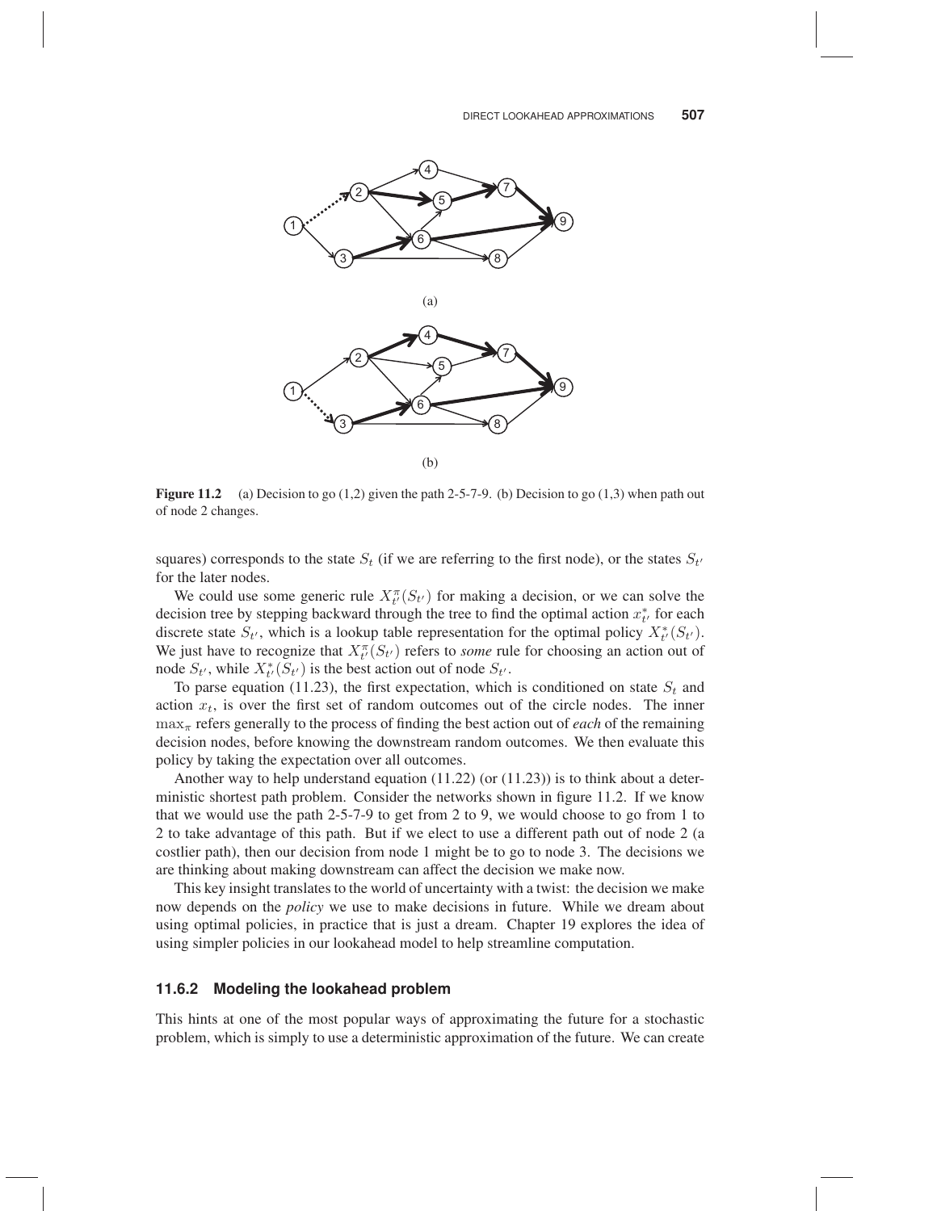(a)

(b)

**Figure 11.2** (a) Decision to go (1,2) given the path 2-5-7-9. (b) Decision to go (1,3) when path out of node 2 changes.

squares) corresponds to the state $S_t$ (if we are referring to the first node), or the states $S_{t'}$ for the later nodes.

We could use some generic rule $X^{\pi}_{t'}(S_{t'})$ for making a decision, or we can solve the decision tree by stepping backward through the tree to find the optimal action $x^*_{t'}$ for each discrete state $S_{t'}$, which is a lookup table representation for the optimal policy $X^*_{t'}(S_{t'})$. We just have to recognize that $X^{\pi}_{t'}(S_{t'})$ refers to *some* rule for choosing an action out of node $S_{t'}$, while $X^*_{t'}(S_{t'})$ is the best action out of node $S_{t'}$.

To parse equation (11.23), the first expectation, which is conditioned on state $S_t$ and action $x_t$, is over the first set of random outcomes out of the circle nodes. The inner $\max_\pi$ refers generally to the process of finding the best action out of *each* of the remaining decision nodes, before knowing the downstream random outcomes. We then evaluate this policy by taking the expectation over all outcomes.

Another way to help understand equation (11.22) (or (11.23)) is to think about a deterministic shortest path problem. Consider the networks shown in figure 11.2. If we know that we would use the path 2-5-7-9 to get from 2 to 9, we would choose to go from 1 to 2 to take advantage of this path. But if we elect to use a different path out of node 2 (a costlier path), then our decision from node 1 might be to go to node 3. The decisions we are thinking about making downstream can affect the decision we make now.

This key insight translates to the world of uncertainty with a twist: the decision we make now depends on the *policy* we use to make decisions in future. While we dream about using optimal policies, in practice that is just a dream. Chapter 19 explores the idea of using simpler policies in our lookahead model to help streamline computation.

### 11.6.2 Modeling the lookahead problem

This hints at one of the most popular ways of approximating the future for a stochastic problem, which is simply to use a deterministic approximation of the future. We can create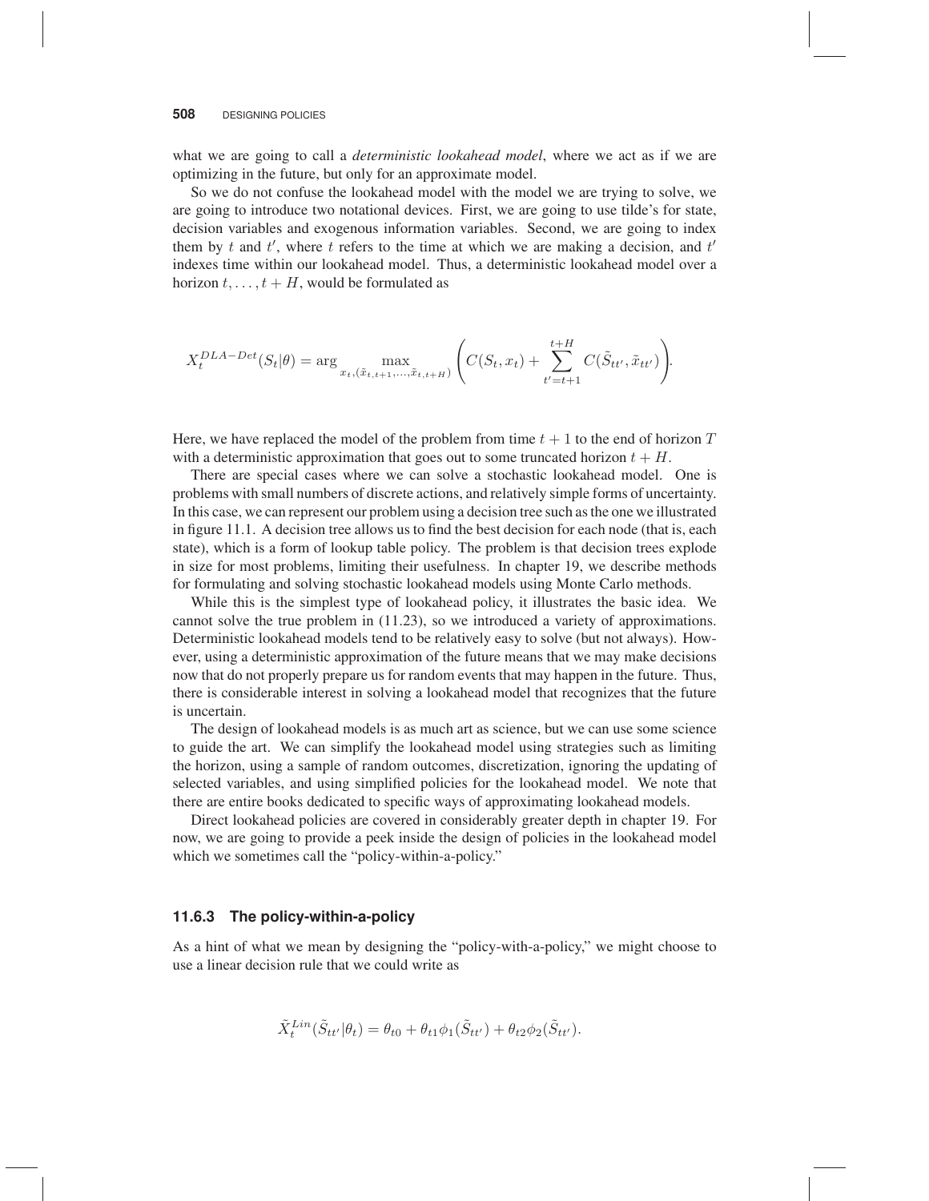what we are going to call a *deterministic lookahead model*, where we act as if we are optimizing in the future, but only for an approximate model.

So we do not confuse the lookahead model with the model we are trying to solve, we are going to introduce two notational devices. First, we are going to use tilde's for state, decision variables and exogenous information variables. Second, we are going to index them by $t$ and $t'$, where $t$ refers to the time at which we are making a decision, and $t'$ indexes time within our lookahead model. Thus, a deterministic lookahead model over a horizon $t, \ldots, t+H$, would be formulated as

$$X_t^{DLA-Det}(S_t|\theta) = \arg \max_{x_t, (\tilde{x}_{t,t+1}, \ldots, \tilde{x}_{t,t+H})} \left( C(S_t, x_t) + \sum_{t'=t+1}^{t+H} C(\tilde{S}_{tt'}, \tilde{x}_{tt'}) \right).$$

Here, we have replaced the model of the problem from time $t+1$ to the end of horizon $T$ with a deterministic approximation that goes out to some truncated horizon $t+H$.

There are special cases where we can solve a stochastic lookahead model. One is problems with small numbers of discrete actions, and relatively simple forms of uncertainty. In this case, we can represent our problem using a decision tree such as the one we illustrated in figure 11.1. A decision tree allows us to find the best decision for each node (that is, each state), which is a form of lookup table policy. The problem is that decision trees explode in size for most problems, limiting their usefulness. In chapter 19, we describe methods for formulating and solving stochastic lookahead models using Monte Carlo methods.

While this is the simplest type of lookahead policy, it illustrates the basic idea. We cannot solve the true problem in (11.23), so we introduced a variety of approximations. Deterministic lookahead models tend to be relatively easy to solve (but not always). However, using a deterministic approximation of the future means that we may make decisions now that do not properly prepare us for random events that may happen in the future. Thus, there is considerable interest in solving a lookahead model that recognizes that the future is uncertain.

The design of lookahead models is as much art as science, but we can use some science to guide the art. We can simplify the lookahead model using strategies such as limiting the horizon, using a sample of random outcomes, discretization, ignoring the updating of selected variables, and using simplified policies for the lookahead model. We note that there are entire books dedicated to specific ways of approximating lookahead models.

Direct lookahead policies are covered in considerably greater depth in chapter 19. For now, we are going to provide a peek inside the design of policies in the lookahead model which we sometimes call the "policy-within-a-policy."

### 11.6.3 The policy-within-a-policy

As a hint of what we mean by designing the "policy-with-a-policy," we might choose to use a linear decision rule that we could write as

$$\tilde{X}_t^{Lin}(\tilde{S}_{tt'}|\theta_t) = \theta_{t0} + \theta_{t1}\phi_1(\tilde{S}_{tt'}) + \theta_{t2}\phi_2(\tilde{S}_{tt'}).$$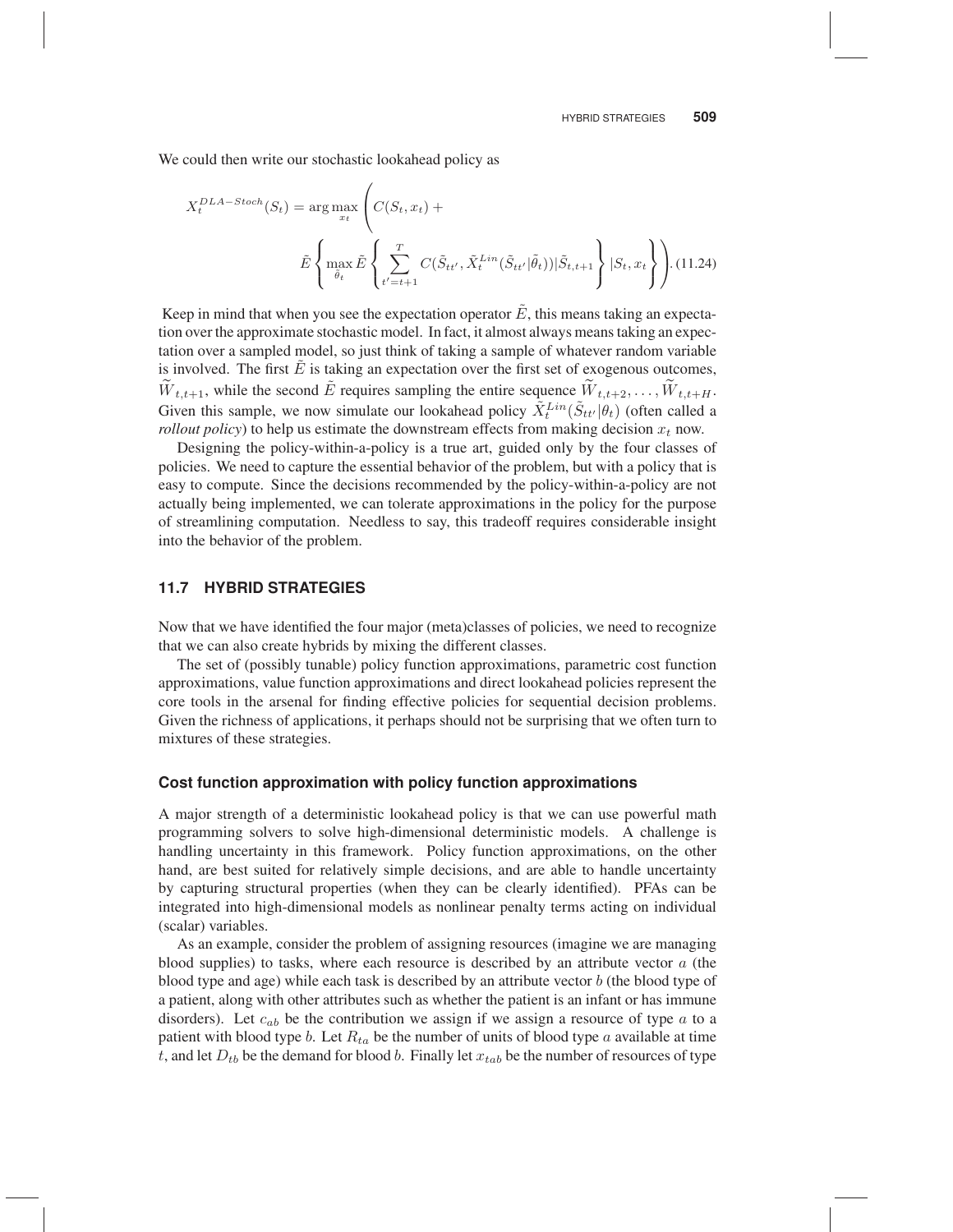We could then write our stochastic lookahead policy as

$$X_t^{DLA-Stoch}(S_t) = \arg\max_{x_t} \left( C(S_t, x_t) + \tilde{E} \left\{ \max_{\tilde{\theta}_t} \tilde{E} \left\{ \sum_{t'=t+1}^{T} C(\tilde{S}_{tt'}, \tilde{X}_t^{Lin}(\tilde{S}_{tt'}|\tilde{\theta}_t)) | \tilde{S}_{t,t+1} \right\} | S_t, x_t \right\} \right). \quad (11.24)$$

Keep in mind that when you see the expectation operator $\tilde{E}$, this means taking an expectation over the approximate stochastic model. In fact, it almost always means taking an expectation over a sampled model, so just think of taking a sample of whatever random variable is involved. The first $\tilde{E}$ is taking an expectation over the first set of exogenous outcomes, $\widetilde{W}_{t,t+1}$, while the second $\tilde{E}$ requires sampling the entire sequence $\widetilde{W}_{t,t+2}, \ldots, \widetilde{W}_{t,t+H}$. Given this sample, we now simulate our lookahead policy $\tilde{X}_t^{Lin}(\tilde{S}_{tt'}|\theta_t)$ (often called a *rollout policy*) to help us estimate the downstream effects from making decision $x_t$ now.

Designing the policy-within-a-policy is a true art, guided only by the four classes of policies. We need to capture the essential behavior of the problem, but with a policy that is easy to compute. Since the decisions recommended by the policy-within-a-policy are not actually being implemented, we can tolerate approximations in the policy for the purpose of streamlining computation. Needless to say, this tradeoff requires considerable insight into the behavior of the problem.

## 11.7 HYBRID STRATEGIES

Now that we have identified the four major (meta)classes of policies, we need to recognize that we can also create hybrids by mixing the different classes.

The set of (possibly tunable) policy function approximations, parametric cost function approximations, value function approximations and direct lookahead policies represent the core tools in the arsenal for finding effective policies for sequential decision problems. Given the richness of applications, it perhaps should not be surprising that we often turn to mixtures of these strategies.

### Cost function approximation with policy function approximations

A major strength of a deterministic lookahead policy is that we can use powerful math programming solvers to solve high-dimensional deterministic models. A challenge is handling uncertainty in this framework. Policy function approximations, on the other hand, are best suited for relatively simple decisions, and are able to handle uncertainty by capturing structural properties (when they can be clearly identified). PFAs can be integrated into high-dimensional models as nonlinear penalty terms acting on individual (scalar) variables.

As an example, consider the problem of assigning resources (imagine we are managing blood supplies) to tasks, where each resource is described by an attribute vector $a$ (the blood type and age) while each task is described by an attribute vector $b$ (the blood type of a patient, along with other attributes such as whether the patient is an infant or has immune disorders). Let $c_{ab}$ be the contribution we assign if we assign a resource of type $a$ to a patient with blood type $b$. Let $R_{ta}$ be the number of units of blood type $a$ available at time $t$, and let $D_{tb}$ be the demand for blood $b$. Finally let $x_{tab}$ be the number of resources of type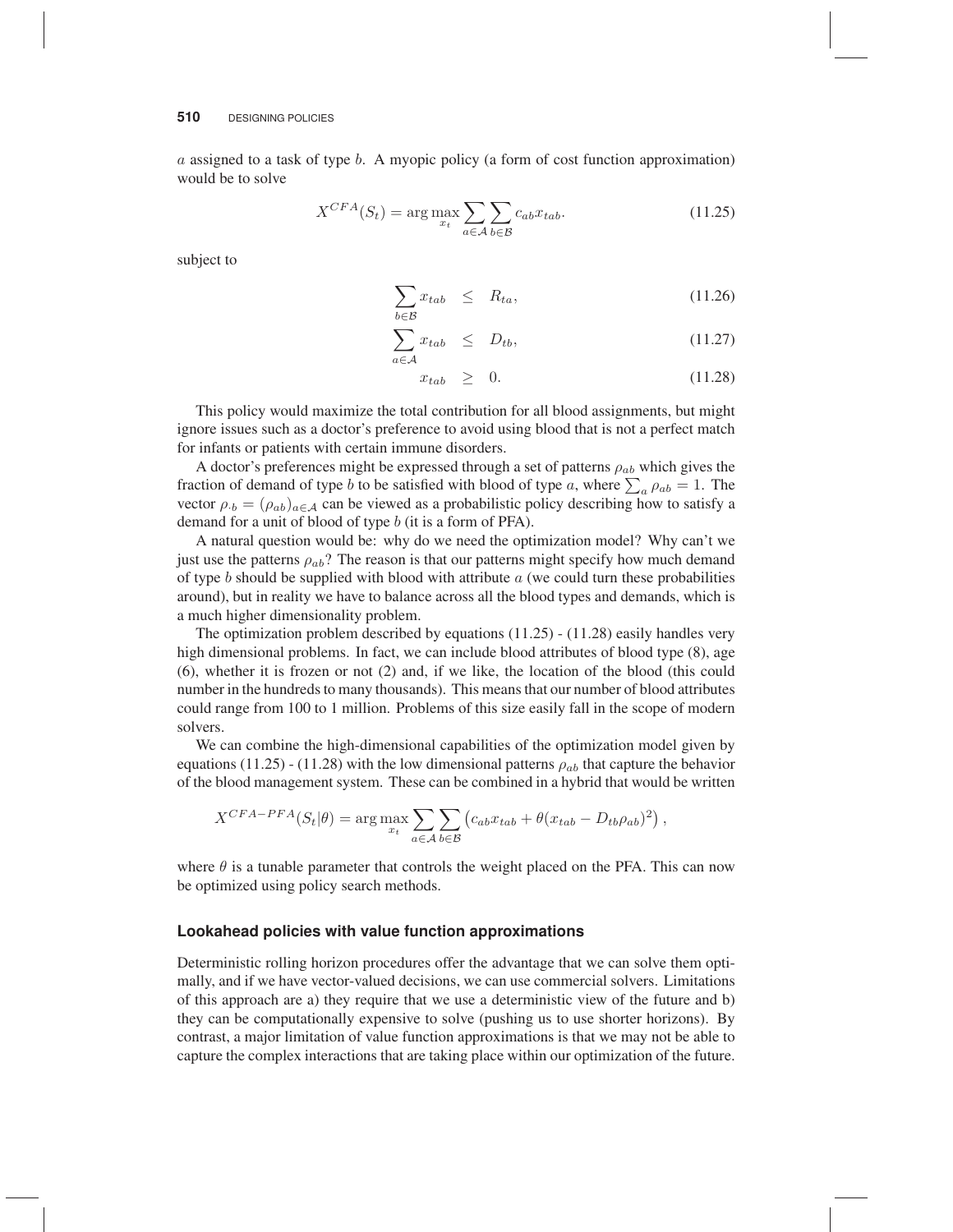$a$ assigned to a task of type $b$. A myopic policy (a form of cost function approximation) would be to solve

$$X^{CFA}(S_t) = \arg\max_{x_t} \sum_{a \in \mathcal{A}} \sum_{b \in \mathcal{B}} c_{ab} x_{tab}. \tag{11.25}$$

subject to

$$\sum_{b \in \mathcal{B}} x_{tab} \leq R_{ta}, \tag{11.26}$$

$$\sum_{a \in \mathcal{A}} x_{tab} \leq D_{tb}, \tag{11.27}$$

$$x_{tab} \geq 0. \tag{11.28}$$

This policy would maximize the total contribution for all blood assignments, but might ignore issues such as a doctor's preference to avoid using blood that is not a perfect match for infants or patients with certain immune disorders.

A doctor's preferences might be expressed through a set of patterns $\rho_{ab}$ which gives the fraction of demand of type $b$ to be satisfied with blood of type $a$, where $\sum_a \rho_{ab} = 1$. The vector $\rho_{\cdot b} = (\rho_{ab})_{a \in \mathcal{A}}$ can be viewed as a probabilistic policy describing how to satisfy a demand for a unit of blood of type $b$ (it is a form of PFA).

A natural question would be: why do we need the optimization model? Why can't we just use the patterns $\rho_{ab}$? The reason is that our patterns might specify how much demand of type $b$ should be supplied with blood with attribute $a$ (we could turn these probabilities around), but in reality we have to balance across all the blood types and demands, which is a much higher dimensionality problem.

The optimization problem described by equations (11.25) - (11.28) easily handles very high dimensional problems. In fact, we can include blood attributes of blood type (8), age (6), whether it is frozen or not (2) and, if we like, the location of the blood (this could number in the hundreds to many thousands). This means that our number of blood attributes could range from 100 to 1 million. Problems of this size easily fall in the scope of modern solvers.

We can combine the high-dimensional capabilities of the optimization model given by equations (11.25) - (11.28) with the low dimensional patterns $\rho_{ab}$ that capture the behavior of the blood management system. These can be combined in a hybrid that would be written

$$X^{CFA-PFA}(S_t|\theta) = \arg\max_{x_t} \sum_{a \in \mathcal{A}} \sum_{b \in \mathcal{B}} \left( c_{ab} x_{tab} + \theta (x_{tab} - D_{tb}\rho_{ab})^2 \right),$$

where $\theta$ is a tunable parameter that controls the weight placed on the PFA. This can now be optimized using policy search methods.

### Lookahead policies with value function approximations

Deterministic rolling horizon procedures offer the advantage that we can solve them optimally, and if we have vector-valued decisions, we can use commercial solvers. Limitations of this approach are a) they require that we use a deterministic view of the future and b) they can be computationally expensive to solve (pushing us to use shorter horizons). By contrast, a major limitation of value function approximations is that we may not be able to capture the complex interactions that are taking place within our optimization of the future.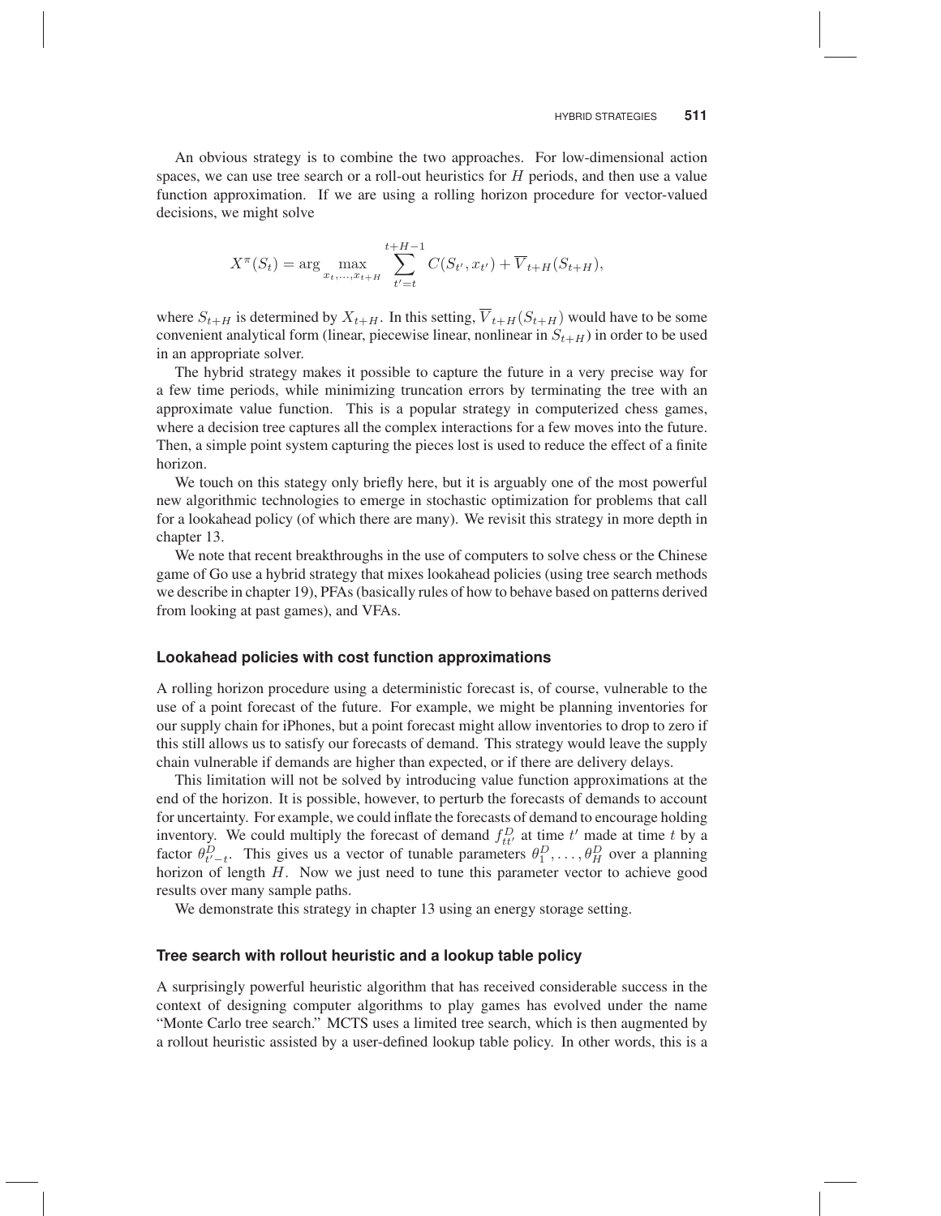An obvious strategy is to combine the two approaches. For low-dimensional action spaces, we can use tree search or a roll-out heuristics for $H$ periods, and then use a value function approximation. If we are using a rolling horizon procedure for vector-valued decisions, we might solve

$$X^{\pi}(S_t) = \arg \max_{x_t, \ldots, x_{t+H}} \sum_{t'=t}^{t+H-1} C(S_{t'}, x_{t'}) + \overline{V}_{t+H}(S_{t+H}),$$

where $S_{t+H}$ is determined by $X_{t+H}$. In this setting, $\overline{V}_{t+H}(S_{t+H})$ would have to be some convenient analytical form (linear, piecewise linear, nonlinear in $S_{t+H}$) in order to be used in an appropriate solver.

The hybrid strategy makes it possible to capture the future in a very precise way for a few time periods, while minimizing truncation errors by terminating the tree with an approximate value function. This is a popular strategy in computerized chess games, where a decision tree captures all the complex interactions for a few moves into the future. Then, a simple point system capturing the pieces lost is used to reduce the effect of a finite horizon.

We touch on this stategy only briefly here, but it is arguably one of the most powerful new algorithmic technologies to emerge in stochastic optimization for problems that call for a lookahead policy (of which there are many). We revisit this strategy in more depth in chapter 13.

We note that recent breakthroughs in the use of computers to solve chess or the Chinese game of Go use a hybrid strategy that mixes lookahead policies (using tree search methods we describe in chapter 19), PFAs (basically rules of how to behave based on patterns derived from looking at past games), and VFAs.

### Lookahead policies with cost function approximations

A rolling horizon procedure using a deterministic forecast is, of course, vulnerable to the use of a point forecast of the future. For example, we might be planning inventories for our supply chain for iPhones, but a point forecast might allow inventories to drop to zero if this still allows us to satisfy our forecasts of demand. This strategy would leave the supply chain vulnerable if demands are higher than expected, or if there are delivery delays.

This limitation will not be solved by introducing value function approximations at the end of the horizon. It is possible, however, to perturb the forecasts of demands to account for uncertainty. For example, we could inflate the forecasts of demand to encourage holding inventory. We could multiply the forecast of demand $f_{tt'}^D$ at time $t'$ made at time $t$ by a factor $\theta_{t'-t}^D$. This gives us a vector of tunable parameters $\theta_1^D, \ldots, \theta_H^D$ over a planning horizon of length $H$. Now we just need to tune this parameter vector to achieve good results over many sample paths.

We demonstrate this strategy in chapter 13 using an energy storage setting.

### Tree search with rollout heuristic and a lookup table policy

A surprisingly powerful heuristic algorithm that has received considerable success in the context of designing computer algorithms to play games has evolved under the name "Monte Carlo tree search." MCTS uses a limited tree search, which is then augmented by a rollout heuristic assisted by a user-defined lookup table policy. In other words, this is a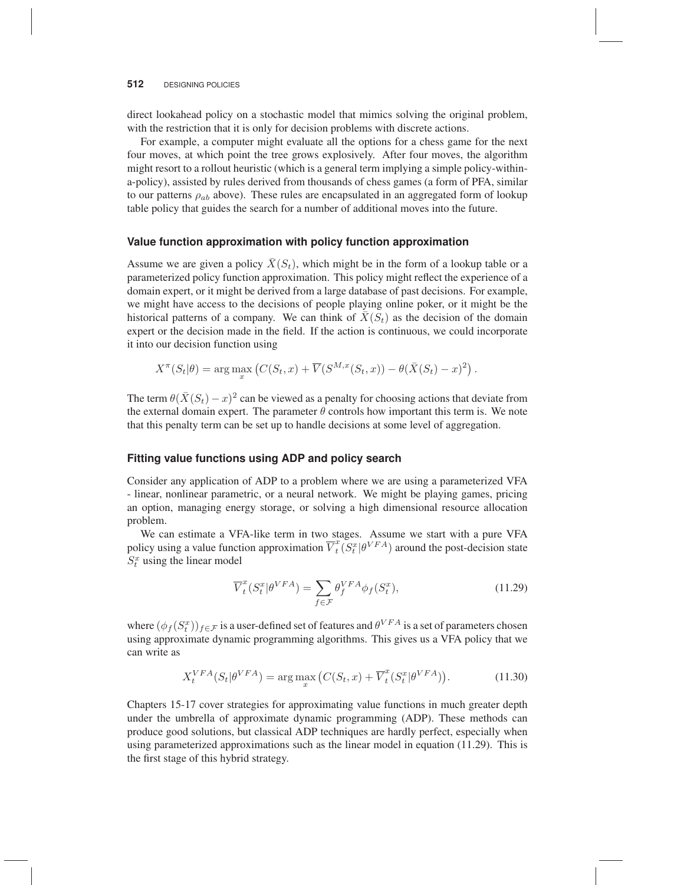direct lookahead policy on a stochastic model that mimics solving the original problem, with the restriction that it is only for decision problems with discrete actions.

For example, a computer might evaluate all the options for a chess game for the next four moves, at which point the tree grows explosively. After four moves, the algorithm might resort to a rollout heuristic (which is a general term implying a simple policy-within-a-policy), assisted by rules derived from thousands of chess games (a form of PFA, similar to our patterns $\rho_{ab}$ above). These rules are encapsulated in an aggregated form of lookup table policy that guides the search for a number of additional moves into the future.

### Value function approximation with policy function approximation

Assume we are given a policy $\bar{X}(S_t)$, which might be in the form of a lookup table or a parameterized policy function approximation. This policy might reflect the experience of a domain expert, or it might be derived from a large database of past decisions. For example, we might have access to the decisions of people playing online poker, or it might be the historical patterns of a company. We can think of $\bar{X}(S_t)$ as the decision of the domain expert or the decision made in the field. If the action is continuous, we could incorporate it into our decision function using

$$X^\pi(S_t|\theta) = \arg\max_x \left(C(S_t, x) + \overline{V}(S^{M,x}(S_t, x)) - \theta(\bar{X}(S_t) - x)^2\right).$$

The term $\theta(\bar{X}(S_t) - x)^2$ can be viewed as a penalty for choosing actions that deviate from the external domain expert. The parameter $\theta$ controls how important this term is. We note that this penalty term can be set up to handle decisions at some level of aggregation.

### Fitting value functions using ADP and policy search

Consider any application of ADP to a problem where we are using a parameterized VFA - linear, nonlinear parametric, or a neural network. We might be playing games, pricing an option, managing energy storage, or solving a high dimensional resource allocation problem.

We can estimate a VFA-like term in two stages. Assume we start with a pure VFA policy using a value function approximation $\overline{V}_t^x(S_t^x|\theta^{VFA})$ around the post-decision state $S_t^x$ using the linear model

$$\overline{V}_t^x(S_t^x|\theta^{VFA}) = \sum_{f \in \mathcal{F}} \theta_f^{VFA} \phi_f(S_t^x), \tag{11.29}$$

where $(\phi_f(S_t^x))_{f \in \mathcal{F}}$ is a user-defined set of features and $\theta^{VFA}$ is a set of parameters chosen using approximate dynamic programming algorithms. This gives us a VFA policy that we can write as

$$X_t^{VFA}(S_t|\theta^{VFA}) = \arg\max_x \left(C(S_t, x) + \overline{V}_t^x(S_t^x|\theta^{VFA})\right). \tag{11.30}$$

Chapters 15-17 cover strategies for approximating value functions in much greater depth under the umbrella of approximate dynamic programming (ADP). These methods can produce good solutions, but classical ADP techniques are hardly perfect, especially when using parameterized approximations such as the linear model in equation (11.29). This is the first stage of this hybrid strategy.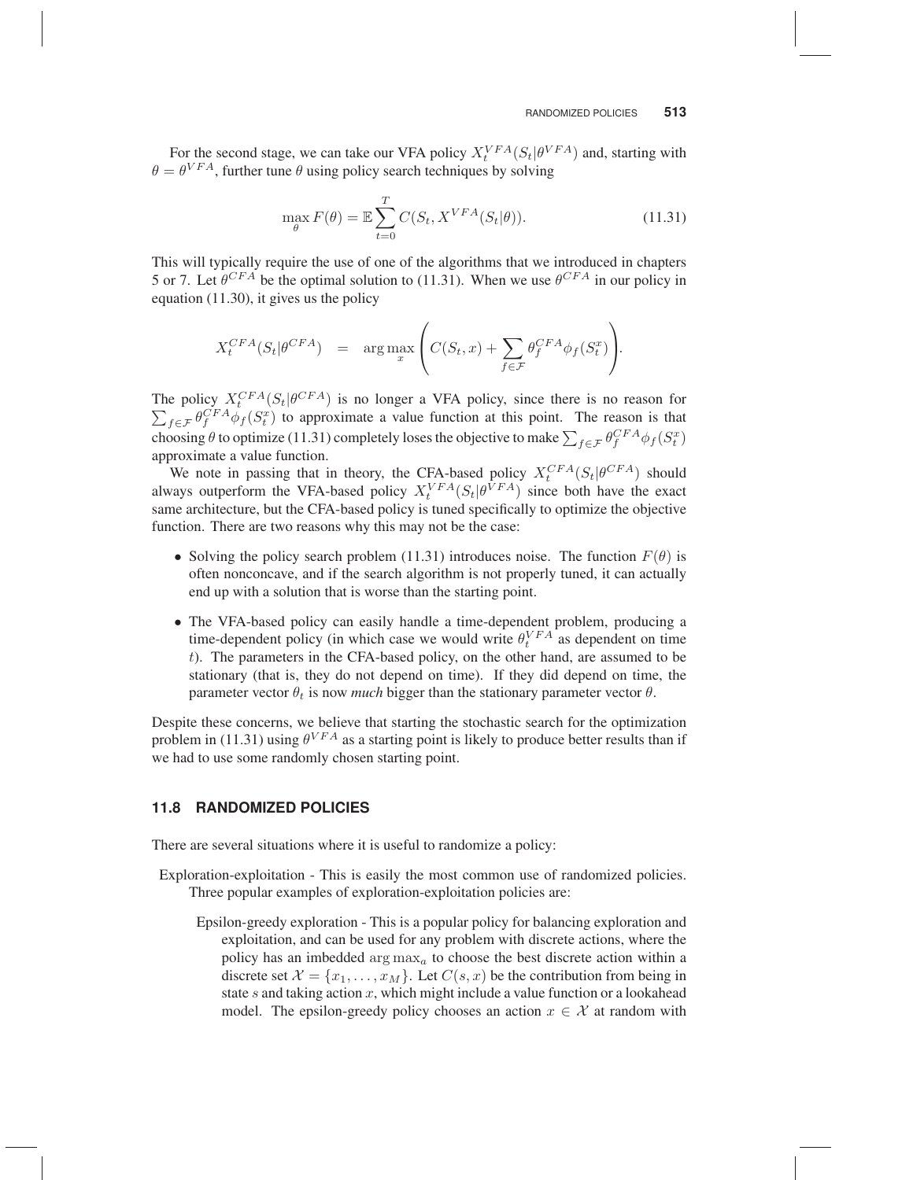For the second stage, we can take our VFA policy $X_t^{VFA}(S_t|\theta^{VFA})$ and, starting with $\theta = \theta^{VFA}$, further tune $\theta$ using policy search techniques by solving

$$\max_{\theta} F(\theta) = \mathbb{E} \sum_{t=0}^{T} C(S_t, X^{VFA}(S_t|\theta)). \tag{11.31}$$

This will typically require the use of one of the algorithms that we introduced in chapters 5 or 7. Let $\theta^{CFA}$ be the optimal solution to (11.31). When we use $\theta^{CFA}$ in our policy in equation (11.30), it gives us the policy

$$X_t^{CFA}(S_t|\theta^{CFA}) \quad = \quad \arg\max_x \left( C(S_t, x) + \sum_{f \in \mathcal{F}} \theta_f^{CFA} \phi_f(S_t^x) \right).$$

The policy $X_t^{CFA}(S_t|\theta^{CFA})$ is no longer a VFA policy, since there is no reason for $\sum_{f \in \mathcal{F}} \theta_f^{CFA} \phi_f(S_t^x)$ to approximate a value function at this point. The reason is that choosing $\theta$ to optimize (11.31) completely loses the objective to make $\sum_{f \in \mathcal{F}} \theta_f^{CFA} \phi_f(S_t^x)$ approximate a value function.

We note in passing that in theory, the CFA-based policy $X_t^{CFA}(S_t|\theta^{CFA})$ should always outperform the VFA-based policy $X_t^{VFA}(S_t|\theta^{VFA})$ since both have the exact same architecture, but the CFA-based policy is tuned specifically to optimize the objective function. There are two reasons why this may not be the case:

- Solving the policy search problem (11.31) introduces noise. The function $F(\theta)$ is often nonconcave, and if the search algorithm is not properly tuned, it can actually end up with a solution that is worse than the starting point.
- The VFA-based policy can easily handle a time-dependent problem, producing a time-dependent policy (in which case we would write $\theta_t^{VFA}$ as dependent on time $t$). The parameters in the CFA-based policy, on the other hand, are assumed to be stationary (that is, they do not depend on time). If they did depend on time, the parameter vector $\theta_t$ is now *much* bigger than the stationary parameter vector $\theta$.

Despite these concerns, we believe that starting the stochastic search for the optimization problem in (11.31) using $\theta^{VFA}$ as a starting point is likely to produce better results than if we had to use some randomly chosen starting point.

## 11.8 RANDOMIZED POLICIES

There are several situations where it is useful to randomize a policy:

Exploration-exploitation - This is easily the most common use of randomized policies. Three popular examples of exploration-exploitation policies are:

Epsilon-greedy exploration - This is a popular policy for balancing exploration and exploitation, and can be used for any problem with discrete actions, where the policy has an imbedded $\arg\max_a$ to choose the best discrete action within a discrete set $\mathcal{X} = \{x_1, \ldots, x_M\}$. Let $C(s, x)$ be the contribution from being in state $s$ and taking action $x$, which might include a value function or a lookahead model. The epsilon-greedy policy chooses an action $x \in \mathcal{X}$ at random with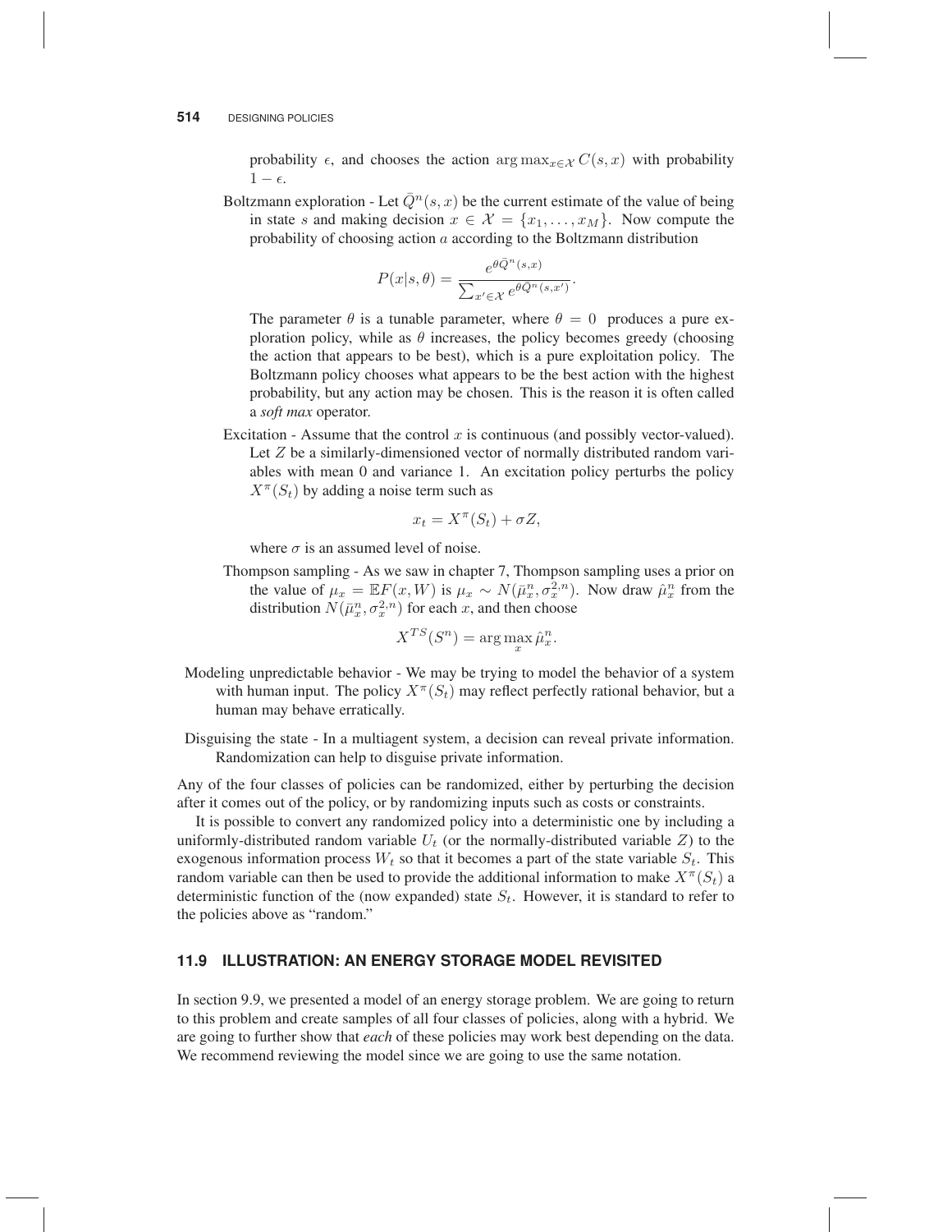probability $\epsilon$, and chooses the action $\arg\max_{x \in \mathcal{X}} C(s, x)$ with probability $1 - \epsilon$.

Boltzmann exploration - Let $\bar{Q}^n(s, x)$ be the current estimate of the value of being in state $s$ and making decision $x \in \mathcal{X} = \{x_1, \ldots, x_M\}$. Now compute the probability of choosing action $a$ according to the Boltzmann distribution

$$P(x|s, \theta) = \frac{e^{\theta \bar{Q}^n(s,x)}}{\sum_{x' \in \mathcal{X}} e^{\theta \bar{Q}^n(s,x')}}.$$

The parameter $\theta$ is a tunable parameter, where $\theta = 0$ produces a pure exploration policy, while as $\theta$ increases, the policy becomes greedy (choosing the action that appears to be best), which is a pure exploitation policy. The Boltzmann policy chooses what appears to be the best action with the highest probability, but any action may be chosen. This is the reason it is often called a *soft max* operator.

Excitation - Assume that the control $x$ is continuous (and possibly vector-valued). Let $Z$ be a similarly-dimensioned vector of normally distributed random variables with mean 0 and variance 1. An excitation policy perturbs the policy $X^\pi(S_t)$ by adding a noise term such as

$$x_t = X^\pi(S_t) + \sigma Z,$$

where $\sigma$ is an assumed level of noise.

Thompson sampling - As we saw in chapter 7, Thompson sampling uses a prior on the value of $\mu_x = \mathbb{E}F(x, W)$ is $\mu_x \sim N(\bar{\mu}_x^n, \sigma_x^{2,n})$. Now draw $\hat{\mu}_x^n$ from the distribution $N(\bar{\mu}_x^n, \sigma_x^{2,n})$ for each $x$, and then choose

$$X^{TS}(S^n) = \arg\max_x \hat{\mu}_x^n.$$

Modeling unpredictable behavior - We may be trying to model the behavior of a system with human input. The policy $X^\pi(S_t)$ may reflect perfectly rational behavior, but a human may behave erratically.

Disguising the state - In a multiagent system, a decision can reveal private information. Randomization can help to disguise private information.

Any of the four classes of policies can be randomized, either by perturbing the decision after it comes out of the policy, or by randomizing inputs such as costs or constraints.

It is possible to convert any randomized policy into a deterministic one by including a uniformly-distributed random variable $U_t$ (or the normally-distributed variable $Z$) to the exogenous information process $W_t$ so that it becomes a part of the state variable $S_t$. This random variable can then be used to provide the additional information to make $X^\pi(S_t)$ a deterministic function of the (now expanded) state $S_t$. However, it is standard to refer to the policies above as "random."

## 11.9 ILLUSTRATION: AN ENERGY STORAGE MODEL REVISITED

In section 9.9, we presented a model of an energy storage problem. We are going to return to this problem and create samples of all four classes of policies, along with a hybrid. We are going to further show that *each* of these policies may work best depending on the data. We recommend reviewing the model since we are going to use the same notation.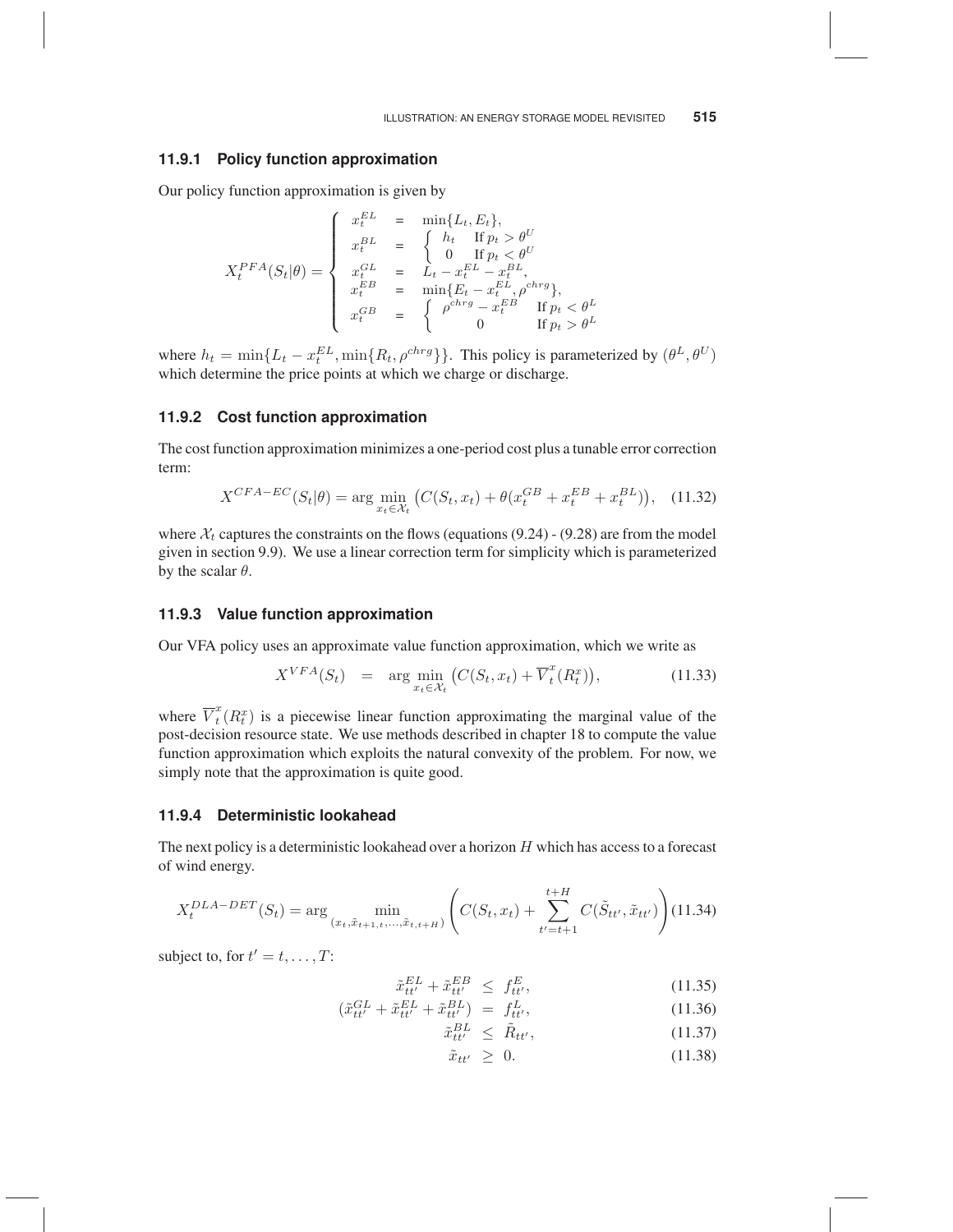### 11.9.1 Policy function approximation

Our policy function approximation is given by

$$
X_t^{PFA}(S_t|\theta) = \left\{ \begin{array}{lcl} x_t^{EL} & = & \min\{L_t, E_t\}, \\ x_t^{BL} & = & \left\{ \begin{array}{ll} h_t & \text{If } p_t > \theta^U \\ 0 & \text{If } p_t < \theta^U \end{array} \right. \\ x_t^{GL} & = & L_t - x_t^{EL} - x_t^{BL}, \\ x_t^{EB} & = & \min\{E_t - x_t^{EL}, \rho^{chrg}\}, \\ x_t^{GB} & = & \left\{ \begin{array}{ll} \rho^{chrg} - x_t^{EB} & \text{If } p_t < \theta^L \\ 0 & \text{If } p_t > \theta^L \end{array} \right. \end{array} \right.
$$

where $h_t = \min\{L_t - x_t^{EL}, \min\{R_t, \rho^{chrg}\}\}$. This policy is parameterized by $(\theta^L, \theta^U)$ which determine the price points at which we charge or discharge.

### 11.9.2 Cost function approximation

The cost function approximation minimizes a one-period cost plus a tunable error correction term:

$$
X^{CFA-EC}(S_t|\theta) = \arg\min_{x_t \in \mathcal{X}_t} \left( C(S_t, x_t) + \theta(x_t^{GB} + x_t^{EB} + x_t^{BL}) \right), \quad (11.32)
$$

where $\mathcal{X}_t$ captures the constraints on the flows (equations (9.24) - (9.28) are from the model given in section 9.9). We use a linear correction term for simplicity which is parameterized by the scalar $\theta$.

### 11.9.3 Value function approximation

Our VFA policy uses an approximate value function approximation, which we write as

$$
X^{VFA}(S_t) \quad = \quad \arg\min_{x_t \in \mathcal{X}_t} \left( C(S_t, x_t) + \overline{V}_t^x(R_t^x) \right), \quad (11.33)
$$

where $\overline{V}_t^x(R_t^x)$ is a piecewise linear function approximating the marginal value of the post-decision resource state. We use methods described in chapter 18 to compute the value function approximation which exploits the natural convexity of the problem. For now, we simply note that the approximation is quite good.

### 11.9.4 Deterministic lookahead

The next policy is a deterministic lookahead over a horizon $H$ which has access to a forecast of wind energy.

$$
X_t^{DLA-DET}(S_t) = \arg\min_{(x_t, \tilde{x}_{t+1,t}, \ldots, \tilde{x}_{t,t+H})} \left( C(S_t, x_t) + \sum_{t'=t+1}^{t+H} C(\tilde{S}_{tt'}, \tilde{x}_{tt'}) \right) (11.34)
$$

subject to, for $t' = t, \ldots, T$:

$$
\begin{aligned}
\tilde{x}_{tt'}^{EL} + \tilde{x}_{tt'}^{EB} &\leq f_{tt'}^{E}, & (11.35) \\
(\tilde{x}_{tt'}^{GL} + \tilde{x}_{tt'}^{EL} + \tilde{x}_{tt'}^{BL}) &= f_{tt'}^{L}, & (11.36) \\
\tilde{x}_{tt'}^{BL} &\leq \tilde{R}_{tt'}, & (11.37) \\
\tilde{x}_{tt'} &\geq 0. & (11.38)
\end{aligned}
$$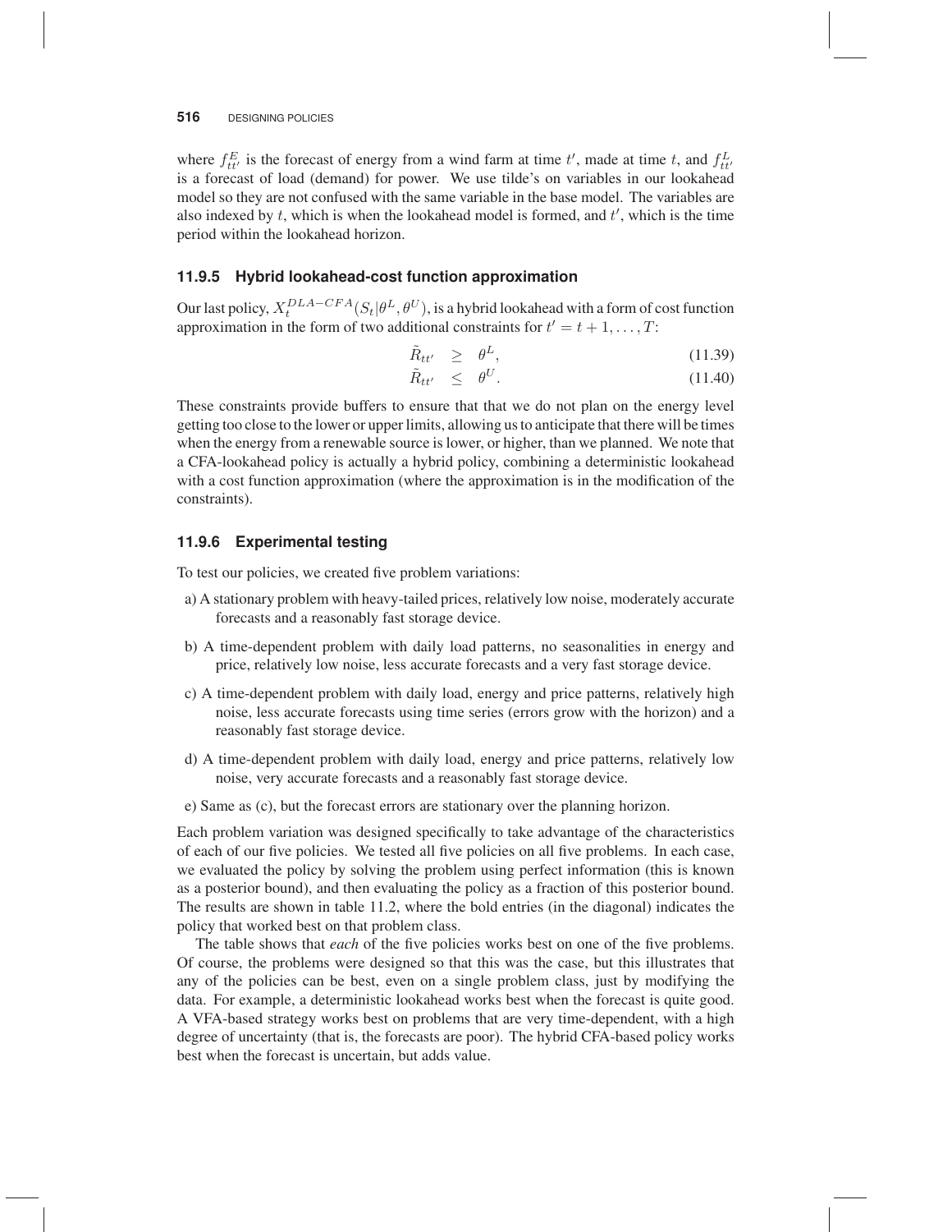where $f^E_{tt'}$ is the forecast of energy from a wind farm at time $t'$, made at time $t$, and $f^L_{tt'}$ is a forecast of load (demand) for power. We use tilde's on variables in our lookahead model so they are not confused with the same variable in the base model. The variables are also indexed by $t$, which is when the lookahead model is formed, and $t'$, which is the time period within the lookahead horizon.

### 11.9.5 Hybrid lookahead-cost function approximation

Our last policy, $X_t^{DLA-CFA}(S_t|\theta^L, \theta^U)$, is a hybrid lookahead with a form of cost function approximation in the form of two additional constraints for $t' = t+1, \ldots, T$:

$$\tilde{R}_{tt'} \geq \theta^L, \tag{11.39}$$

$$\tilde{R}_{tt'} \leq \theta^U. \tag{11.40}$$

These constraints provide buffers to ensure that that we do not plan on the energy level getting too close to the lower or upper limits, allowing us to anticipate that there will be times when the energy from a renewable source is lower, or higher, than we planned. We note that a CFA-lookahead policy is actually a hybrid policy, combining a deterministic lookahead with a cost function approximation (where the approximation is in the modification of the constraints).

### 11.9.6 Experimental testing

To test our policies, we created five problem variations:

a) A stationary problem with heavy-tailed prices, relatively low noise, moderately accurate forecasts and a reasonably fast storage device.

b) A time-dependent problem with daily load patterns, no seasonalities in energy and price, relatively low noise, less accurate forecasts and a very fast storage device.

c) A time-dependent problem with daily load, energy and price patterns, relatively high noise, less accurate forecasts using time series (errors grow with the horizon) and a reasonably fast storage device.

d) A time-dependent problem with daily load, energy and price patterns, relatively low noise, very accurate forecasts and a reasonably fast storage device.

e) Same as (c), but the forecast errors are stationary over the planning horizon.

Each problem variation was designed specifically to take advantage of the characteristics of each of our five policies. We tested all five policies on all five problems. In each case, we evaluated the policy by solving the problem using perfect information (this is known as a posterior bound), and then evaluating the policy as a fraction of this posterior bound. The results are shown in table 11.2, where the bold entries (in the diagonal) indicates the policy that worked best on that problem class.

The table shows that *each* of the five policies works best on one of the five problems. Of course, the problems were designed so that this was the case, but this illustrates that any of the policies can be best, even on a single problem class, just by modifying the data. For example, a deterministic lookahead works best when the forecast is quite good. A VFA-based strategy works best on problems that are very time-dependent, with a high degree of uncertainty (that is, the forecasts are poor). The hybrid CFA-based policy works best when the forecast is uncertain, but adds value.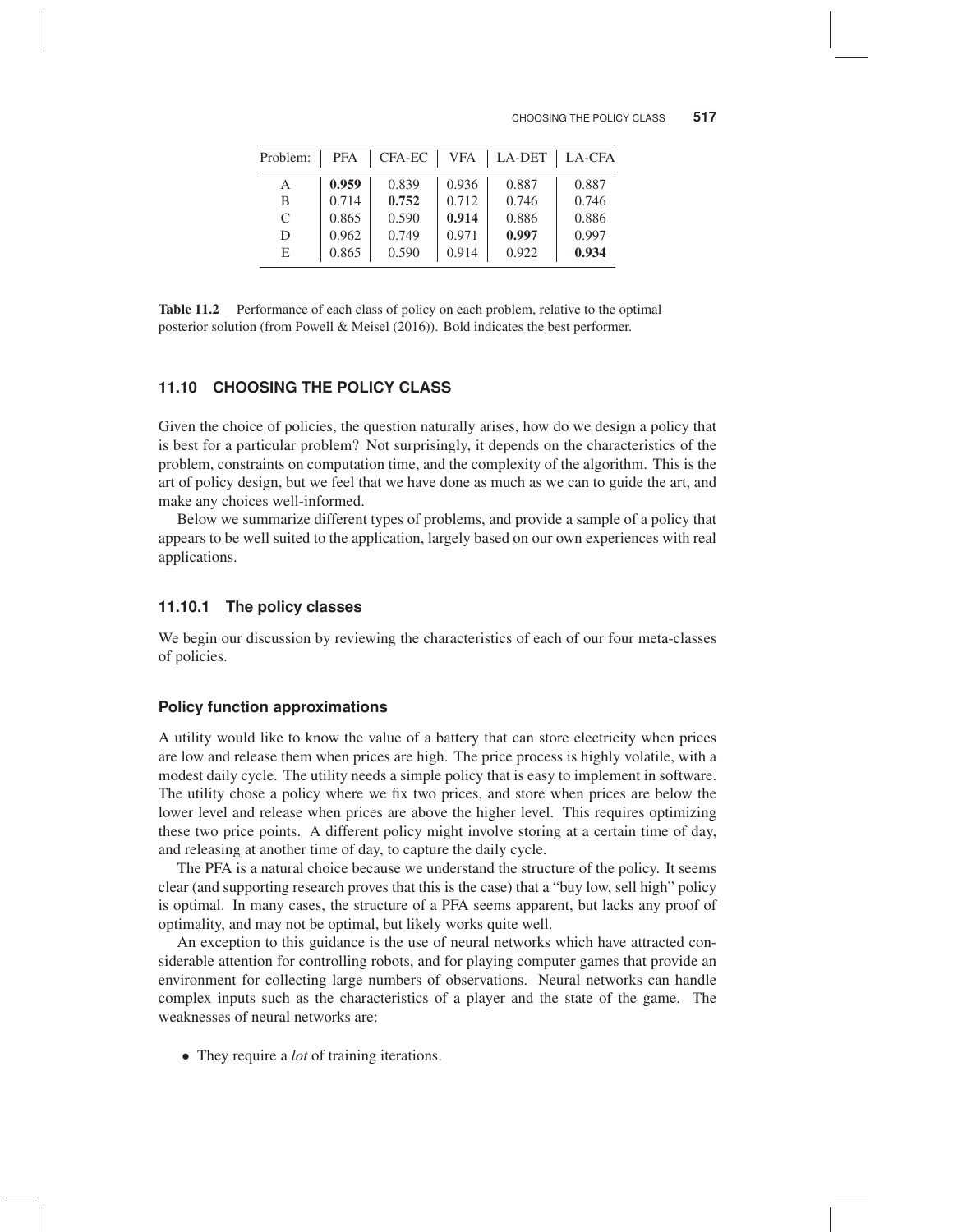| Problem: | PFA | CFA-EC | VFA | LA-DET | LA-CFA |
|---|---|---|---|---|---|
| A | **0.959** | 0.839 | 0.936 | 0.887 | 0.887 |
| B | 0.714 | **0.752** | 0.712 | 0.746 | 0.746 |
| C | 0.865 | 0.590 | **0.914** | 0.886 | 0.886 |
| D | 0.962 | 0.749 | 0.971 | **0.997** | 0.997 |
| E | 0.865 | 0.590 | 0.914 | 0.922 | **0.934** |

**Table 11.2** Performance of each class of policy on each problem, relative to the optimal posterior solution (from Powell & Meisel (2016)). Bold indicates the best performer.

## 11.10 CHOOSING THE POLICY CLASS

Given the choice of policies, the question naturally arises, how do we design a policy that is best for a particular problem? Not surprisingly, it depends on the characteristics of the problem, constraints on computation time, and the complexity of the algorithm. This is the art of policy design, but we feel that we have done as much as we can to guide the art, and make any choices well-informed.

Below we summarize different types of problems, and provide a sample of a policy that appears to be well suited to the application, largely based on our own experiences with real applications.

### 11.10.1 The policy classes

We begin our discussion by reviewing the characteristics of each of our four meta-classes of policies.

#### Policy function approximations

A utility would like to know the value of a battery that can store electricity when prices are low and release them when prices are high. The price process is highly volatile, with a modest daily cycle. The utility needs a simple policy that is easy to implement in software. The utility chose a policy where we fix two prices, and store when prices are below the lower level and release when prices are above the higher level. This requires optimizing these two price points. A different policy might involve storing at a certain time of day, and releasing at another time of day, to capture the daily cycle.

The PFA is a natural choice because we understand the structure of the policy. It seems clear (and supporting research proves that this is the case) that a "buy low, sell high" policy is optimal. In many cases, the structure of a PFA seems apparent, but lacks any proof of optimality, and may not be optimal, but likely works quite well.

An exception to this guidance is the use of neural networks which have attracted considerable attention for controlling robots, and for playing computer games that provide an environment for collecting large numbers of observations. Neural networks can handle complex inputs such as the characteristics of a player and the state of the game. The weaknesses of neural networks are:

- They require a *lot* of training iterations.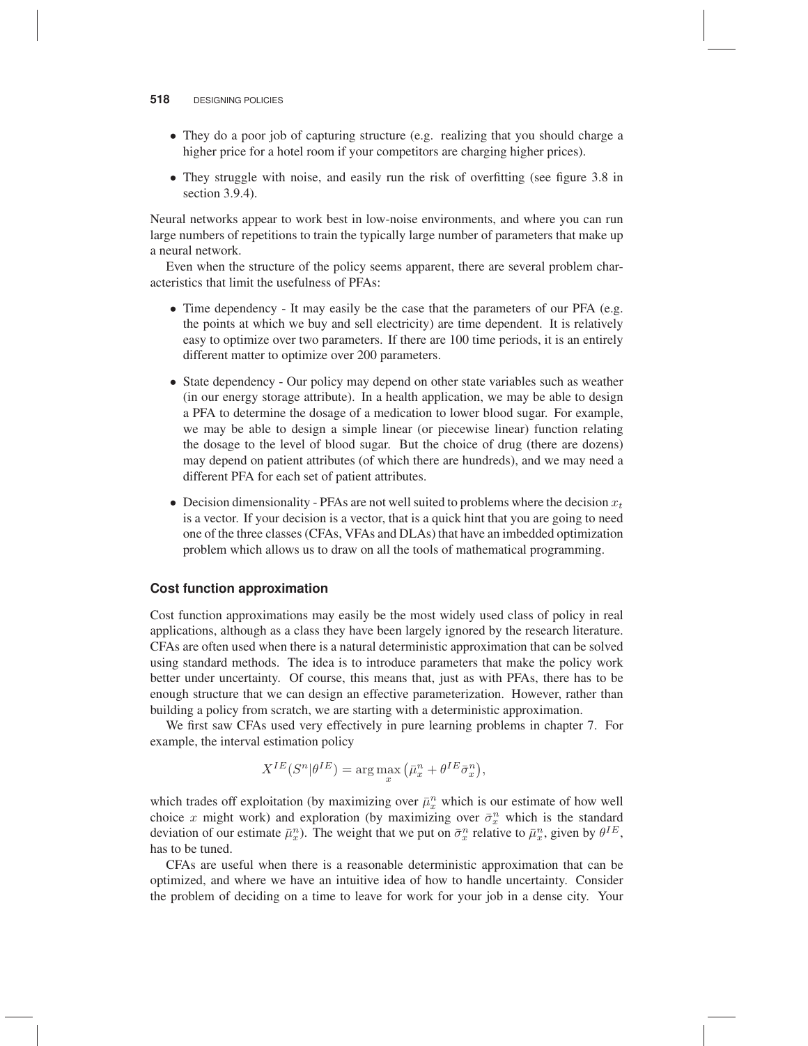- They do a poor job of capturing structure (e.g. realizing that you should charge a higher price for a hotel room if your competitors are charging higher prices).
- They struggle with noise, and easily run the risk of overfitting (see figure 3.8 in section 3.9.4).

Neural networks appear to work best in low-noise environments, and where you can run large numbers of repetitions to train the typically large number of parameters that make up a neural network.

Even when the structure of the policy seems apparent, there are several problem characteristics that limit the usefulness of PFAs:

- Time dependency - It may easily be the case that the parameters of our PFA (e.g. the points at which we buy and sell electricity) are time dependent. It is relatively easy to optimize over two parameters. If there are 100 time periods, it is an entirely different matter to optimize over 200 parameters.
- State dependency - Our policy may depend on other state variables such as weather (in our energy storage attribute). In a health application, we may be able to design a PFA to determine the dosage of a medication to lower blood sugar. For example, we may be able to design a simple linear (or piecewise linear) function relating the dosage to the level of blood sugar. But the choice of drug (there are dozens) may depend on patient attributes (of which there are hundreds), and we may need a different PFA for each set of patient attributes.
- Decision dimensionality - PFAs are not well suited to problems where the decision $x_t$ is a vector. If your decision is a vector, that is a quick hint that you are going to need one of the three classes (CFAs, VFAs and DLAs) that have an imbedded optimization problem which allows us to draw on all the tools of mathematical programming.

### Cost function approximation

Cost function approximations may easily be the most widely used class of policy in real applications, although as a class they have been largely ignored by the research literature. CFAs are often used when there is a natural deterministic approximation that can be solved using standard methods. The idea is to introduce parameters that make the policy work better under uncertainty. Of course, this means that, just as with PFAs, there has to be enough structure that we can design an effective parameterization. However, rather than building a policy from scratch, we are starting with a deterministic approximation.

We first saw CFAs used very effectively in pure learning problems in chapter 7. For example, the interval estimation policy

$$X^{IE}(S^n|\theta^{IE}) = \arg\max_x \left(\bar{\mu}_x^n + \theta^{IE}\bar{\sigma}_x^n\right),$$

which trades off exploitation (by maximizing over $\bar{\mu}_x^n$ which is our estimate of how well choice $x$ might work) and exploration (by maximizing over $\bar{\sigma}_x^n$ which is the standard deviation of our estimate $\bar{\mu}_x^n$). The weight that we put on $\bar{\sigma}_x^n$ relative to $\bar{\mu}_x^n$, given by $\theta^{IE}$, has to be tuned.

CFAs are useful when there is a reasonable deterministic approximation that can be optimized, and where we have an intuitive idea of how to handle uncertainty. Consider the problem of deciding on a time to leave for work for your job in a dense city. Your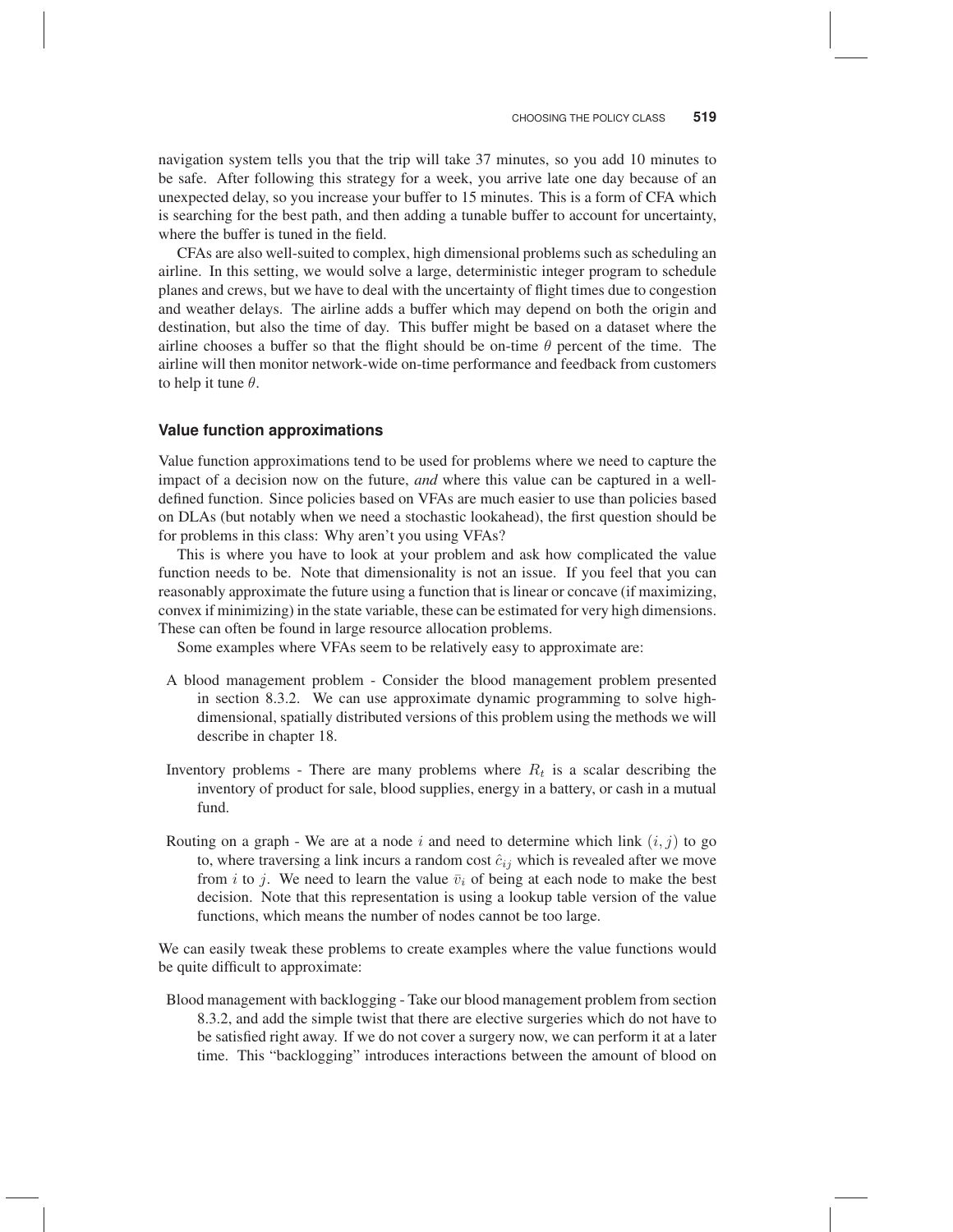navigation system tells you that the trip will take 37 minutes, so you add 10 minutes to be safe. After following this strategy for a week, you arrive late one day because of an unexpected delay, so you increase your buffer to 15 minutes. This is a form of CFA which is searching for the best path, and then adding a tunable buffer to account for uncertainty, where the buffer is tuned in the field.

CFAs are also well-suited to complex, high dimensional problems such as scheduling an airline. In this setting, we would solve a large, deterministic integer program to schedule planes and crews, but we have to deal with the uncertainty of flight times due to congestion and weather delays. The airline adds a buffer which may depend on both the origin and destination, but also the time of day. This buffer might be based on a dataset where the airline chooses a buffer so that the flight should be on-time $\theta$ percent of the time. The airline will then monitor network-wide on-time performance and feedback from customers to help it tune $\theta$.

### Value function approximations

Value function approximations tend to be used for problems where we need to capture the impact of a decision now on the future, *and* where this value can be captured in a well-defined function. Since policies based on VFAs are much easier to use than policies based on DLAs (but notably when we need a stochastic lookahead), the first question should be for problems in this class: Why aren't you using VFAs?

This is where you have to look at your problem and ask how complicated the value function needs to be. Note that dimensionality is not an issue. If you feel that you can reasonably approximate the future using a function that is linear or concave (if maximizing, convex if minimizing) in the state variable, these can be estimated for very high dimensions. These can often be found in large resource allocation problems.

Some examples where VFAs seem to be relatively easy to approximate are:

- A blood management problem - Consider the blood management problem presented in section 8.3.2. We can use approximate dynamic programming to solve high-dimensional, spatially distributed versions of this problem using the methods we will describe in chapter 18.
- Inventory problems - There are many problems where $R_t$ is a scalar describing the inventory of product for sale, blood supplies, energy in a battery, or cash in a mutual fund.
- Routing on a graph - We are at a node $i$ and need to determine which link $(i, j)$ to go to, where traversing a link incurs a random cost $\hat{c}_{ij}$ which is revealed after we move from $i$ to $j$. We need to learn the value $\bar{v}_i$ of being at each node to make the best decision. Note that this representation is using a lookup table version of the value functions, which means the number of nodes cannot be too large.

We can easily tweak these problems to create examples where the value functions would be quite difficult to approximate:

- Blood management with backlogging - Take our blood management problem from section 8.3.2, and add the simple twist that there are elective surgeries which do not have to be satisfied right away. If we do not cover a surgery now, we can perform it at a later time. This "backlogging" introduces interactions between the amount of blood on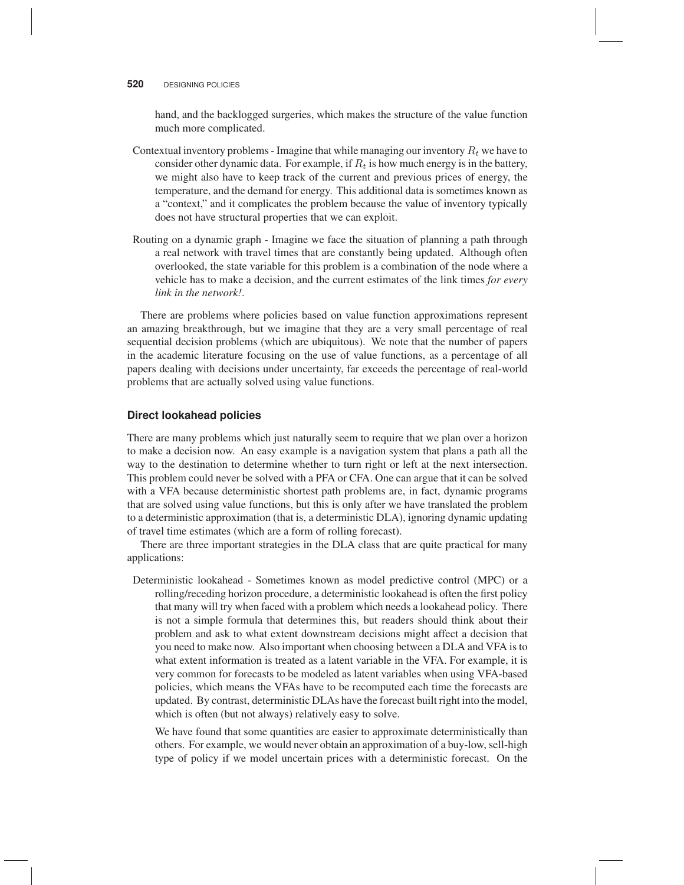hand, and the backlogged surgeries, which makes the structure of the value function much more complicated.

Contextual inventory problems - Imagine that while managing our inventory $R_t$ we have to consider other dynamic data. For example, if $R_t$ is how much energy is in the battery, we might also have to keep track of the current and previous prices of energy, the temperature, and the demand for energy. This additional data is sometimes known as a "context," and it complicates the problem because the value of inventory typically does not have structural properties that we can exploit.

Routing on a dynamic graph - Imagine we face the situation of planning a path through a real network with travel times that are constantly being updated. Although often overlooked, the state variable for this problem is a combination of the node where a vehicle has to make a decision, and the current estimates of the link times *for every link in the network!*.

There are problems where policies based on value function approximations represent an amazing breakthrough, but we imagine that they are a very small percentage of real sequential decision problems (which are ubiquitous). We note that the number of papers in the academic literature focusing on the use of value functions, as a percentage of all papers dealing with decisions under uncertainty, far exceeds the percentage of real-world problems that are actually solved using value functions.

### Direct lookahead policies

There are many problems which just naturally seem to require that we plan over a horizon to make a decision now. An easy example is a navigation system that plans a path all the way to the destination to determine whether to turn right or left at the next intersection. This problem could never be solved with a PFA or CFA. One can argue that it can be solved with a VFA because deterministic shortest path problems are, in fact, dynamic programs that are solved using value functions, but this is only after we have translated the problem to a deterministic approximation (that is, a deterministic DLA), ignoring dynamic updating of travel time estimates (which are a form of rolling forecast).

There are three important strategies in the DLA class that are quite practical for many applications:

Deterministic lookahead - Sometimes known as model predictive control (MPC) or a rolling/receding horizon procedure, a deterministic lookahead is often the first policy that many will try when faced with a problem which needs a lookahead policy. There is not a simple formula that determines this, but readers should think about their problem and ask to what extent downstream decisions might affect a decision that you need to make now. Also important when choosing between a DLA and VFA is to what extent information is treated as a latent variable in the VFA. For example, it is very common for forecasts to be modeled as latent variables when using VFA-based policies, which means the VFAs have to be recomputed each time the forecasts are updated. By contrast, deterministic DLAs have the forecast built right into the model, which is often (but not always) relatively easy to solve.

We have found that some quantities are easier to approximate deterministically than others. For example, we would never obtain an approximation of a buy-low, sell-high type of policy if we model uncertain prices with a deterministic forecast. On the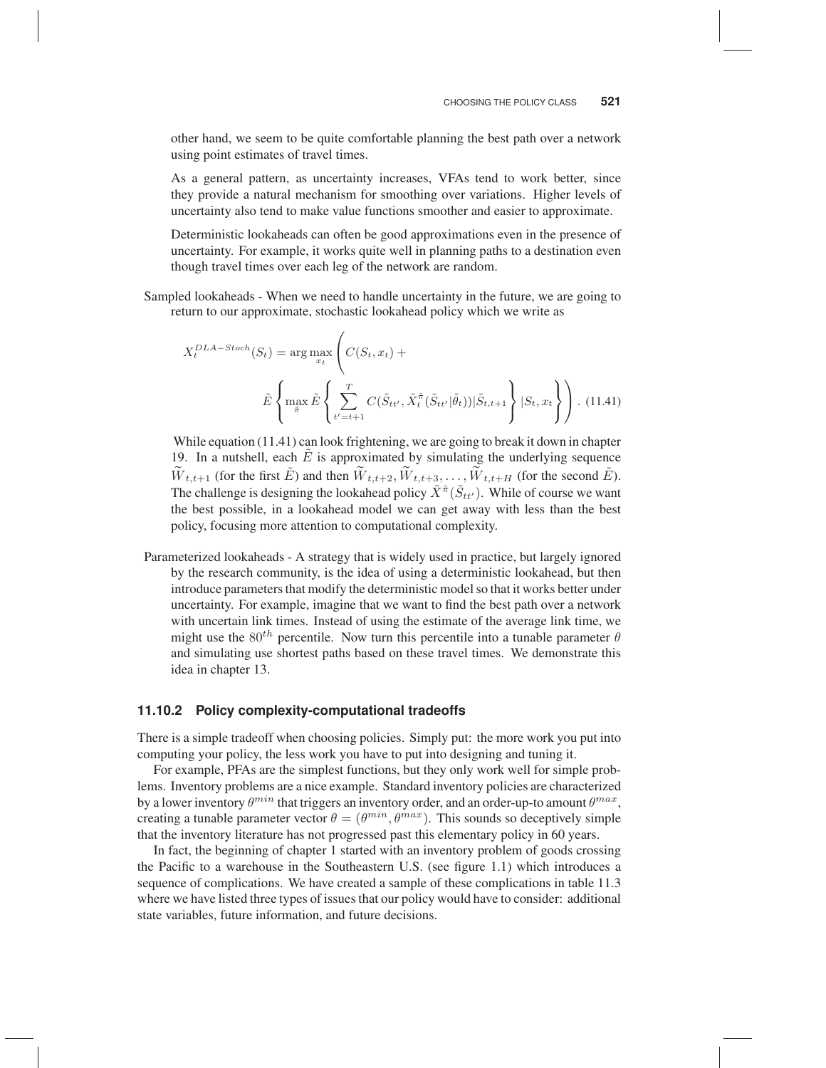other hand, we seem to be quite comfortable planning the best path over a network using point estimates of travel times.

As a general pattern, as uncertainty increases, VFAs tend to work better, since they provide a natural mechanism for smoothing over variations. Higher levels of uncertainty also tend to make value functions smoother and easier to approximate.

Deterministic lookaheads can often be good approximations even in the presence of uncertainty. For example, it works quite well in planning paths to a destination even though travel times over each leg of the network are random.

Sampled lookaheads - When we need to handle uncertainty in the future, we are going to return to our approximate, stochastic lookahead policy which we write as

$$X_t^{DLA-Stoch}(S_t) = \arg\max_{x_t} \left( C(S_t, x_t) + \tilde{E} \left\{ \max_{\tilde{\pi}} \tilde{E} \left\{ \sum_{t'=t+1}^{T} C(\tilde{S}_{tt'}, \tilde{X}_t^{\tilde{\pi}}(\tilde{S}_{tt'}|\tilde{\theta}_t)) | \tilde{S}_{t,t+1} \right\} | S_t, x_t \right\} \right). \quad (11.41)$$

While equation (11.41) can look frightening, we are going to break it down in chapter 19. In a nutshell, each $\tilde{E}$ is approximated by simulating the underlying sequence $\widetilde{W}_{t,t+1}$ (for the first $\tilde{E}$) and then $\widetilde{W}_{t,t+2}, \widetilde{W}_{t,t+3}, \ldots, \widetilde{W}_{t,t+H}$ (for the second $\tilde{E}$). The challenge is designing the lookahead policy $\tilde{X}^{\tilde{\pi}}(\tilde{S}_{tt'})$. While of course we want the best possible, in a lookahead model we can get away with less than the best policy, focusing more attention to computational complexity.

Parameterized lookaheads - A strategy that is widely used in practice, but largely ignored by the research community, is the idea of using a deterministic lookahead, but then introduce parameters that modify the deterministic model so that it works better under uncertainty. For example, imagine that we want to find the best path over a network with uncertain link times. Instead of using the estimate of the average link time, we might use the $80^{th}$ percentile. Now turn this percentile into a tunable parameter $\theta$ and simulating use shortest paths based on these travel times. We demonstrate this idea in chapter 13.

### 11.10.2 Policy complexity-computational tradeoffs

There is a simple tradeoff when choosing policies. Simply put: the more work you put into computing your policy, the less work you have to put into designing and tuning it.

For example, PFAs are the simplest functions, but they only work well for simple problems. Inventory problems are a nice example. Standard inventory policies are characterized by a lower inventory $\theta^{min}$ that triggers an inventory order, and an order-up-to amount $\theta^{max}$, creating a tunable parameter vector $\theta = (\theta^{min}, \theta^{max})$. This sounds so deceptively simple that the inventory literature has not progressed past this elementary policy in 60 years.

In fact, the beginning of chapter 1 started with an inventory problem of goods crossing the Pacific to a warehouse in the Southeastern U.S. (see figure 1.1) which introduces a sequence of complications. We have created a sample of these complications in table 11.3 where we have listed three types of issues that our policy would have to consider: additional state variables, future information, and future decisions.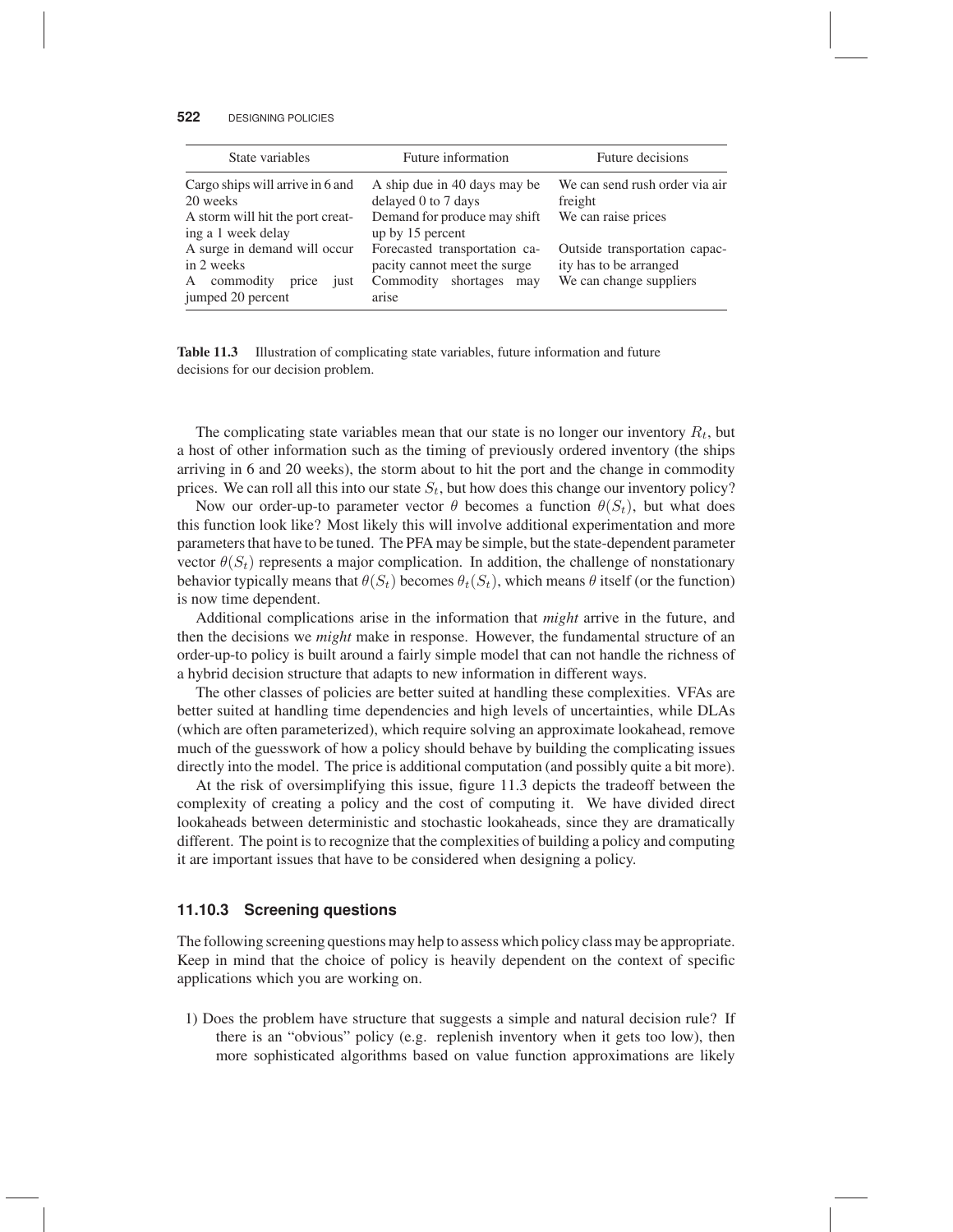| State variables | Future information | Future decisions |
|---|---|---|
| Cargo ships will arrive in 6 and 20 weeks | A ship due in 40 days may be delayed 0 to 7 days | We can send rush order via air freight |
| A storm will hit the port creating a 1 week delay | Demand for produce may shift up by 15 percent | We can raise prices |
| A surge in demand will occur in 2 weeks | Forecasted transportation capacity cannot meet the surge | Outside transportation capacity has to be arranged |
| A commodity price just jumped 20 percent | Commodity shortages may arise | We can change suppliers |

**Table 11.3** Illustration of complicating state variables, future information and future decisions for our decision problem.

The complicating state variables mean that our state is no longer our inventory $R_t$, but a host of other information such as the timing of previously ordered inventory (the ships arriving in 6 and 20 weeks), the storm about to hit the port and the change in commodity prices. We can roll all this into our state $S_t$, but how does this change our inventory policy?

Now our order-up-to parameter vector $\theta$ becomes a function $\theta(S_t)$, but what does this function look like? Most likely this will involve additional experimentation and more parameters that have to be tuned. The PFA may be simple, but the state-dependent parameter vector $\theta(S_t)$ represents a major complication. In addition, the challenge of nonstationary behavior typically means that $\theta(S_t)$ becomes $\theta_t(S_t)$, which means $\theta$ itself (or the function) is now time dependent.

Additional complications arise in the information that *might* arrive in the future, and then the decisions we *might* make in response. However, the fundamental structure of an order-up-to policy is built around a fairly simple model that can not handle the richness of a hybrid decision structure that adapts to new information in different ways.

The other classes of policies are better suited at handling these complexities. VFAs are better suited at handling time dependencies and high levels of uncertainties, while DLAs (which are often parameterized), which require solving an approximate lookahead, remove much of the guesswork of how a policy should behave by building the complicating issues directly into the model. The price is additional computation (and possibly quite a bit more).

At the risk of oversimplifying this issue, figure 11.3 depicts the tradeoff between the complexity of creating a policy and the cost of computing it. We have divided direct lookaheads between deterministic and stochastic lookaheads, since they are dramatically different. The point is to recognize that the complexities of building a policy and computing it are important issues that have to be considered when designing a policy.

### 11.10.3 Screening questions

The following screening questions may help to assess which policy class may be appropriate. Keep in mind that the choice of policy is heavily dependent on the context of specific applications which you are working on.

1) Does the problem have structure that suggests a simple and natural decision rule? If there is an "obvious" policy (e.g. replenish inventory when it gets too low), then more sophisticated algorithms based on value function approximations are likely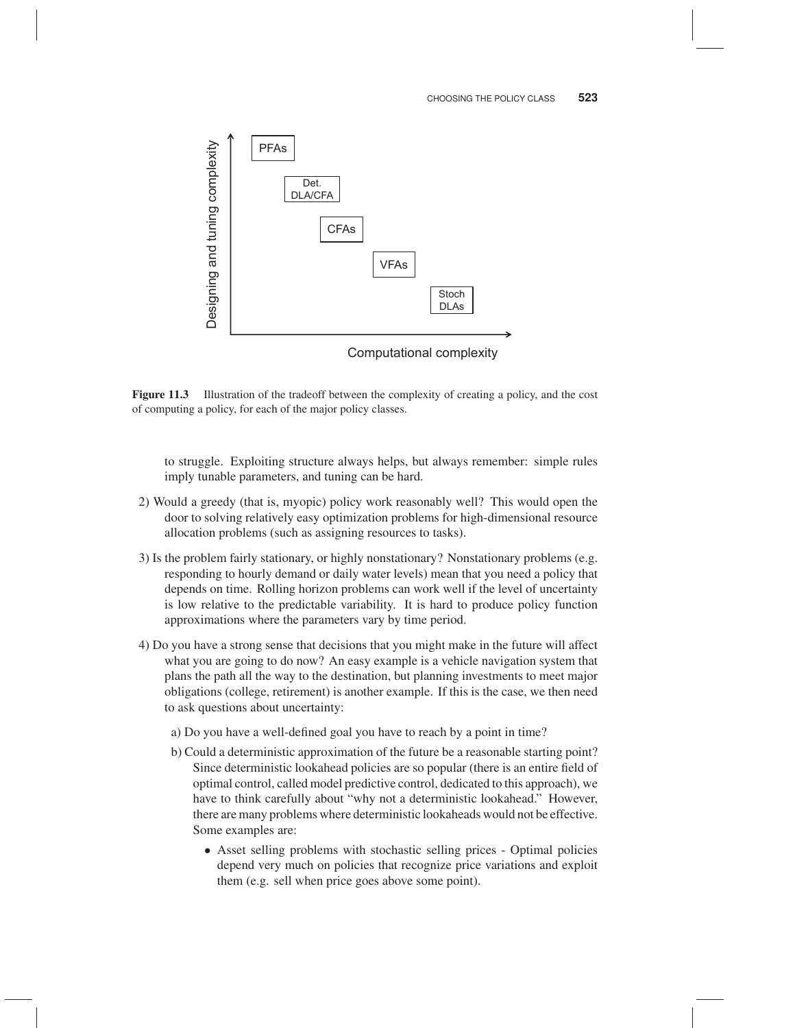Designing and tuning complexity

PFAs

Det. DLA/CFA

CFAs

VFAs

Stoch DLAs

Computational complexity

**Figure 11.3** Illustration of the tradeoff between the complexity of creating a policy, and the cost of computing a policy, for each of the major policy classes.

to struggle. Exploiting structure always helps, but always remember: simple rules imply tunable parameters, and tuning can be hard.

2) Would a greedy (that is, myopic) policy work reasonably well? This would open the door to solving relatively easy optimization problems for high-dimensional resource allocation problems (such as assigning resources to tasks).

3) Is the problem fairly stationary, or highly nonstationary? Nonstationary problems (e.g. responding to hourly demand or daily water levels) mean that you need a policy that depends on time. Rolling horizon problems can work well if the level of uncertainty is low relative to the predictable variability. It is hard to produce policy function approximations where the parameters vary by time period.

4) Do you have a strong sense that decisions that you might make in the future will affect what you are going to do now? An easy example is a vehicle navigation system that plans the path all the way to the destination, but planning investments to meet major obligations (college, retirement) is another example. If this is the case, we then need to ask questions about uncertainty:

   a) Do you have a well-defined goal you have to reach by a point in time?

   b) Could a deterministic approximation of the future be a reasonable starting point? Since deterministic lookahead policies are so popular (there is an entire field of optimal control, called model predictive control, dedicated to this approach), we have to think carefully about "why not a deterministic lookahead." However, there are many problems where deterministic lookaheads would not be effective. Some examples are:

      - Asset selling problems with stochastic selling prices - Optimal policies depend very much on policies that recognize price variations and exploit them (e.g. sell when price goes above some point).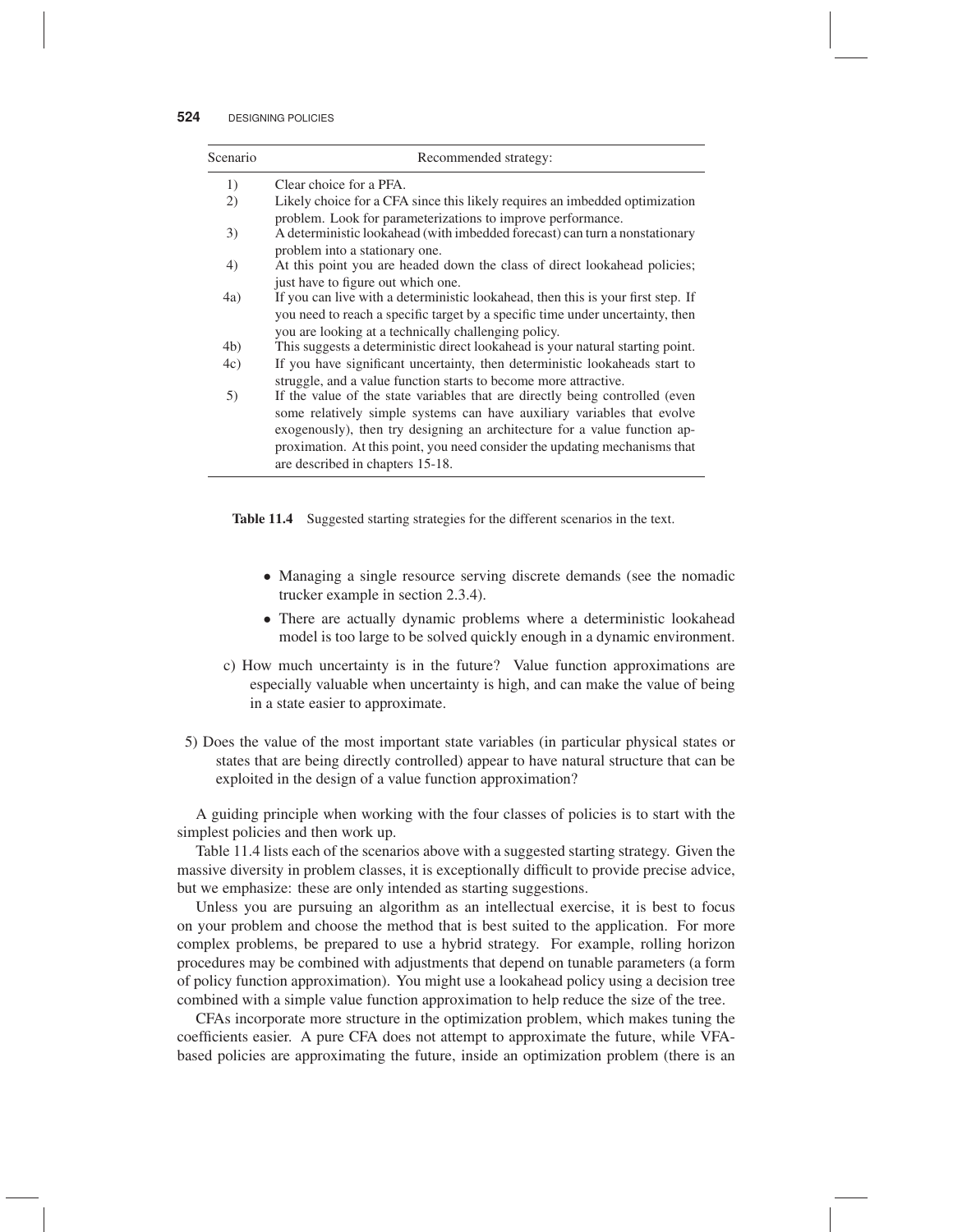| Scenario | Recommended strategy: |
|---|---|
| 1) | Clear choice for a PFA. |
| 2) | Likely choice for a CFA since this likely requires an imbedded optimization problem. Look for parameterizations to improve performance. |
| 3) | A deterministic lookahead (with imbedded forecast) can turn a nonstationary problem into a stationary one. |
| 4) | At this point you are headed down the class of direct lookahead policies; just have to figure out which one. |
| 4a) | If you can live with a deterministic lookahead, then this is your first step. If you need to reach a specific target by a specific time under uncertainty, then you are looking at a technically challenging policy. |
| 4b) | This suggests a deterministic direct lookahead is your natural starting point. |
| 4c) | If you have significant uncertainty, then deterministic lookaheads start to struggle, and a value function starts to become more attractive. |
| 5) | If the value of the state variables that are directly being controlled (even some relatively simple systems can have auxiliary variables that evolve exogenously), then try designing an architecture for a value function approximation. At this point, you need consider the updating mechanisms that are described in chapters 15-18. |

**Table 11.4** Suggested starting strategies for the different scenarios in the text.

- Managing a single resource serving discrete demands (see the nomadic trucker example in section 2.3.4).
- There are actually dynamic problems where a deterministic lookahead model is too large to be solved quickly enough in a dynamic environment.

c) How much uncertainty is in the future? Value function approximations are especially valuable when uncertainty is high, and can make the value of being in a state easier to approximate.

5) Does the value of the most important state variables (in particular physical states or states that are being directly controlled) appear to have natural structure that can be exploited in the design of a value function approximation?

A guiding principle when working with the four classes of policies is to start with the simplest policies and then work up.

Table 11.4 lists each of the scenarios above with a suggested starting strategy. Given the massive diversity in problem classes, it is exceptionally difficult to provide precise advice, but we emphasize: these are only intended as starting suggestions.

Unless you are pursuing an algorithm as an intellectual exercise, it is best to focus on your problem and choose the method that is best suited to the application. For more complex problems, be prepared to use a hybrid strategy. For example, rolling horizon procedures may be combined with adjustments that depend on tunable parameters (a form of policy function approximation). You might use a lookahead policy using a decision tree combined with a simple value function approximation to help reduce the size of the tree.

CFAs incorporate more structure in the optimization problem, which makes tuning the coefficients easier. A pure CFA does not attempt to approximate the future, while VFA-based policies are approximating the future, inside an optimization problem (there is an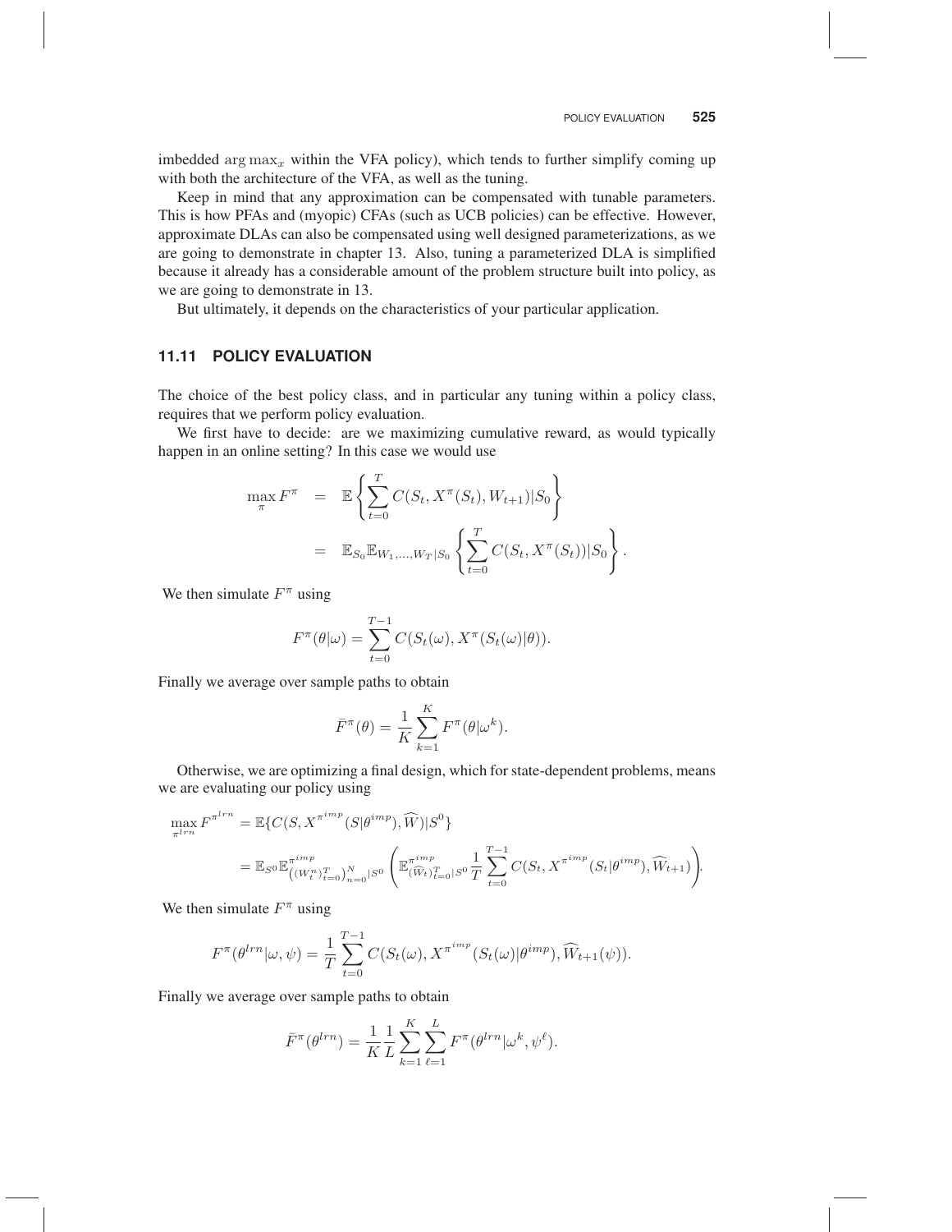imbedded $\arg\max_x$ within the VFA policy), which tends to further simplify coming up with both the architecture of the VFA, as well as the tuning.

Keep in mind that any approximation can be compensated with tunable parameters. This is how PFAs and (myopic) CFAs (such as UCB policies) can be effective. However, approximate DLAs can also be compensated using well designed parameterizations, as we are going to demonstrate in chapter 13. Also, tuning a parameterized DLA is simplified because it already has a considerable amount of the problem structure built into policy, as we are going to demonstrate in 13.

But ultimately, it depends on the characteristics of your particular application.

## 11.11 POLICY EVALUATION

The choice of the best policy class, and in particular any tuning within a policy class, requires that we perform policy evaluation.

We first have to decide: are we maximizing cumulative reward, as would typically happen in an online setting? In this case we would use

$$
\begin{aligned}
\max_{\pi} F^{\pi} &= \mathbb{E}\left\{\sum_{t=0}^{T} C(S_t, X^{\pi}(S_t), W_{t+1})|S_0\right\} \\
&= \mathbb{E}_{S_0}\mathbb{E}_{W_1,\ldots,W_T|S_0}\left\{\sum_{t=0}^{T} C(S_t, X^{\pi}(S_t))|S_0\right\}.
\end{aligned}
$$

We then simulate $F^{\pi}$ using

$$
F^{\pi}(\theta|\omega) = \sum_{t=0}^{T-1} C(S_t(\omega), X^{\pi}(S_t(\omega)|\theta)).
$$

Finally we average over sample paths to obtain

$$
\bar{F}^{\pi}(\theta) = \frac{1}{K}\sum_{k=1}^{K} F^{\pi}(\theta|\omega^k).
$$

Otherwise, we are optimizing a final design, which for state-dependent problems, means we are evaluating our policy using

$$
\begin{aligned}
\max_{\pi^{lrn}} F^{\pi^{lrn}} &= \mathbb{E}\{C(S, X^{\pi^{imp}}(S|\theta^{imp}), \widehat{W})|S^0\} \\
&= \mathbb{E}_{S^0}\mathbb{E}^{\pi^{imp}}_{((W_t^n)_{t=0}^T)_{n=0}^N|S^0}\left(\mathbb{E}^{\pi^{imp}}_{(\widehat{W}_t)_{t=0}^T|S^0}\frac{1}{T}\sum_{t=0}^{T-1} C(S_t, X^{\pi^{imp}}(S_t|\theta^{imp}), \widehat{W}_{t+1})\right).
\end{aligned}
$$

We then simulate $F^{\pi}$ using

$$
F^{\pi}(\theta^{lrn}|\omega, \psi) = \frac{1}{T}\sum_{t=0}^{T-1} C(S_t(\omega), X^{\pi^{imp}}(S_t(\omega)|\theta^{imp}), \widehat{W}_{t+1}(\psi)).
$$

Finally we average over sample paths to obtain

$$
\bar{F}^{\pi}(\theta^{lrn}) = \frac{1}{K}\frac{1}{L}\sum_{k=1}^{K}\sum_{\ell=1}^{L} F^{\pi}(\theta^{lrn}|\omega^k, \psi^{\ell}).
$$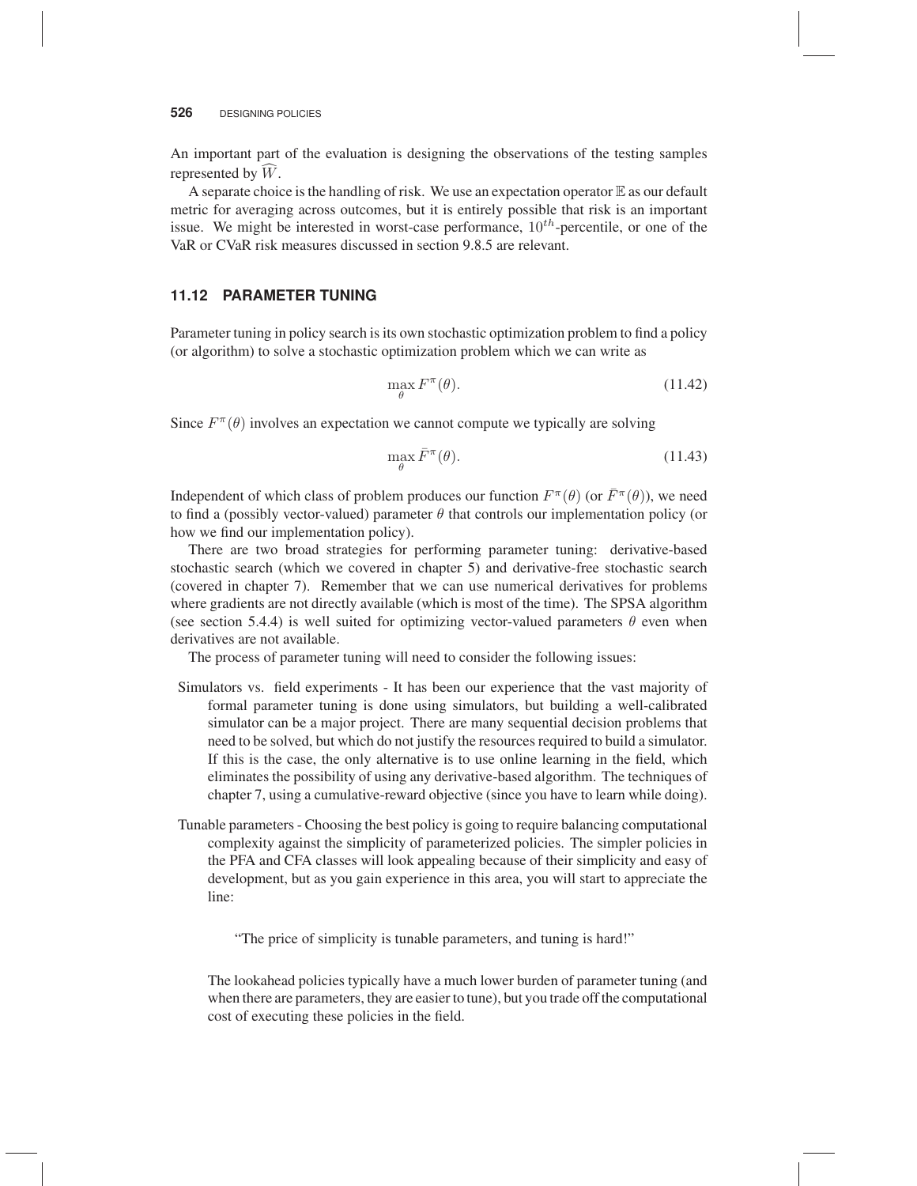An important part of the evaluation is designing the observations of the testing samples represented by $\widehat{W}$.

A separate choice is the handling of risk. We use an expectation operator $\mathbb{E}$ as our default metric for averaging across outcomes, but it is entirely possible that risk is an important issue. We might be interested in worst-case performance, $10^{th}$-percentile, or one of the VaR or CVaR risk measures discussed in section 9.8.5 are relevant.

## 11.12 PARAMETER TUNING

Parameter tuning in policy search is its own stochastic optimization problem to find a policy (or algorithm) to solve a stochastic optimization problem which we can write as

$$\max_{\theta} F^{\pi}(\theta). \tag{11.42}$$

Since $F^{\pi}(\theta)$ involves an expectation we cannot compute we typically are solving

$$\max_{\theta} \bar{F}^{\pi}(\theta). \tag{11.43}$$

Independent of which class of problem produces our function $F^{\pi}(\theta)$ (or $\bar{F}^{\pi}(\theta)$), we need to find a (possibly vector-valued) parameter $\theta$ that controls our implementation policy (or how we find our implementation policy).

There are two broad strategies for performing parameter tuning: derivative-based stochastic search (which we covered in chapter 5) and derivative-free stochastic search (covered in chapter 7). Remember that we can use numerical derivatives for problems where gradients are not directly available (which is most of the time). The SPSA algorithm (see section 5.4.4) is well suited for optimizing vector-valued parameters $\theta$ even when derivatives are not available.

The process of parameter tuning will need to consider the following issues:

Simulators vs. field experiments - It has been our experience that the vast majority of formal parameter tuning is done using simulators, but building a well-calibrated simulator can be a major project. There are many sequential decision problems that need to be solved, but which do not justify the resources required to build a simulator. If this is the case, the only alternative is to use online learning in the field, which eliminates the possibility of using any derivative-based algorithm. The techniques of chapter 7, using a cumulative-reward objective (since you have to learn while doing).

Tunable parameters - Choosing the best policy is going to require balancing computational complexity against the simplicity of parameterized policies. The simpler policies in the PFA and CFA classes will look appealing because of their simplicity and easy of development, but as you gain experience in this area, you will start to appreciate the line:

> "The price of simplicity is tunable parameters, and tuning is hard!"

The lookahead policies typically have a much lower burden of parameter tuning (and when there are parameters, they are easier to tune), but you trade off the computational cost of executing these policies in the field.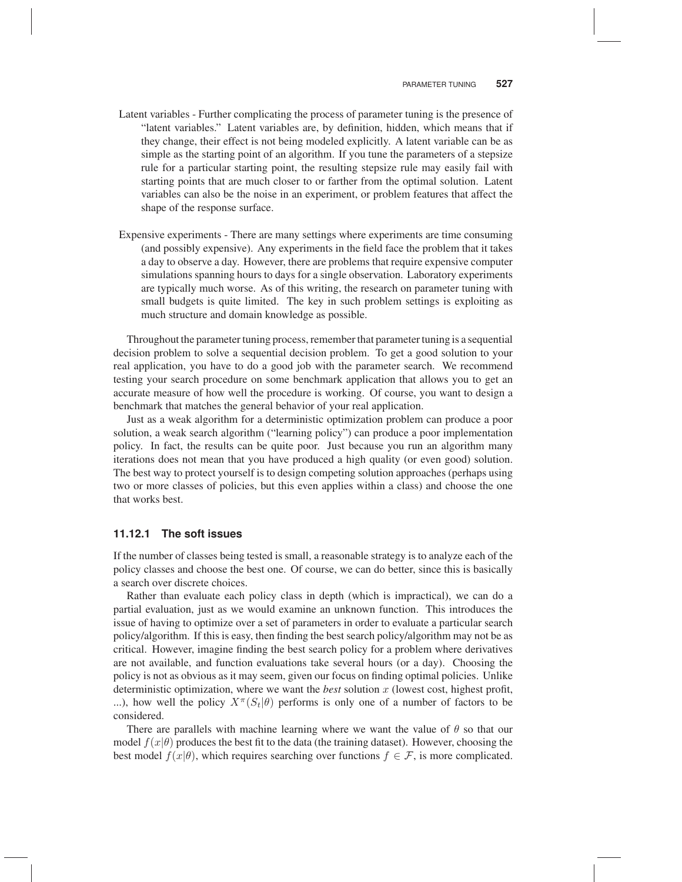Latent variables - Further complicating the process of parameter tuning is the presence of "latent variables." Latent variables are, by definition, hidden, which means that if they change, their effect is not being modeled explicitly. A latent variable can be as simple as the starting point of an algorithm. If you tune the parameters of a stepsize rule for a particular starting point, the resulting stepsize rule may easily fail with starting points that are much closer to or farther from the optimal solution. Latent variables can also be the noise in an experiment, or problem features that affect the shape of the response surface.

Expensive experiments - There are many settings where experiments are time consuming (and possibly expensive). Any experiments in the field face the problem that it takes a day to observe a day. However, there are problems that require expensive computer simulations spanning hours to days for a single observation. Laboratory experiments are typically much worse. As of this writing, the research on parameter tuning with small budgets is quite limited. The key in such problem settings is exploiting as much structure and domain knowledge as possible.

Throughout the parameter tuning process, remember that parameter tuning is a sequential decision problem to solve a sequential decision problem. To get a good solution to your real application, you have to do a good job with the parameter search. We recommend testing your search procedure on some benchmark application that allows you to get an accurate measure of how well the procedure is working. Of course, you want to design a benchmark that matches the general behavior of your real application.

Just as a weak algorithm for a deterministic optimization problem can produce a poor solution, a weak search algorithm ("learning policy") can produce a poor implementation policy. In fact, the results can be quite poor. Just because you run an algorithm many iterations does not mean that you have produced a high quality (or even good) solution. The best way to protect yourself is to design competing solution approaches (perhaps using two or more classes of policies, but this even applies within a class) and choose the one that works best.

### 11.12.1 The soft issues

If the number of classes being tested is small, a reasonable strategy is to analyze each of the policy classes and choose the best one. Of course, we can do better, since this is basically a search over discrete choices.

Rather than evaluate each policy class in depth (which is impractical), we can do a partial evaluation, just as we would examine an unknown function. This introduces the issue of having to optimize over a set of parameters in order to evaluate a particular search policy/algorithm. If this is easy, then finding the best search policy/algorithm may not be as critical. However, imagine finding the best search policy for a problem where derivatives are not available, and function evaluations take several hours (or a day). Choosing the policy is not as obvious as it may seem, given our focus on finding optimal policies. Unlike deterministic optimization, where we want the *best* solution $x$ (lowest cost, highest profit, ...), how well the policy $X^\pi(S_t|\theta)$ performs is only one of a number of factors to be considered.

There are parallels with machine learning where we want the value of $\theta$ so that our model $f(x|\theta)$ produces the best fit to the data (the training dataset). However, choosing the best model $f(x|\theta)$, which requires searching over functions $f \in \mathcal{F}$, is more complicated.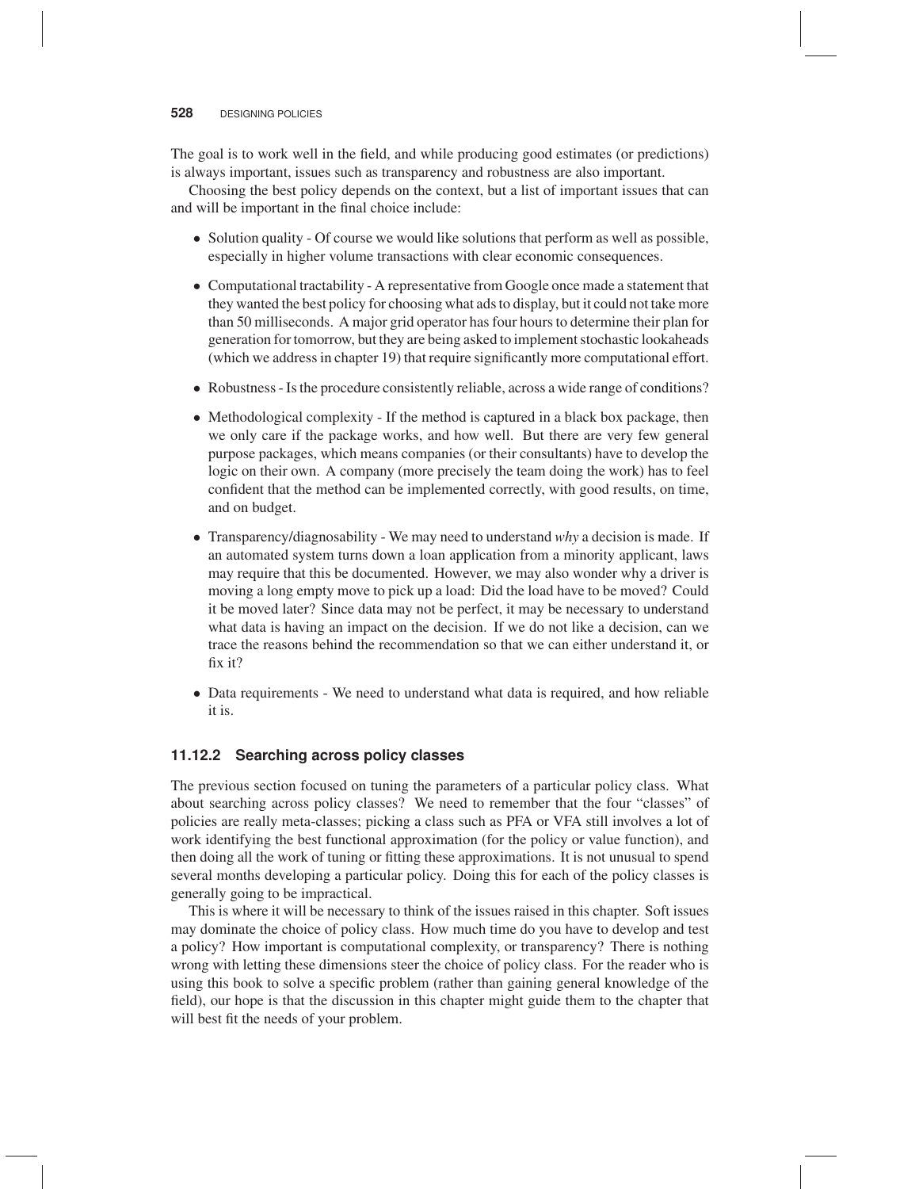The goal is to work well in the field, and while producing good estimates (or predictions) is always important, issues such as transparency and robustness are also important.

Choosing the best policy depends on the context, but a list of important issues that can and will be important in the final choice include:

- Solution quality - Of course we would like solutions that perform as well as possible, especially in higher volume transactions with clear economic consequences.
- Computational tractability - A representative from Google once made a statement that they wanted the best policy for choosing what ads to display, but it could not take more than 50 milliseconds. A major grid operator has four hours to determine their plan for generation for tomorrow, but they are being asked to implement stochastic lookaheads (which we address in chapter 19) that require significantly more computational effort.
- Robustness - Is the procedure consistently reliable, across a wide range of conditions?
- Methodological complexity - If the method is captured in a black box package, then we only care if the package works, and how well. But there are very few general purpose packages, which means companies (or their consultants) have to develop the logic on their own. A company (more precisely the team doing the work) has to feel confident that the method can be implemented correctly, with good results, on time, and on budget.
- Transparency/diagnosability - We may need to understand *why* a decision is made. If an automated system turns down a loan application from a minority applicant, laws may require that this be documented. However, we may also wonder why a driver is moving a long empty move to pick up a load: Did the load have to be moved? Could it be moved later? Since data may not be perfect, it may be necessary to understand what data is having an impact on the decision. If we do not like a decision, can we trace the reasons behind the recommendation so that we can either understand it, or fix it?
- Data requirements - We need to understand what data is required, and how reliable it is.

### 11.12.2 Searching across policy classes

The previous section focused on tuning the parameters of a particular policy class. What about searching across policy classes? We need to remember that the four "classes" of policies are really meta-classes; picking a class such as PFA or VFA still involves a lot of work identifying the best functional approximation (for the policy or value function), and then doing all the work of tuning or fitting these approximations. It is not unusual to spend several months developing a particular policy. Doing this for each of the policy classes is generally going to be impractical.

This is where it will be necessary to think of the issues raised in this chapter. Soft issues may dominate the choice of policy class. How much time do you have to develop and test a policy? How important is computational complexity, or transparency? There is nothing wrong with letting these dimensions steer the choice of policy class. For the reader who is using this book to solve a specific problem (rather than gaining general knowledge of the field), our hope is that the discussion in this chapter might guide them to the chapter that will best fit the needs of your problem.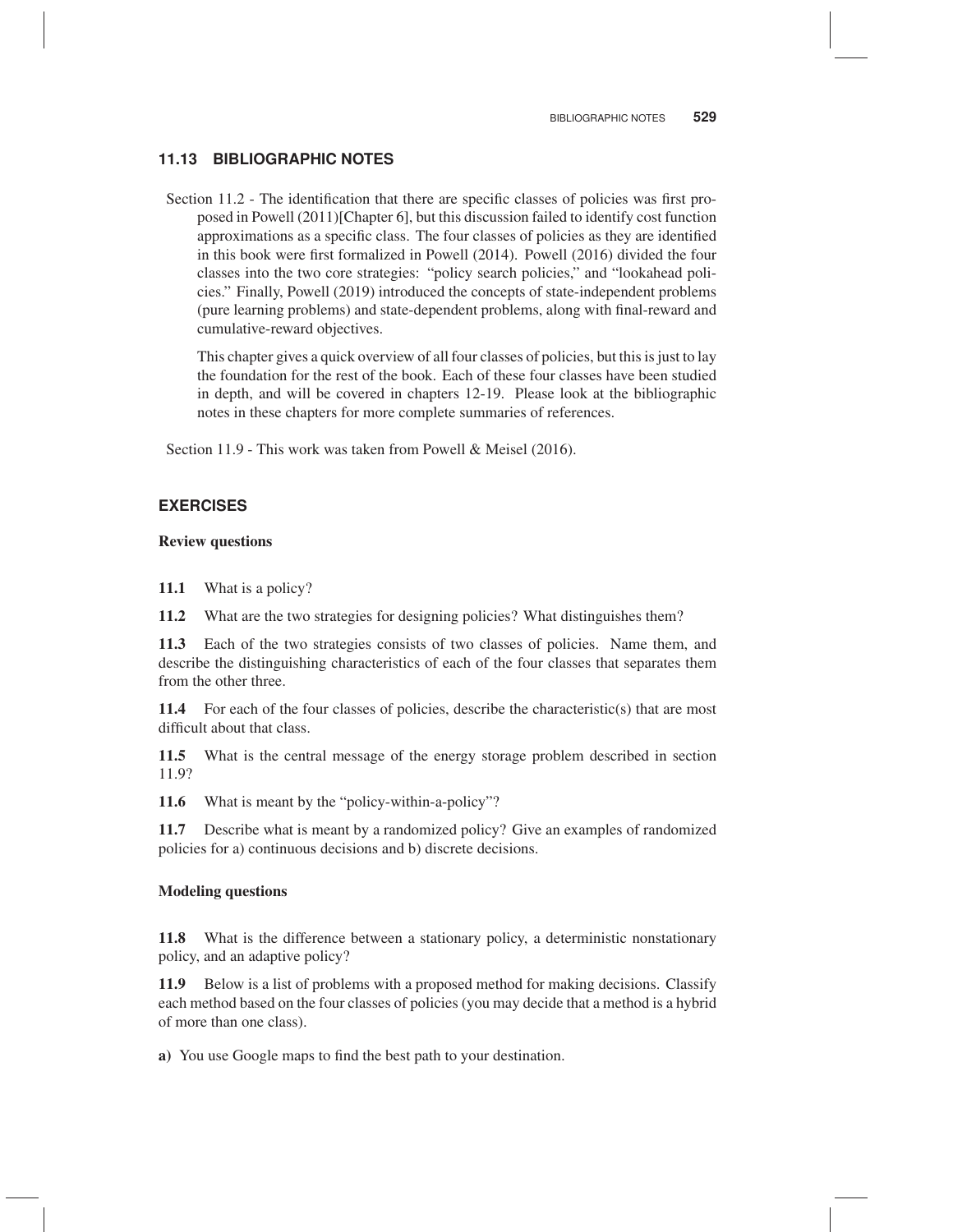## 11.13 BIBLIOGRAPHIC NOTES

Section 11.2 - The identification that there are specific classes of policies was first proposed in Powell (2011)[Chapter 6], but this discussion failed to identify cost function approximations as a specific class. The four classes of policies as they are identified in this book were first formalized in Powell (2014). Powell (2016) divided the four classes into the two core strategies: "policy search policies," and "lookahead policies." Finally, Powell (2019) introduced the concepts of state-independent problems (pure learning problems) and state-dependent problems, along with final-reward and cumulative-reward objectives.

This chapter gives a quick overview of all four classes of policies, but this is just to lay the foundation for the rest of the book. Each of these four classes have been studied in depth, and will be covered in chapters 12-19. Please look at the bibliographic notes in these chapters for more complete summaries of references.

Section 11.9 - This work was taken from Powell & Meisel (2016).

## EXERCISES

### Review questions

**11.1** What is a policy?

**11.2** What are the two strategies for designing policies? What distinguishes them?

**11.3** Each of the two strategies consists of two classes of policies. Name them, and describe the distinguishing characteristics of each of the four classes that separates them from the other three.

**11.4** For each of the four classes of policies, describe the characteristic(s) that are most difficult about that class.

**11.5** What is the central message of the energy storage problem described in section 11.9?

**11.6** What is meant by the "policy-within-a-policy"?

**11.7** Describe what is meant by a randomized policy? Give an examples of randomized policies for a) continuous decisions and b) discrete decisions.

### Modeling questions

**11.8** What is the difference between a stationary policy, a deterministic nonstationary policy, and an adaptive policy?

**11.9** Below is a list of problems with a proposed method for making decisions. Classify each method based on the four classes of policies (you may decide that a method is a hybrid of more than one class).

**a)** You use Google maps to find the best path to your destination.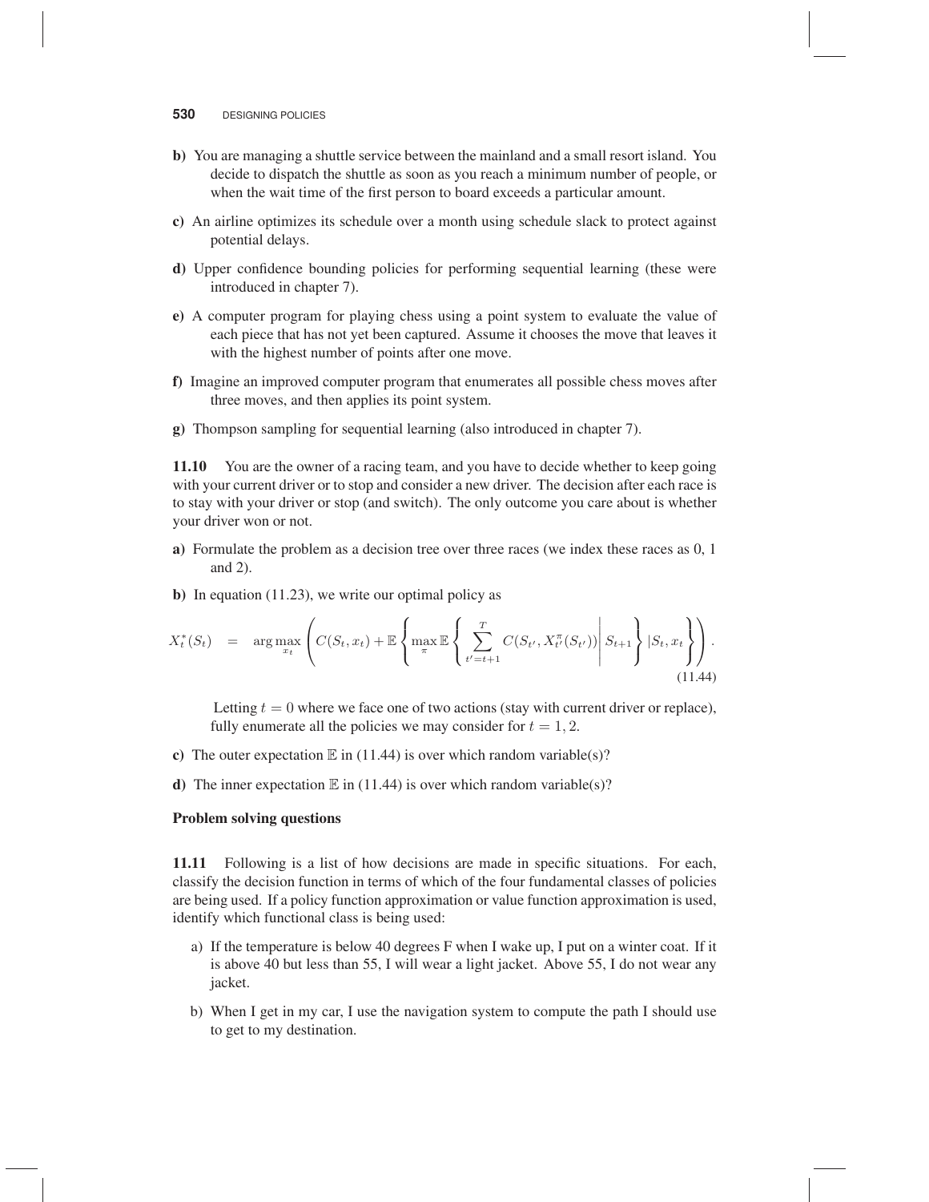**b)** You are managing a shuttle service between the mainland and a small resort island. You decide to dispatch the shuttle as soon as you reach a minimum number of people, or when the wait time of the first person to board exceeds a particular amount.

**c)** An airline optimizes its schedule over a month using schedule slack to protect against potential delays.

**d)** Upper confidence bounding policies for performing sequential learning (these were introduced in chapter 7).

**e)** A computer program for playing chess using a point system to evaluate the value of each piece that has not yet been captured. Assume it chooses the move that leaves it with the highest number of points after one move.

**f)** Imagine an improved computer program that enumerates all possible chess moves after three moves, and then applies its point system.

**g)** Thompson sampling for sequential learning (also introduced in chapter 7).

**11.10** You are the owner of a racing team, and you have to decide whether to keep going with your current driver or to stop and consider a new driver. The decision after each race is to stay with your driver or stop (and switch). The only outcome you care about is whether your driver won or not.

**a)** Formulate the problem as a decision tree over three races (we index these races as 0, 1 and 2).

**b)** In equation (11.23), we write our optimal policy as

$$X_t^*(S_t) = \arg\max_{x_t} \left( C(S_t, x_t) + \mathbb{E}\left\{ \max_{\pi} \mathbb{E}\left\{ \sum_{t'=t+1}^{T} C(S_{t'}, X_{t'}^{\pi}(S_{t'})) \middle| S_{t+1} \right\} | S_t, x_t \right\} \right). \tag{11.44}$$

Letting $t = 0$ where we face one of two actions (stay with current driver or replace), fully enumerate all the policies we may consider for $t = 1, 2$.

**c)** The outer expectation $\mathbb{E}$ in (11.44) is over which random variable(s)?

**d)** The inner expectation $\mathbb{E}$ in (11.44) is over which random variable(s)?

**Problem solving questions**

**11.11** Following is a list of how decisions are made in specific situations. For each, classify the decision function in terms of which of the four fundamental classes of policies are being used. If a policy function approximation or value function approximation is used, identify which functional class is being used:

a) If the temperature is below 40 degrees F when I wake up, I put on a winter coat. If it is above 40 but less than 55, I will wear a light jacket. Above 55, I do not wear any jacket.

b) When I get in my car, I use the navigation system to compute the path I should use to get to my destination.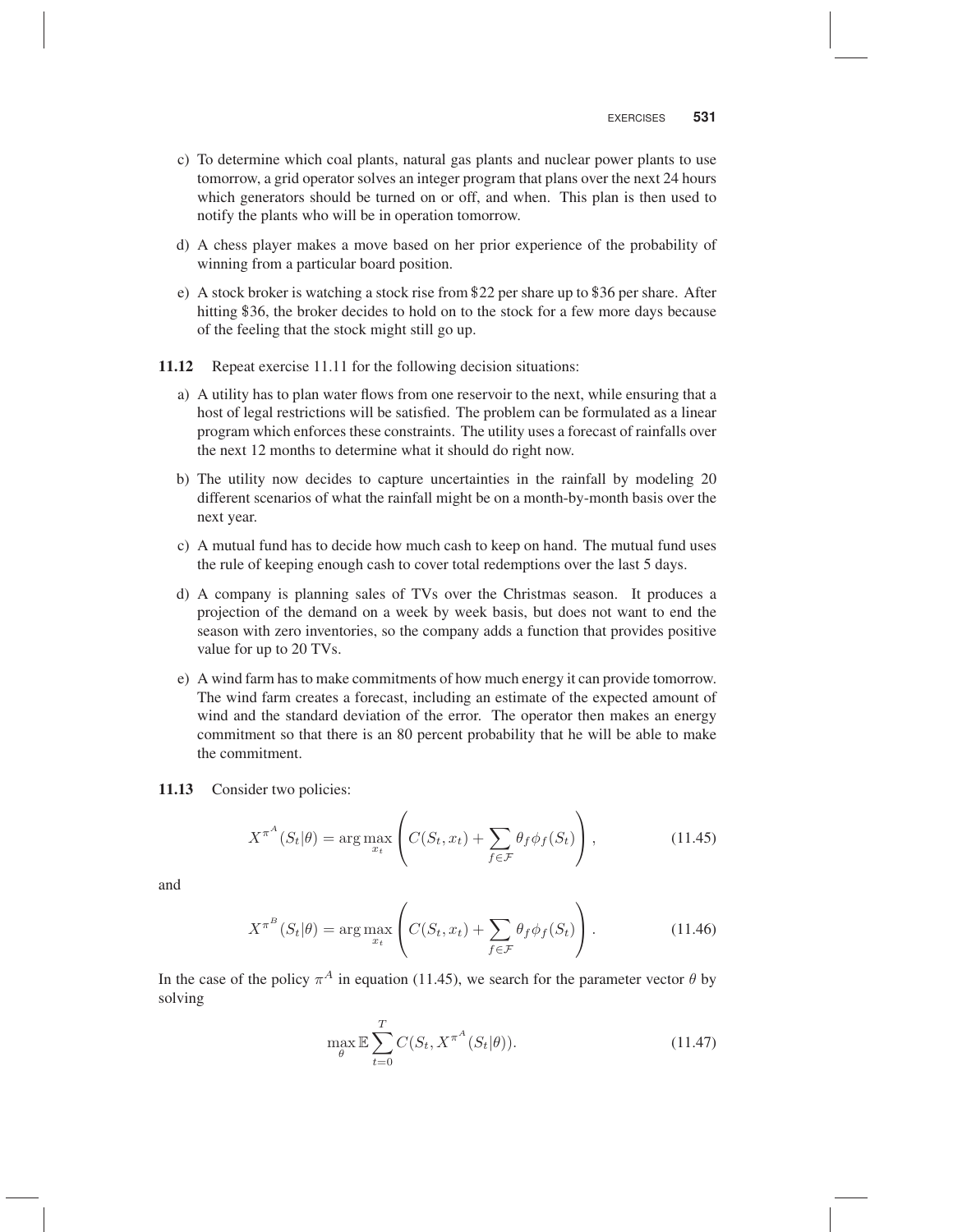c) To determine which coal plants, natural gas plants and nuclear power plants to use tomorrow, a grid operator solves an integer program that plans over the next 24 hours which generators should be turned on or off, and when. This plan is then used to notify the plants who will be in operation tomorrow.

d) A chess player makes a move based on her prior experience of the probability of winning from a particular board position.

e) A stock broker is watching a stock rise from \$22 per share up to \$36 per share. After hitting \$36, the broker decides to hold on to the stock for a few more days because of the feeling that the stock might still go up.

**11.12** Repeat exercise 11.11 for the following decision situations:

a) A utility has to plan water flows from one reservoir to the next, while ensuring that a host of legal restrictions will be satisfied. The problem can be formulated as a linear program which enforces these constraints. The utility uses a forecast of rainfalls over the next 12 months to determine what it should do right now.

b) The utility now decides to capture uncertainties in the rainfall by modeling 20 different scenarios of what the rainfall might be on a month-by-month basis over the next year.

c) A mutual fund has to decide how much cash to keep on hand. The mutual fund uses the rule of keeping enough cash to cover total redemptions over the last 5 days.

d) A company is planning sales of TVs over the Christmas season. It produces a projection of the demand on a week by week basis, but does not want to end the season with zero inventories, so the company adds a function that provides positive value for up to 20 TVs.

e) A wind farm has to make commitments of how much energy it can provide tomorrow. The wind farm creates a forecast, including an estimate of the expected amount of wind and the standard deviation of the error. The operator then makes an energy commitment so that there is an 80 percent probability that he will be able to make the commitment.

**11.13** Consider two policies:

$$X^{\pi^A}(S_t|\theta) = \arg\max_{x_t} \left( C(S_t, x_t) + \sum_{f \in \mathcal{F}} \theta_f \phi_f(S_t) \right), \tag{11.45}$$

and

$$X^{\pi^B}(S_t|\theta) = \arg\max_{x_t} \left( C(S_t, x_t) + \sum_{f \in \mathcal{F}} \theta_f \phi_f(S_t) \right). \tag{11.46}$$

In the case of the policy $\pi^A$ in equation (11.45), we search for the parameter vector $\theta$ by solving

$$\max_{\theta} \mathbb{E} \sum_{t=0}^{T} C(S_t, X^{\pi^A}(S_t|\theta)). \tag{11.47}$$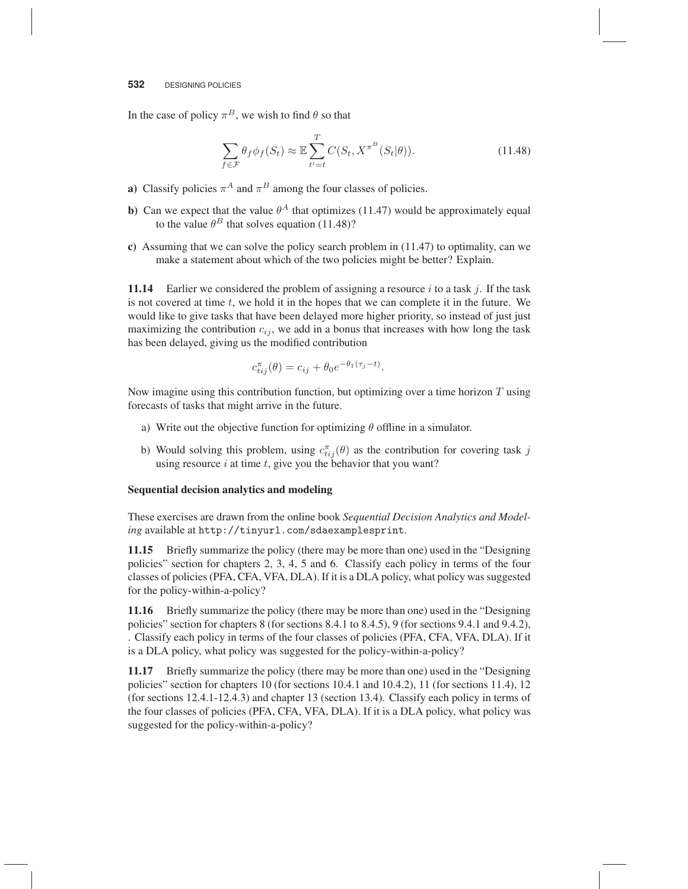In the case of policy $\pi^B$, we wish to find $\theta$ so that

$$\sum_{f \in \mathcal{F}} \theta_f \phi_f(S_t) \approx \mathbb{E} \sum_{t'=t}^{T} C(S_t, X^{\pi^B}(S_t|\theta)). \tag{11.48}$$

**a)** Classify policies $\pi^A$ and $\pi^B$ among the four classes of policies.

**b)** Can we expect that the value $\theta^A$ that optimizes (11.47) would be approximately equal to the value $\theta^B$ that solves equation (11.48)?

**c)** Assuming that we can solve the policy search problem in (11.47) to optimality, can we make a statement about which of the two policies might be better? Explain.

**11.14** Earlier we considered the problem of assigning a resource $i$ to a task $j$. If the task is not covered at time $t$, we hold it in the hopes that we can complete it in the future. We would like to give tasks that have been delayed more higher priority, so instead of just just maximizing the contribution $c_{ij}$, we add in a bonus that increases with how long the task has been delayed, giving us the modified contribution

$$c^{\pi}_{tij}(\theta) = c_{ij} + \theta_0 e^{-\theta_1(\tau_j - t)}.$$

Now imagine using this contribution function, but optimizing over a time horizon $T$ using forecasts of tasks that might arrive in the future.

a) Write out the objective function for optimizing $\theta$ offline in a simulator.

b) Would solving this problem, using $c^{\pi}_{tij}(\theta)$ as the contribution for covering task $j$ using resource $i$ at time $t$, give you the behavior that you want?

**Sequential decision analytics and modeling**

These exercises are drawn from the online book *Sequential Decision Analytics and Modeling* available at `http://tinyurl.com/sdaexamplesprint`.

**11.15** Briefly summarize the policy (there may be more than one) used in the "Designing policies" section for chapters 2, 3, 4, 5 and 6. Classify each policy in terms of the four classes of policies (PFA, CFA, VFA, DLA). If it is a DLA policy, what policy was suggested for the policy-within-a-policy?

**11.16** Briefly summarize the policy (there may be more than one) used in the "Designing policies" section for chapters 8 (for sections 8.4.1 to 8.4.5), 9 (for sections 9.4.1 and 9.4.2), . Classify each policy in terms of the four classes of policies (PFA, CFA, VFA, DLA). If it is a DLA policy, what policy was suggested for the policy-within-a-policy?

**11.17** Briefly summarize the policy (there may be more than one) used in the "Designing policies" section for chapters 10 (for sections 10.4.1 and 10.4.2), 11 (for sections 11.4), 12 (for sections 12.4.1-12.4.3) and chapter 13 (section 13.4). Classify each policy in terms of the four classes of policies (PFA, CFA, VFA, DLA). If it is a DLA policy, what policy was suggested for the policy-within-a-policy?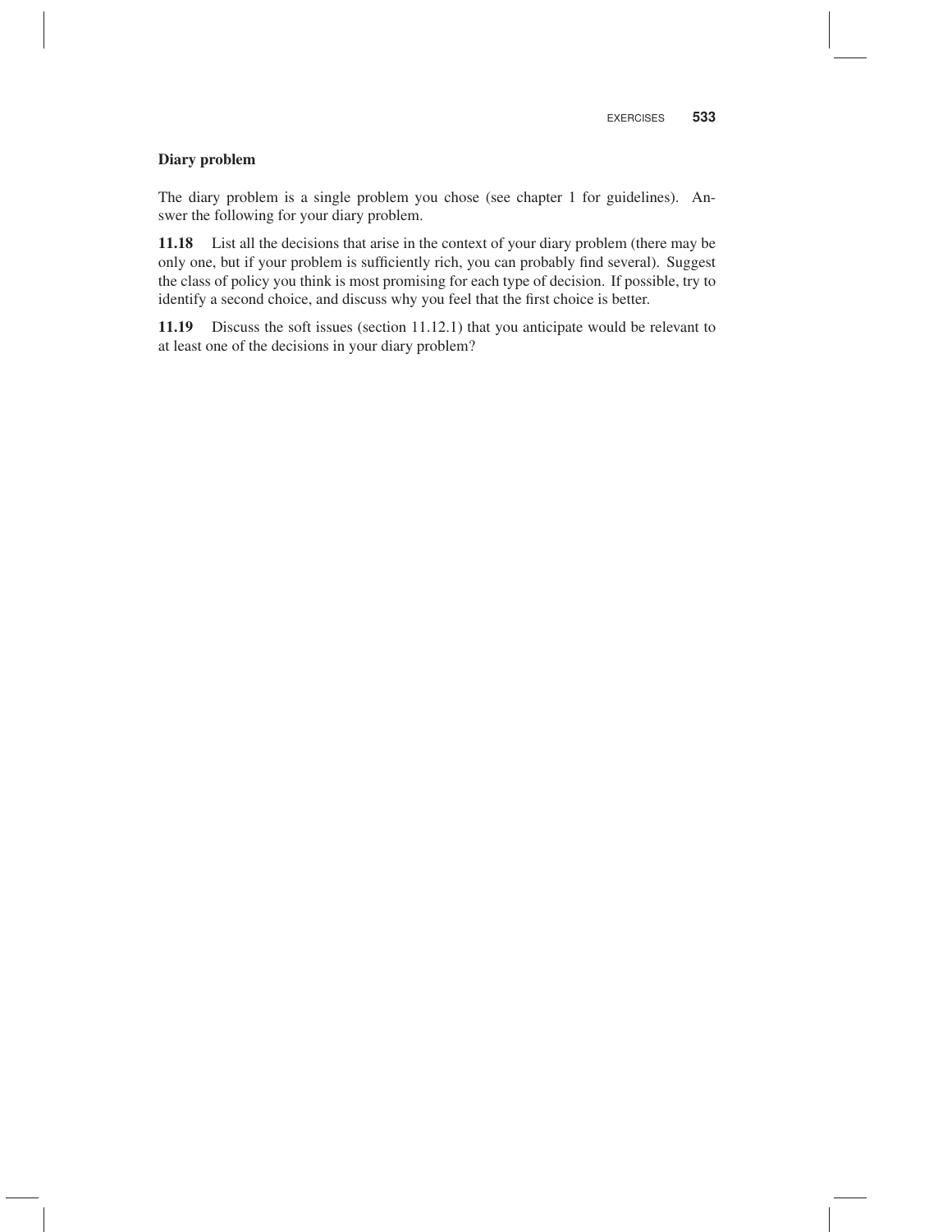## Diary problem

The diary problem is a single problem you chose (see chapter 1 for guidelines). Answer the following for your diary problem.

**11.18** List all the decisions that arise in the context of your diary problem (there may be only one, but if your problem is sufficiently rich, you can probably find several). Suggest the class of policy you think is most promising for each type of decision. If possible, try to identify a second choice, and discuss why you feel that the first choice is better.

**11.19** Discuss the soft issues (section 11.12.1) that you anticipate would be relevant to at least one of the decisions in your diary problem?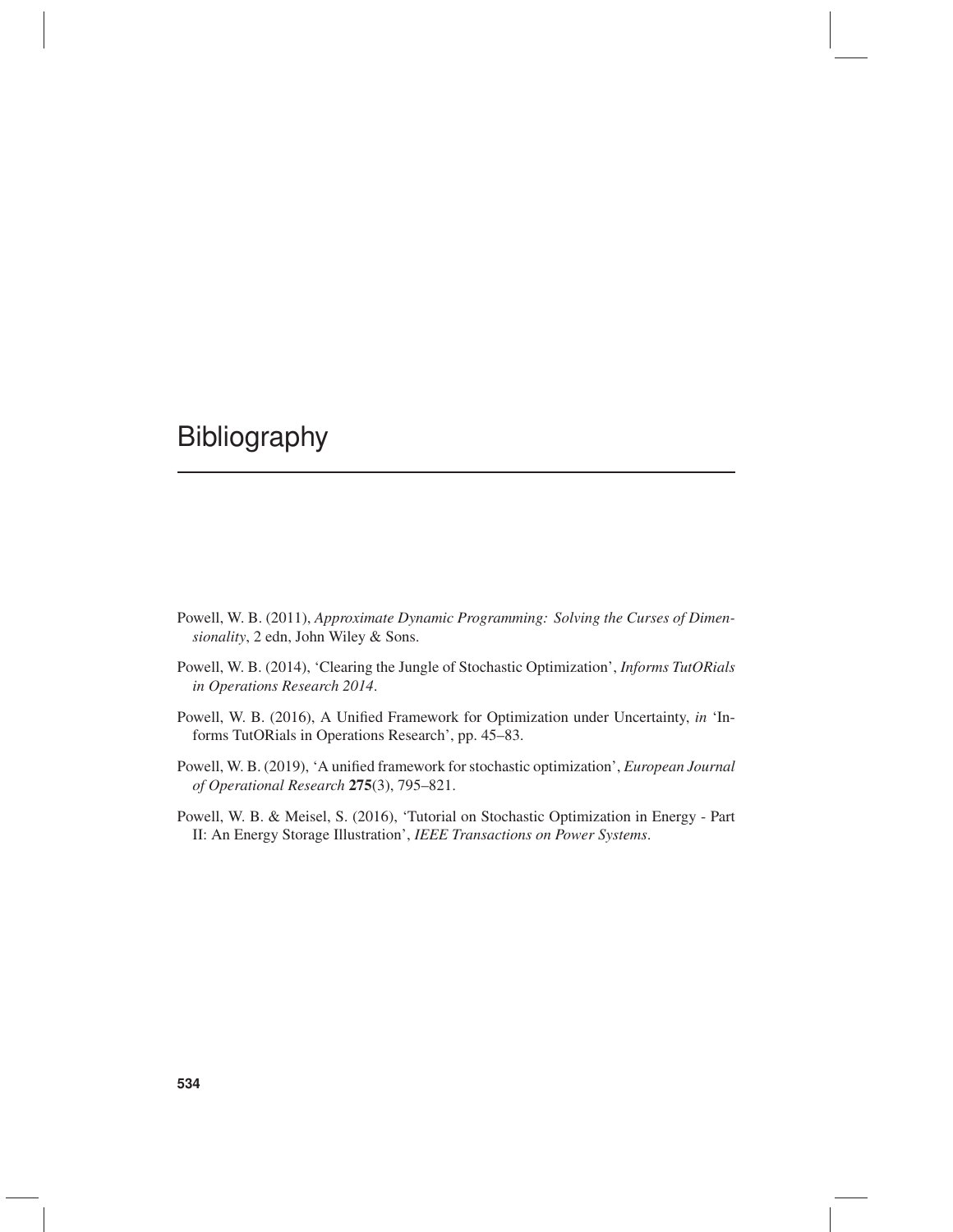# Bibliography

Powell, W. B. (2011), *Approximate Dynamic Programming: Solving the Curses of Dimensionality*, 2 edn, John Wiley & Sons.

Powell, W. B. (2014), 'Clearing the Jungle of Stochastic Optimization', *Informs TutORials in Operations Research 2014*.

Powell, W. B. (2016), A Unified Framework for Optimization under Uncertainty, *in* 'Informs TutORials in Operations Research', pp. 45–83.

Powell, W. B. (2019), 'A unified framework for stochastic optimization', *European Journal of Operational Research* **275**(3), 795–821.

Powell, W. B. & Meisel, S. (2016), 'Tutorial on Stochastic Optimization in Energy - Part II: An Energy Storage Illustration', *IEEE Transactions on Power Systems*.